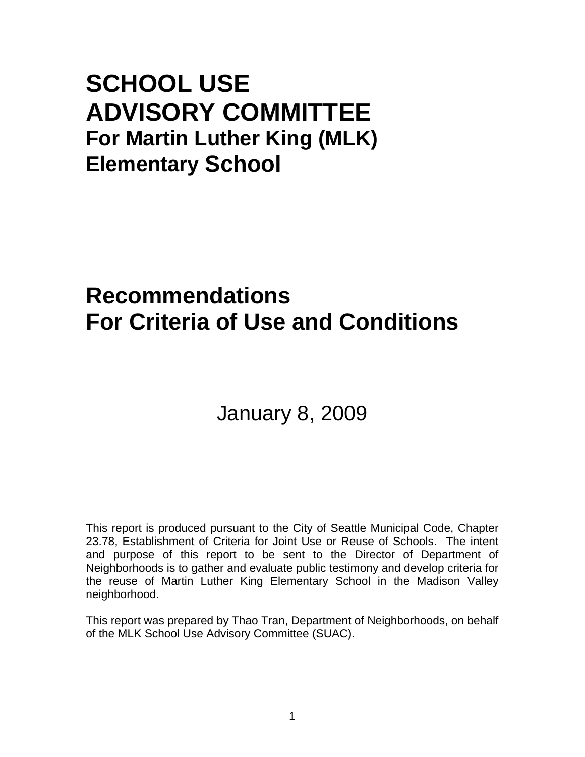# SCHOOL USE ADVISORY COMMITTEE

## For Martin Luther King (MLK) Elementary School

# Recommendations For Criteria of Use and Conditions

January 8, 2009

This report is produced pursuant to the City of Seattle Municipal Code, Chapter 23.78, Establishment of Criteria for Joint Use or Reuse of Schools. The intent and purpose of this report to be sent to the Director of Department of Neighborhoods is to gather and evaluate public testimony and develop criteria for the reuse of Martin Luther King Elementary School in the Madison Valley neighborhood.

This report was prepared by Thao Tran, Department of Neighborhoods, on behalf of the MLK School Use Advisory Committee (SUAC).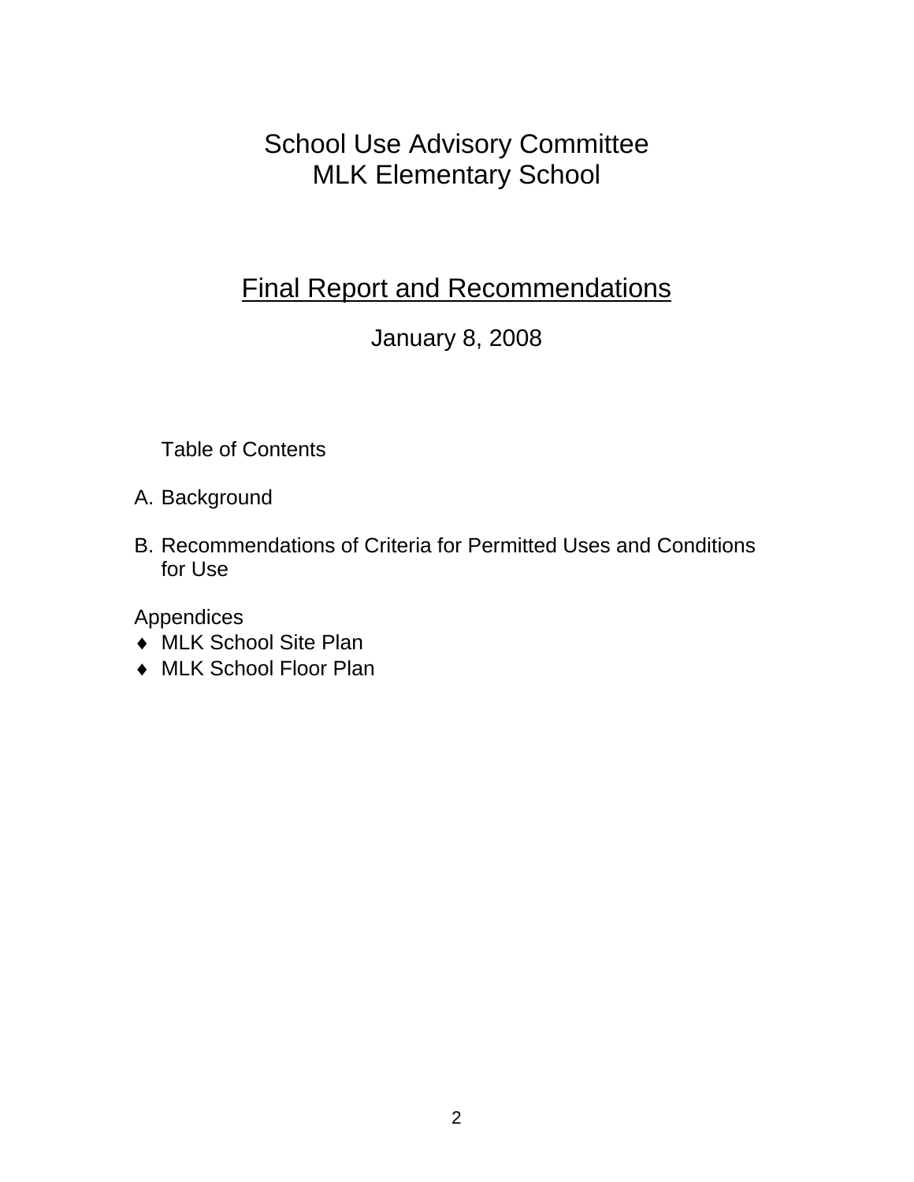# School Use Advisory Committee
# MLK Elementary School

## Final Report and Recommendations

January 8, 2008

Table of Contents

A. Background

B. Recommendations of Criteria for Permitted Uses and Conditions for Use

Appendices

- MLK School Site Plan
- MLK School Floor Plan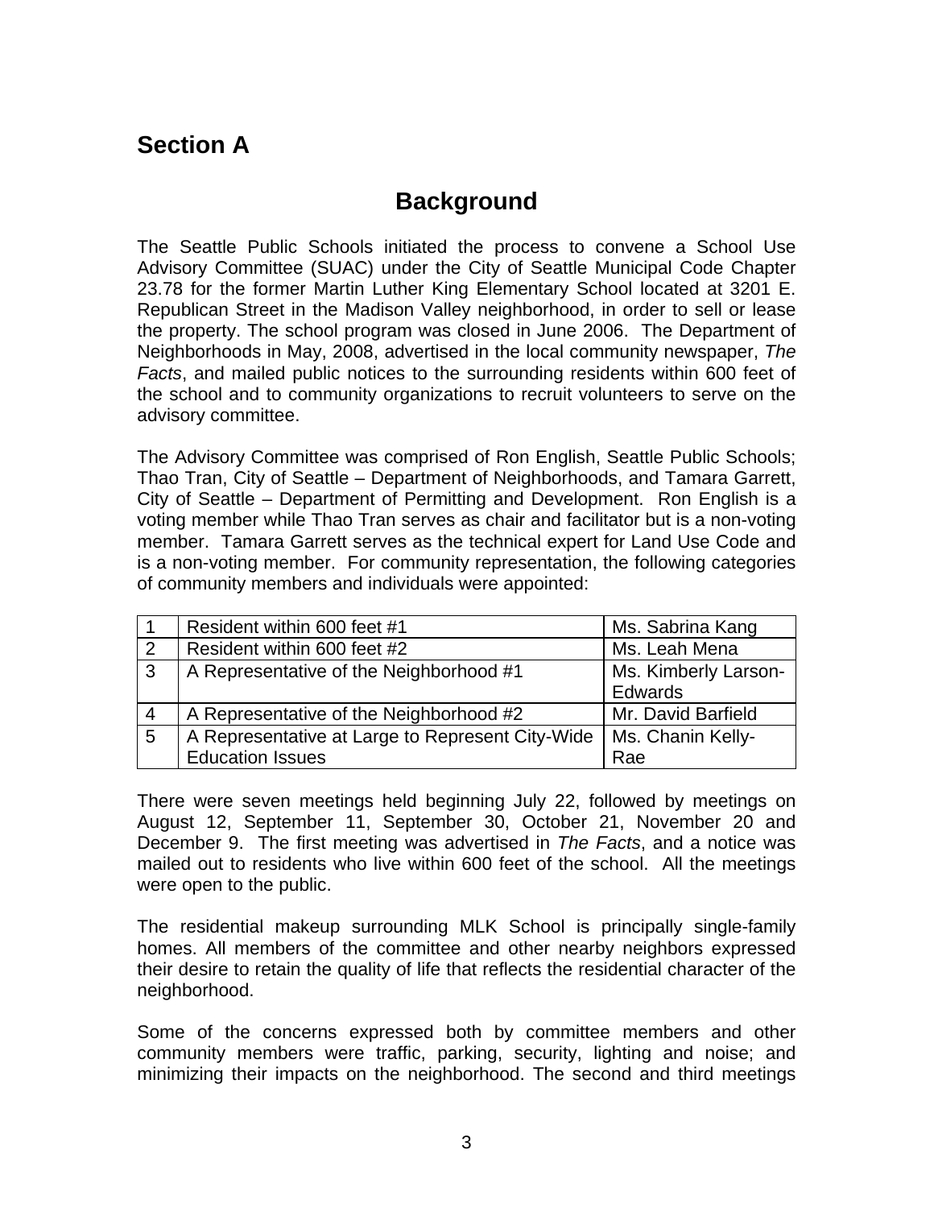## Section A

## Background

The Seattle Public Schools initiated the process to convene a School Use Advisory Committee (SUAC) under the City of Seattle Municipal Code Chapter 23.78 for the former Martin Luther King Elementary School located at 3201 E. Republican Street in the Madison Valley neighborhood, in order to sell or lease the property. The school program was closed in June 2006. The Department of Neighborhoods in May, 2008, advertised in the local community newspaper, *The Facts*, and mailed public notices to the surrounding residents within 600 feet of the school and to community organizations to recruit volunteers to serve on the advisory committee.

The Advisory Committee was comprised of Ron English, Seattle Public Schools; Thao Tran, City of Seattle – Department of Neighborhoods, and Tamara Garrett, City of Seattle – Department of Permitting and Development. Ron English is a voting member while Thao Tran serves as chair and facilitator but is a non-voting member. Tamara Garrett serves as the technical expert for Land Use Code and is a non-voting member. For community representation, the following categories of community members and individuals were appointed:

| | | |
|---|---|---|
| 1 | Resident within 600 feet #1 | Ms. Sabrina Kang |
| 2 | Resident within 600 feet #2 | Ms. Leah Mena |
| 3 | A Representative of the Neighborhood #1 | Ms. Kimberly Larson-Edwards |
| 4 | A Representative of the Neighborhood #2 | Mr. David Barfield |
| 5 | A Representative at Large to Represent City-Wide Education Issues | Ms. Chanin Kelly-Rae |

There were seven meetings held beginning July 22, followed by meetings on August 12, September 11, September 30, October 21, November 20 and December 9. The first meeting was advertised in *The Facts*, and a notice was mailed out to residents who live within 600 feet of the school. All the meetings were open to the public.

The residential makeup surrounding MLK School is principally single-family homes. All members of the committee and other nearby neighbors expressed their desire to retain the quality of life that reflects the residential character of the neighborhood.

Some of the concerns expressed both by committee members and other community members were traffic, parking, security, lighting and noise; and minimizing their impacts on the neighborhood. The second and third meetings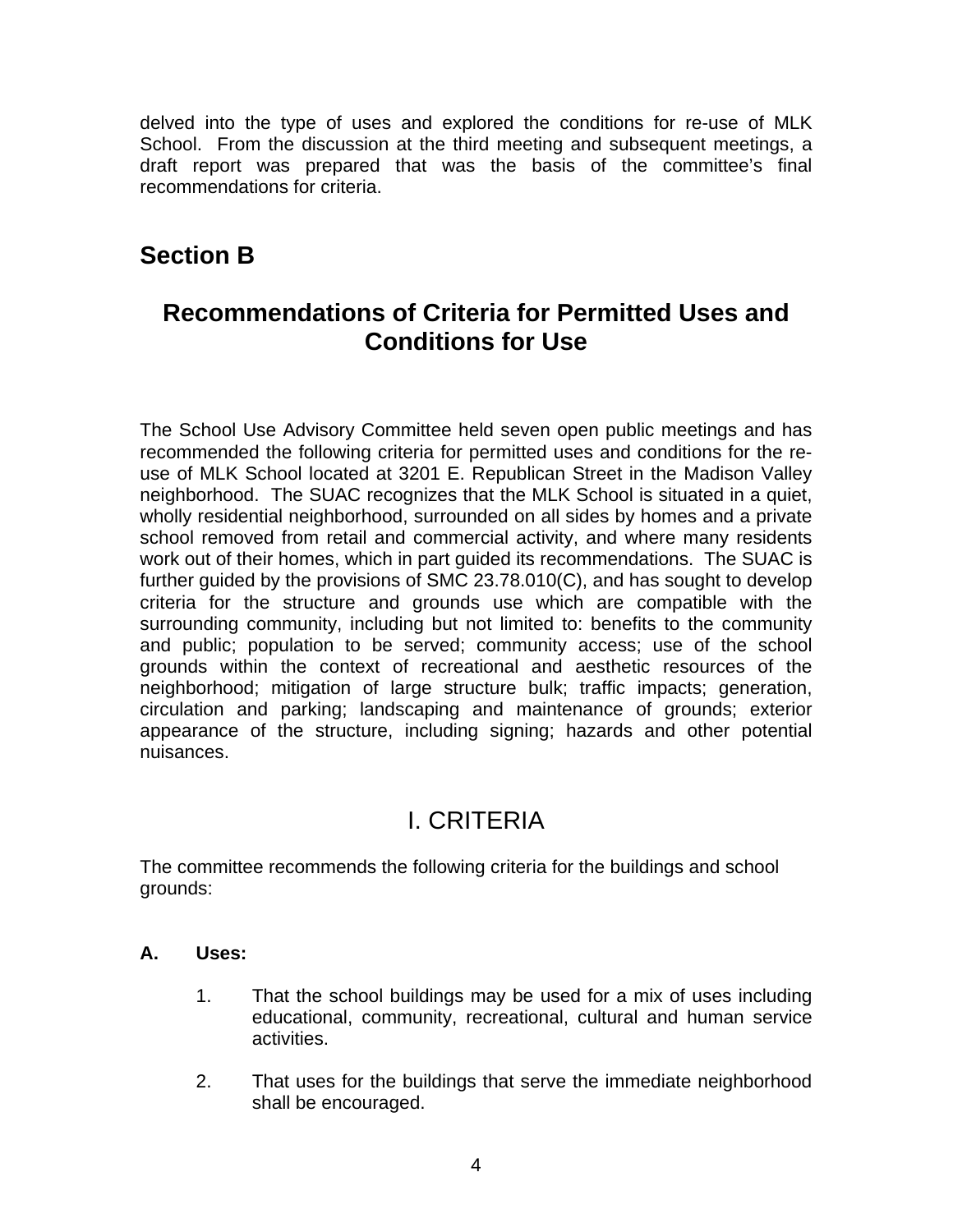delved into the type of uses and explored the conditions for re-use of MLK School. From the discussion at the third meeting and subsequent meetings, a draft report was prepared that was the basis of the committee's final recommendations for criteria.

# Section B

## Recommendations of Criteria for Permitted Uses and Conditions for Use

The School Use Advisory Committee held seven open public meetings and has recommended the following criteria for permitted uses and conditions for the re-use of MLK School located at 3201 E. Republican Street in the Madison Valley neighborhood. The SUAC recognizes that the MLK School is situated in a quiet, wholly residential neighborhood, surrounded on all sides by homes and a private school removed from retail and commercial activity, and where many residents work out of their homes, which in part guided its recommendations. The SUAC is further guided by the provisions of SMC 23.78.010(C), and has sought to develop criteria for the structure and grounds use which are compatible with the surrounding community, including but not limited to: benefits to the community and public; population to be served; community access; use of the school grounds within the context of recreational and aesthetic resources of the neighborhood; mitigation of large structure bulk; traffic impacts; generation, circulation and parking; landscaping and maintenance of grounds; exterior appearance of the structure, including signing; hazards and other potential nuisances.

## I. CRITERIA

The committee recommends the following criteria for the buildings and school grounds:

**A. Uses:**

1. That the school buildings may be used for a mix of uses including educational, community, recreational, cultural and human service activities.

2. That uses for the buildings that serve the immediate neighborhood shall be encouraged.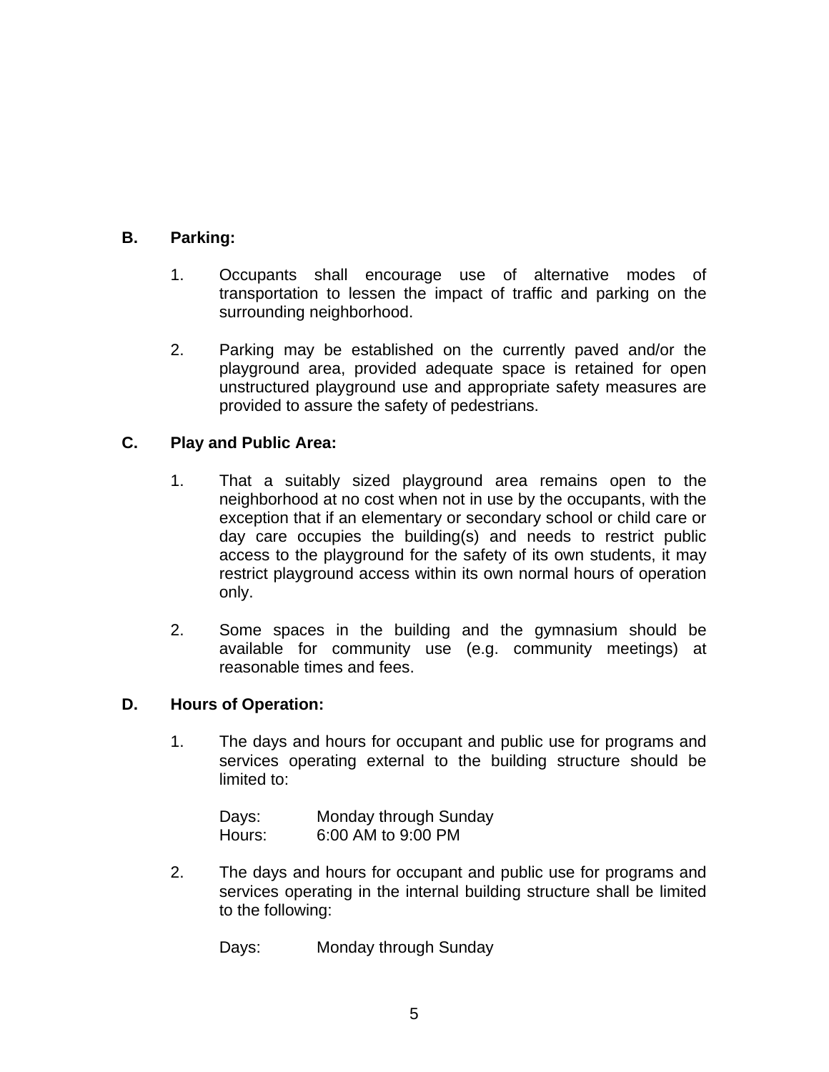**B. Parking:**

1. Occupants shall encourage use of alternative modes of transportation to lessen the impact of traffic and parking on the surrounding neighborhood.

2. Parking may be established on the currently paved and/or the playground area, provided adequate space is retained for open unstructured playground use and appropriate safety measures are provided to assure the safety of pedestrians.

**C. Play and Public Area:**

1. That a suitably sized playground area remains open to the neighborhood at no cost when not in use by the occupants, with the exception that if an elementary or secondary school or child care or day care occupies the building(s) and needs to restrict public access to the playground for the safety of its own students, it may restrict playground access within its own normal hours of operation only.

2. Some spaces in the building and the gymnasium should be available for community use (e.g. community meetings) at reasonable times and fees.

**D. Hours of Operation:**

1. The days and hours for occupant and public use for programs and services operating external to the building structure should be limited to:

   Days: Monday through Sunday
   Hours: 6:00 AM to 9:00 PM

2. The days and hours for occupant and public use for programs and services operating in the internal building structure shall be limited to the following:

   Days: Monday through Sunday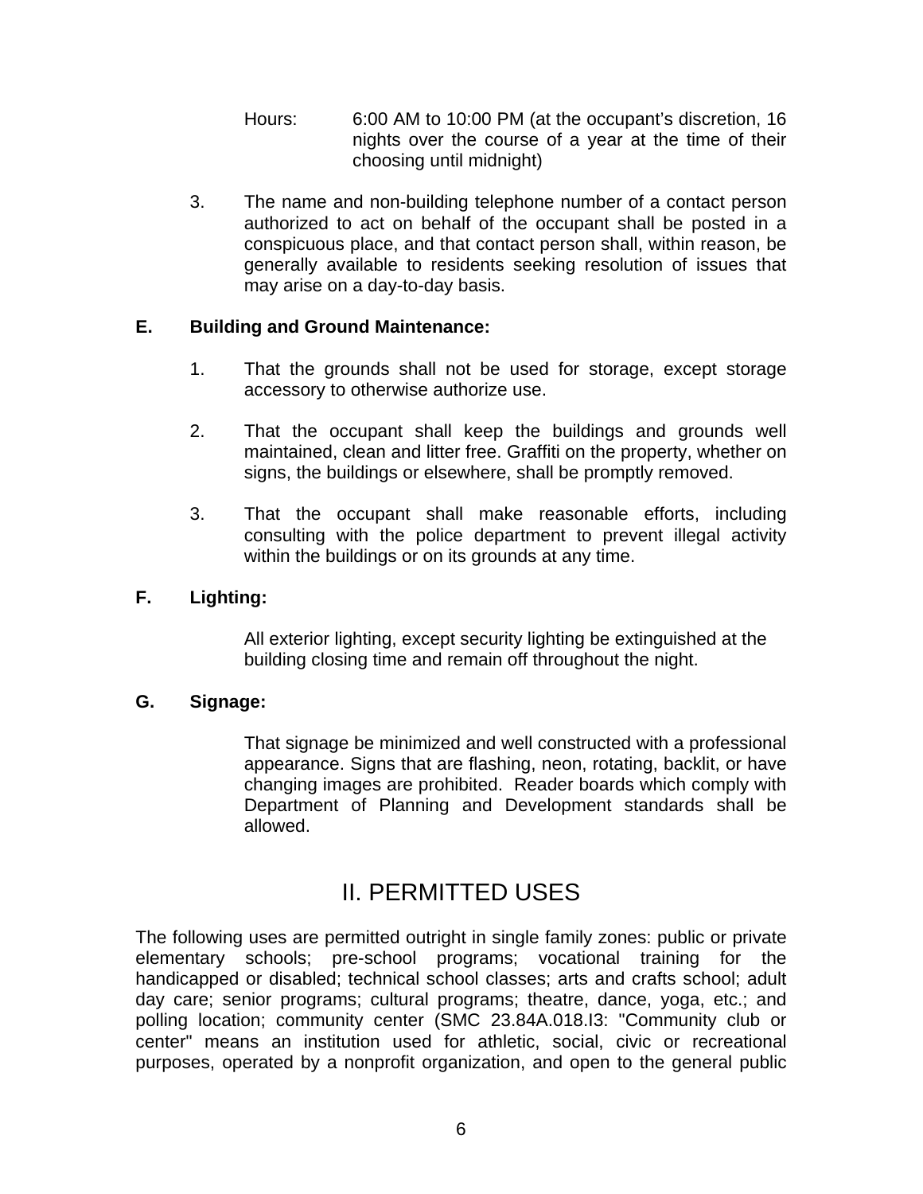Hours: 6:00 AM to 10:00 PM (at the occupant's discretion, 16 nights over the course of a year at the time of their choosing until midnight)

3. The name and non-building telephone number of a contact person authorized to act on behalf of the occupant shall be posted in a conspicuous place, and that contact person shall, within reason, be generally available to residents seeking resolution of issues that may arise on a day-to-day basis.

**E. Building and Ground Maintenance:**

1. That the grounds shall not be used for storage, except storage accessory to otherwise authorize use.

2. That the occupant shall keep the buildings and grounds well maintained, clean and litter free. Graffiti on the property, whether on signs, the buildings or elsewhere, shall be promptly removed.

3. That the occupant shall make reasonable efforts, including consulting with the police department to prevent illegal activity within the buildings or on its grounds at any time.

**F. Lighting:**

All exterior lighting, except security lighting be extinguished at the building closing time and remain off throughout the night.

**G. Signage:**

That signage be minimized and well constructed with a professional appearance. Signs that are flashing, neon, rotating, backlit, or have changing images are prohibited. Reader boards which comply with Department of Planning and Development standards shall be allowed.

# II. PERMITTED USES

The following uses are permitted outright in single family zones: public or private elementary schools; pre-school programs; vocational training for the handicapped or disabled; technical school classes; arts and crafts school; adult day care; senior programs; cultural programs; theatre, dance, yoga, etc.; and polling location; community center (SMC 23.84A.018.I3: "Community club or center" means an institution used for athletic, social, civic or recreational purposes, operated by a nonprofit organization, and open to the general public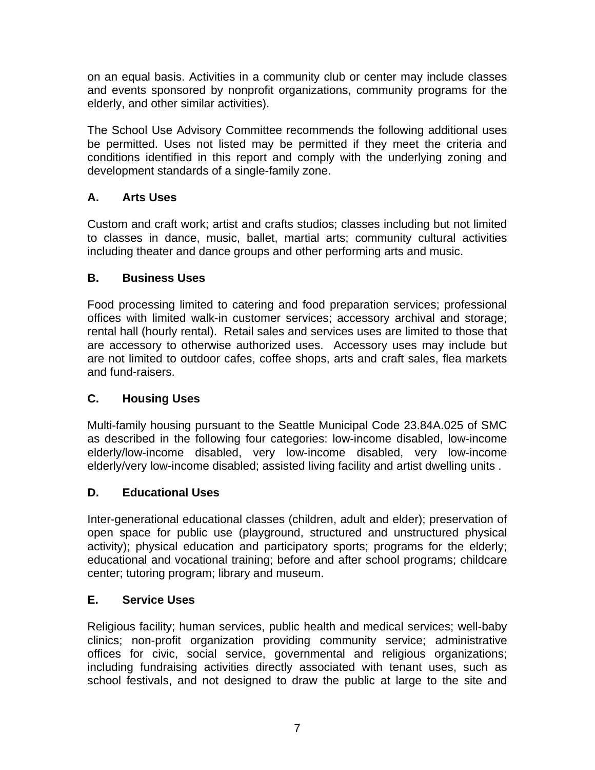on an equal basis. Activities in a community club or center may include classes and events sponsored by nonprofit organizations, community programs for the elderly, and other similar activities).

The School Use Advisory Committee recommends the following additional uses be permitted. Uses not listed may be permitted if they meet the criteria and conditions identified in this report and comply with the underlying zoning and development standards of a single-family zone.

### A. Arts Uses

Custom and craft work; artist and crafts studios; classes including but not limited to classes in dance, music, ballet, martial arts; community cultural activities including theater and dance groups and other performing arts and music.

### B. Business Uses

Food processing limited to catering and food preparation services; professional offices with limited walk-in customer services; accessory archival and storage; rental hall (hourly rental). Retail sales and services uses are limited to those that are accessory to otherwise authorized uses. Accessory uses may include but are not limited to outdoor cafes, coffee shops, arts and craft sales, flea markets and fund-raisers.

### C. Housing Uses

Multi-family housing pursuant to the Seattle Municipal Code 23.84A.025 of SMC as described in the following four categories: low-income disabled, low-income elderly/low-income disabled, very low-income disabled, very low-income elderly/very low-income disabled; assisted living facility and artist dwelling units .

### D. Educational Uses

Inter-generational educational classes (children, adult and elder); preservation of open space for public use (playground, structured and unstructured physical activity); physical education and participatory sports; programs for the elderly; educational and vocational training; before and after school programs; childcare center; tutoring program; library and museum.

### E. Service Uses

Religious facility; human services, public health and medical services; well-baby clinics; non-profit organization providing community service; administrative offices for civic, social service, governmental and religious organizations; including fundraising activities directly associated with tenant uses, such as school festivals, and not designed to draw the public at large to the site and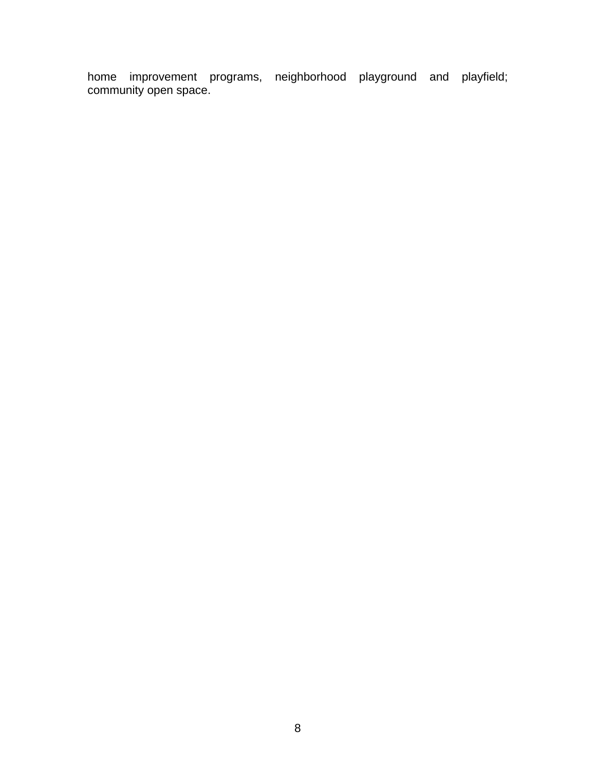home improvement programs, neighborhood playground and playfield; community open space.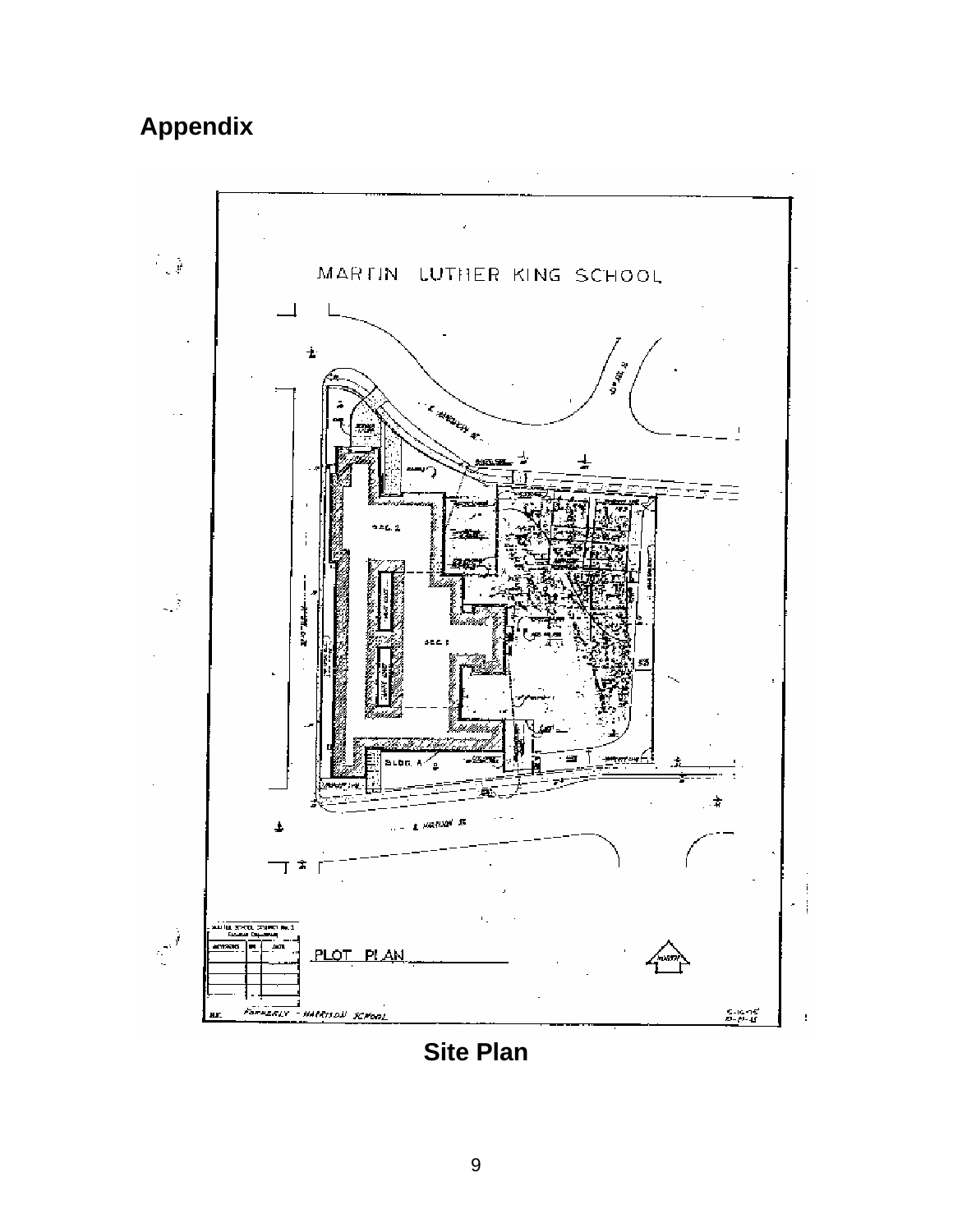# Appendix

MARTIN LUTHER KING SCHOOL

PLOT PLAN

FORMERLY - HARRISON SCHOOL

**Site Plan**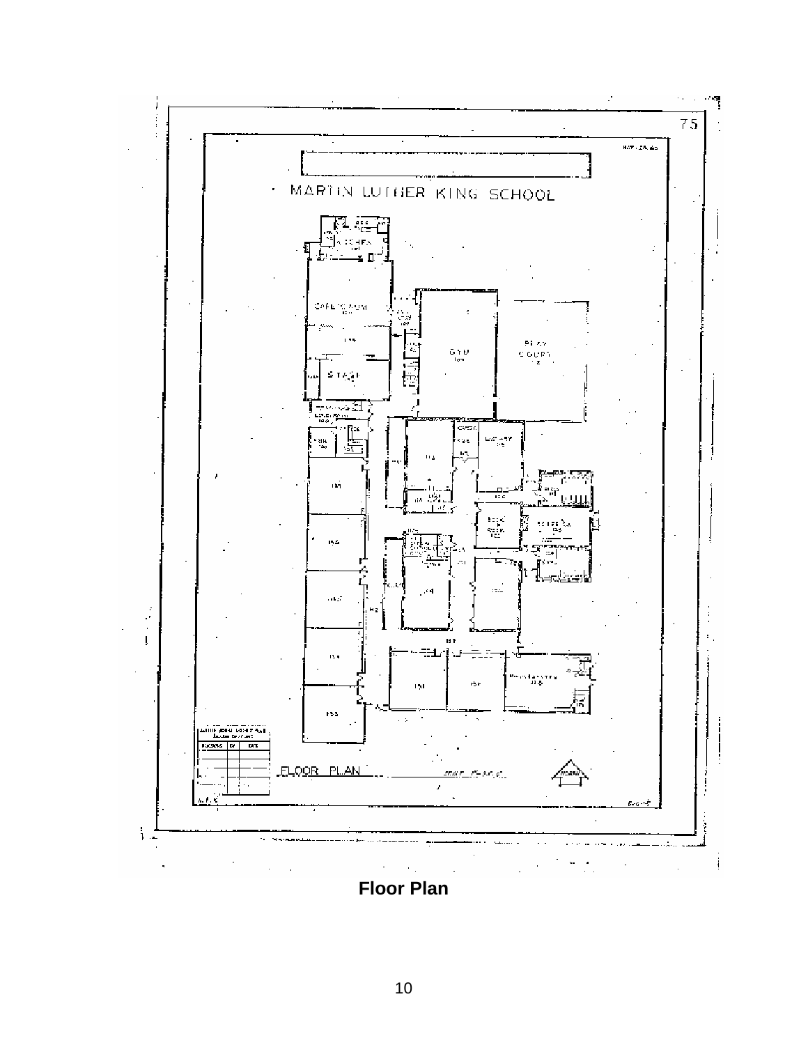MARTIN LUTHER KING SCHOOL

FLOOR PLAN

**Floor Plan**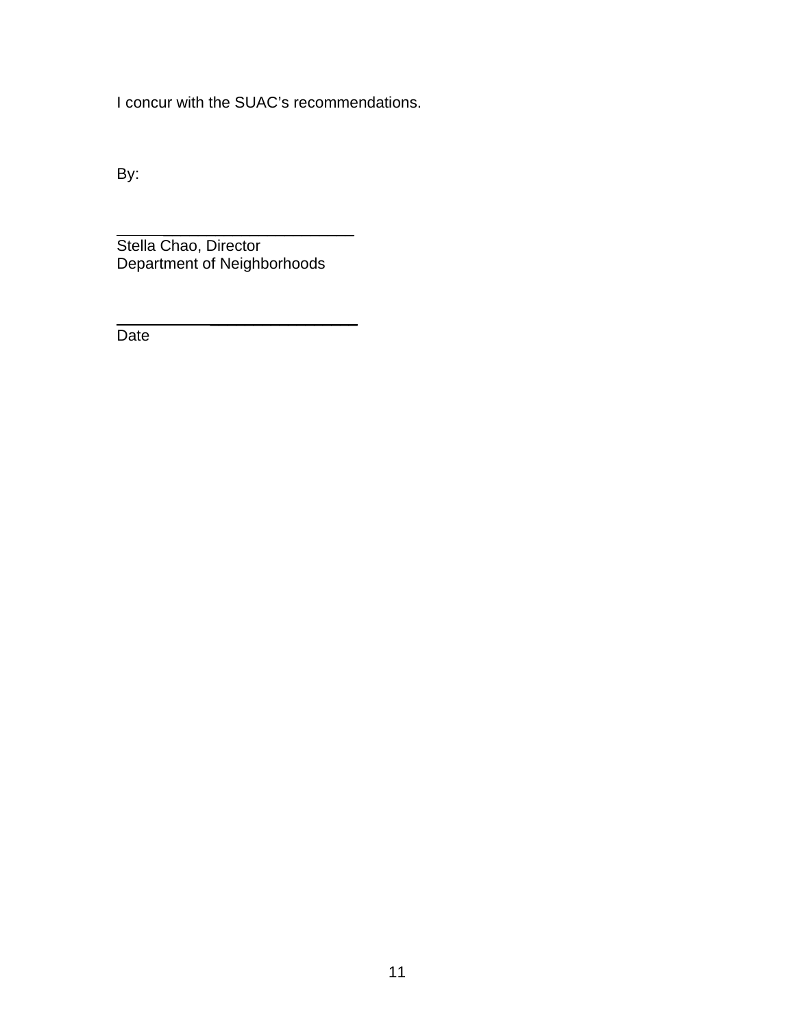I concur with the SUAC's recommendations.

By:

\_\_\_\_\_\_\_\_\_\_\_\_\_\_\_\_\_\_\_\_\_\_\_\_\_\_\_\_
Stella Chao, Director
Department of Neighborhoods

\_\_\_\_\_\_\_\_\_\_\_\_\_\_\_\_\_\_\_\_\_\_\_\_\_\_\_\_
Date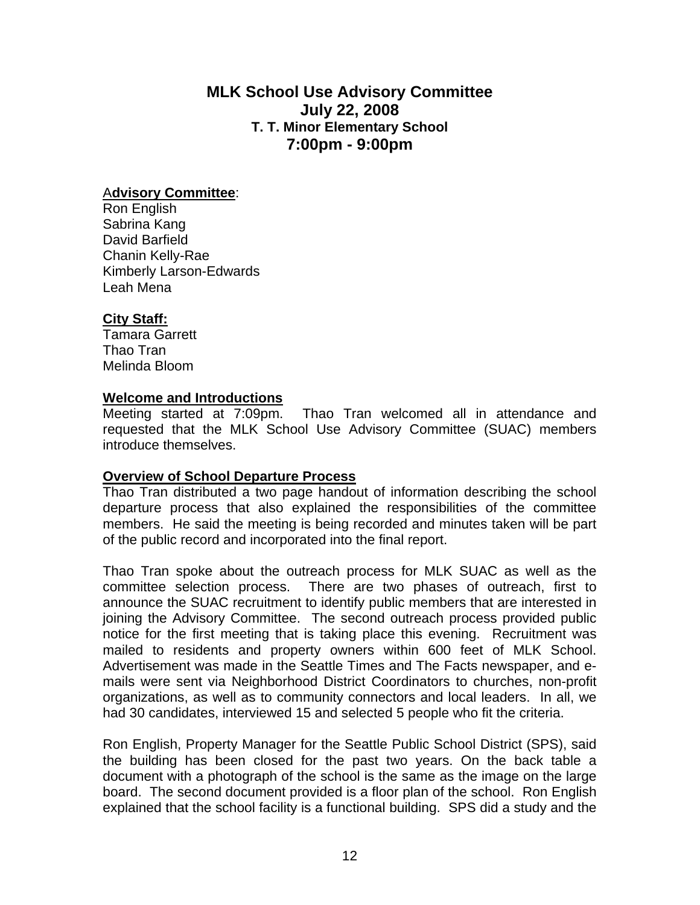## MLK School Use Advisory Committee
## July 22, 2008
### T. T. Minor Elementary School
## 7:00pm - 9:00pm

**Advisory Committee**:
Ron English
Sabrina Kang
David Barfield
Chanin Kelly-Rae
Kimberly Larson-Edwards
Leah Mena

**City Staff:**
Tamara Garrett
Thao Tran
Melinda Bloom

**Welcome and Introductions**

Meeting started at 7:09pm. Thao Tran welcomed all in attendance and requested that the MLK School Use Advisory Committee (SUAC) members introduce themselves.

**Overview of School Departure Process**

Thao Tran distributed a two page handout of information describing the school departure process that also explained the responsibilities of the committee members. He said the meeting is being recorded and minutes taken will be part of the public record and incorporated into the final report.

Thao Tran spoke about the outreach process for MLK SUAC as well as the committee selection process. There are two phases of outreach, first to announce the SUAC recruitment to identify public members that are interested in joining the Advisory Committee. The second outreach process provided public notice for the first meeting that is taking place this evening. Recruitment was mailed to residents and property owners within 600 feet of MLK School. Advertisement was made in the Seattle Times and The Facts newspaper, and e-mails were sent via Neighborhood District Coordinators to churches, non-profit organizations, as well as to community connectors and local leaders. In all, we had 30 candidates, interviewed 15 and selected 5 people who fit the criteria.

Ron English, Property Manager for the Seattle Public School District (SPS), said the building has been closed for the past two years. On the back table a document with a photograph of the school is the same as the image on the large board. The second document provided is a floor plan of the school. Ron English explained that the school facility is a functional building. SPS did a study and the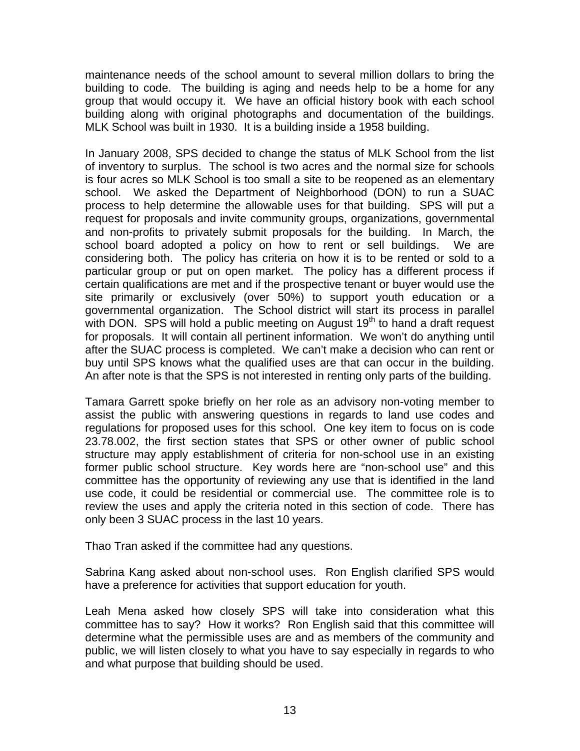maintenance needs of the school amount to several million dollars to bring the building to code. The building is aging and needs help to be a home for any group that would occupy it. We have an official history book with each school building along with original photographs and documentation of the buildings. MLK School was built in 1930. It is a building inside a 1958 building.

In January 2008, SPS decided to change the status of MLK School from the list of inventory to surplus. The school is two acres and the normal size for schools is four acres so MLK School is too small a site to be reopened as an elementary school. We asked the Department of Neighborhood (DON) to run a SUAC process to help determine the allowable uses for that building. SPS will put a request for proposals and invite community groups, organizations, governmental and non-profits to privately submit proposals for the building. In March, the school board adopted a policy on how to rent or sell buildings. We are considering both. The policy has criteria on how it is to be rented or sold to a particular group or put on open market. The policy has a different process if certain qualifications are met and if the prospective tenant or buyer would use the site primarily or exclusively (over 50%) to support youth education or a governmental organization. The School district will start its process in parallel with DON. SPS will hold a public meeting on August 19th to hand a draft request for proposals. It will contain all pertinent information. We won't do anything until after the SUAC process is completed. We can't make a decision who can rent or buy until SPS knows what the qualified uses are that can occur in the building. An after note is that the SPS is not interested in renting only parts of the building.

Tamara Garrett spoke briefly on her role as an advisory non-voting member to assist the public with answering questions in regards to land use codes and regulations for proposed uses for this school. One key item to focus on is code 23.78.002, the first section states that SPS or other owner of public school structure may apply establishment of criteria for non-school use in an existing former public school structure. Key words here are "non-school use" and this committee has the opportunity of reviewing any use that is identified in the land use code, it could be residential or commercial use. The committee role is to review the uses and apply the criteria noted in this section of code. There has only been 3 SUAC process in the last 10 years.

Thao Tran asked if the committee had any questions.

Sabrina Kang asked about non-school uses. Ron English clarified SPS would have a preference for activities that support education for youth.

Leah Mena asked how closely SPS will take into consideration what this committee has to say? How it works? Ron English said that this committee will determine what the permissible uses are and as members of the community and public, we will listen closely to what you have to say especially in regards to who and what purpose that building should be used.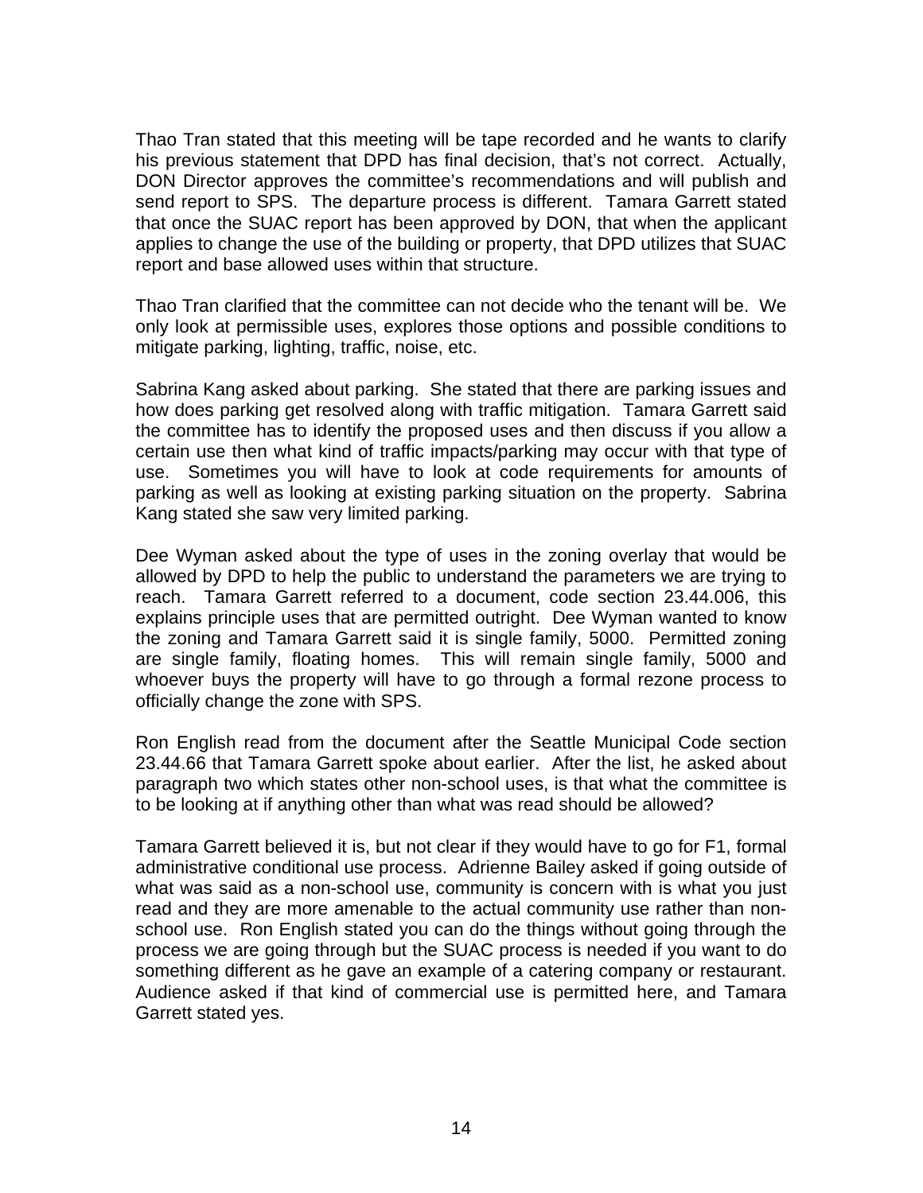Thao Tran stated that this meeting will be tape recorded and he wants to clarify his previous statement that DPD has final decision, that's not correct. Actually, DON Director approves the committee's recommendations and will publish and send report to SPS. The departure process is different. Tamara Garrett stated that once the SUAC report has been approved by DON, that when the applicant applies to change the use of the building or property, that DPD utilizes that SUAC report and base allowed uses within that structure.

Thao Tran clarified that the committee can not decide who the tenant will be. We only look at permissible uses, explores those options and possible conditions to mitigate parking, lighting, traffic, noise, etc.

Sabrina Kang asked about parking. She stated that there are parking issues and how does parking get resolved along with traffic mitigation. Tamara Garrett said the committee has to identify the proposed uses and then discuss if you allow a certain use then what kind of traffic impacts/parking may occur with that type of use. Sometimes you will have to look at code requirements for amounts of parking as well as looking at existing parking situation on the property. Sabrina Kang stated she saw very limited parking.

Dee Wyman asked about the type of uses in the zoning overlay that would be allowed by DPD to help the public to understand the parameters we are trying to reach. Tamara Garrett referred to a document, code section 23.44.006, this explains principle uses that are permitted outright. Dee Wyman wanted to know the zoning and Tamara Garrett said it is single family, 5000. Permitted zoning are single family, floating homes. This will remain single family, 5000 and whoever buys the property will have to go through a formal rezone process to officially change the zone with SPS.

Ron English read from the document after the Seattle Municipal Code section 23.44.66 that Tamara Garrett spoke about earlier. After the list, he asked about paragraph two which states other non-school uses, is that what the committee is to be looking at if anything other than what was read should be allowed?

Tamara Garrett believed it is, but not clear if they would have to go for F1, formal administrative conditional use process. Adrienne Bailey asked if going outside of what was said as a non-school use, community is concern with is what you just read and they are more amenable to the actual community use rather than non-school use. Ron English stated you can do the things without going through the process we are going through but the SUAC process is needed if you want to do something different as he gave an example of a catering company or restaurant. Audience asked if that kind of commercial use is permitted here, and Tamara Garrett stated yes.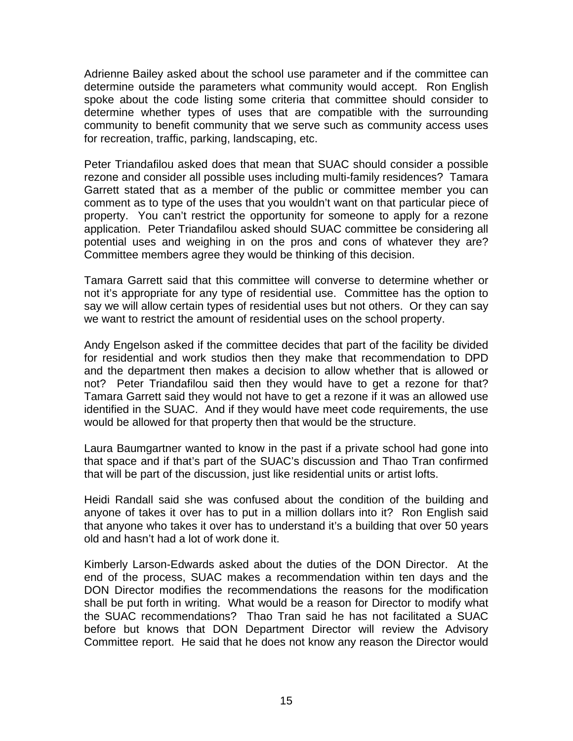Adrienne Bailey asked about the school use parameter and if the committee can determine outside the parameters what community would accept. Ron English spoke about the code listing some criteria that committee should consider to determine whether types of uses that are compatible with the surrounding community to benefit community that we serve such as community access uses for recreation, traffic, parking, landscaping, etc.

Peter Triandafilou asked does that mean that SUAC should consider a possible rezone and consider all possible uses including multi-family residences? Tamara Garrett stated that as a member of the public or committee member you can comment as to type of the uses that you wouldn't want on that particular piece of property. You can't restrict the opportunity for someone to apply for a rezone application. Peter Triandafilou asked should SUAC committee be considering all potential uses and weighing in on the pros and cons of whatever they are? Committee members agree they would be thinking of this decision.

Tamara Garrett said that this committee will converse to determine whether or not it's appropriate for any type of residential use. Committee has the option to say we will allow certain types of residential uses but not others. Or they can say we want to restrict the amount of residential uses on the school property.

Andy Engelson asked if the committee decides that part of the facility be divided for residential and work studios then they make that recommendation to DPD and the department then makes a decision to allow whether that is allowed or not? Peter Triandafilou said then they would have to get a rezone for that? Tamara Garrett said they would not have to get a rezone if it was an allowed use identified in the SUAC. And if they would have meet code requirements, the use would be allowed for that property then that would be the structure.

Laura Baumgartner wanted to know in the past if a private school had gone into that space and if that's part of the SUAC's discussion and Thao Tran confirmed that will be part of the discussion, just like residential units or artist lofts.

Heidi Randall said she was confused about the condition of the building and anyone of takes it over has to put in a million dollars into it? Ron English said that anyone who takes it over has to understand it's a building that over 50 years old and hasn't had a lot of work done it.

Kimberly Larson-Edwards asked about the duties of the DON Director. At the end of the process, SUAC makes a recommendation within ten days and the DON Director modifies the recommendations the reasons for the modification shall be put forth in writing. What would be a reason for Director to modify what the SUAC recommendations? Thao Tran said he has not facilitated a SUAC before but knows that DON Department Director will review the Advisory Committee report. He said that he does not know any reason the Director would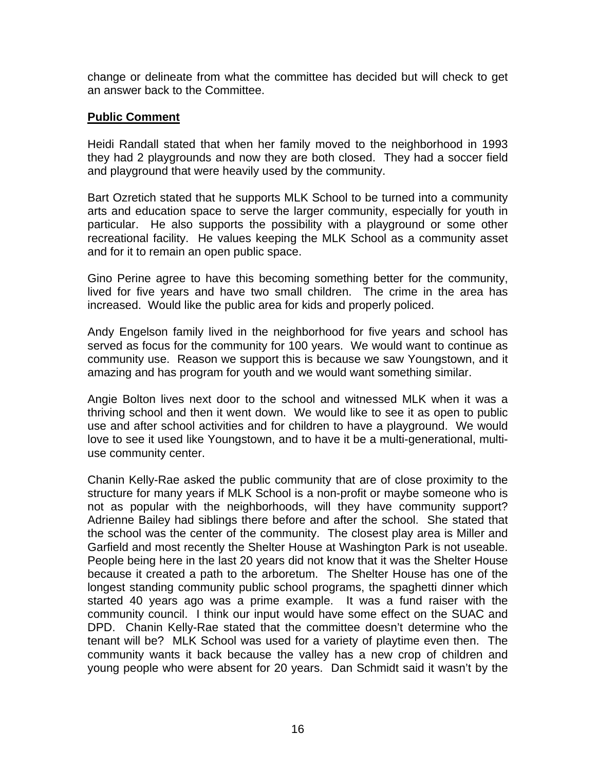change or delineate from what the committee has decided but will check to get an answer back to the Committee.

**Public Comment**

Heidi Randall stated that when her family moved to the neighborhood in 1993 they had 2 playgrounds and now they are both closed. They had a soccer field and playground that were heavily used by the community.

Bart Ozretich stated that he supports MLK School to be turned into a community arts and education space to serve the larger community, especially for youth in particular. He also supports the possibility with a playground or some other recreational facility. He values keeping the MLK School as a community asset and for it to remain an open public space.

Gino Perine agree to have this becoming something better for the community, lived for five years and have two small children. The crime in the area has increased. Would like the public area for kids and properly policed.

Andy Engelson family lived in the neighborhood for five years and school has served as focus for the community for 100 years. We would want to continue as community use. Reason we support this is because we saw Youngstown, and it amazing and has program for youth and we would want something similar.

Angie Bolton lives next door to the school and witnessed MLK when it was a thriving school and then it went down. We would like to see it as open to public use and after school activities and for children to have a playground. We would love to see it used like Youngstown, and to have it be a multi-generational, multi-use community center.

Chanin Kelly-Rae asked the public community that are of close proximity to the structure for many years if MLK School is a non-profit or maybe someone who is not as popular with the neighborhoods, will they have community support? Adrienne Bailey had siblings there before and after the school. She stated that the school was the center of the community. The closest play area is Miller and Garfield and most recently the Shelter House at Washington Park is not useable. People being here in the last 20 years did not know that it was the Shelter House because it created a path to the arboretum. The Shelter House has one of the longest standing community public school programs, the spaghetti dinner which started 40 years ago was a prime example. It was a fund raiser with the community council. I think our input would have some effect on the SUAC and DPD. Chanin Kelly-Rae stated that the committee doesn't determine who the tenant will be? MLK School was used for a variety of playtime even then. The community wants it back because the valley has a new crop of children and young people who were absent for 20 years. Dan Schmidt said it wasn't by the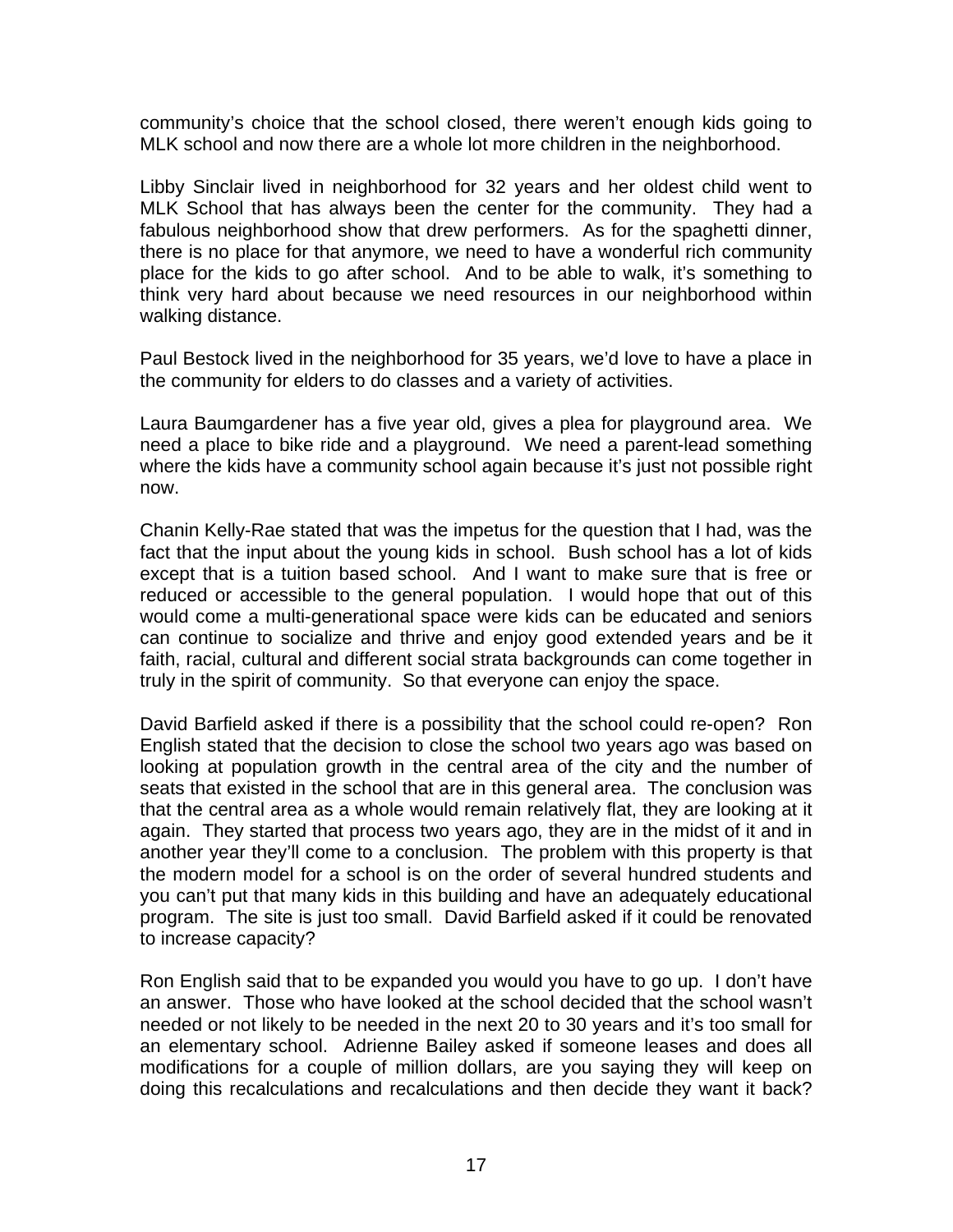community's choice that the school closed, there weren't enough kids going to MLK school and now there are a whole lot more children in the neighborhood.

Libby Sinclair lived in neighborhood for 32 years and her oldest child went to MLK School that has always been the center for the community. They had a fabulous neighborhood show that drew performers. As for the spaghetti dinner, there is no place for that anymore, we need to have a wonderful rich community place for the kids to go after school. And to be able to walk, it's something to think very hard about because we need resources in our neighborhood within walking distance.

Paul Bestock lived in the neighborhood for 35 years, we'd love to have a place in the community for elders to do classes and a variety of activities.

Laura Baumgardener has a five year old, gives a plea for playground area. We need a place to bike ride and a playground. We need a parent-lead something where the kids have a community school again because it's just not possible right now.

Chanin Kelly-Rae stated that was the impetus for the question that I had, was the fact that the input about the young kids in school. Bush school has a lot of kids except that is a tuition based school. And I want to make sure that is free or reduced or accessible to the general population. I would hope that out of this would come a multi-generational space were kids can be educated and seniors can continue to socialize and thrive and enjoy good extended years and be it faith, racial, cultural and different social strata backgrounds can come together in truly in the spirit of community. So that everyone can enjoy the space.

David Barfield asked if there is a possibility that the school could re-open? Ron English stated that the decision to close the school two years ago was based on looking at population growth in the central area of the city and the number of seats that existed in the school that are in this general area. The conclusion was that the central area as a whole would remain relatively flat, they are looking at it again. They started that process two years ago, they are in the midst of it and in another year they'll come to a conclusion. The problem with this property is that the modern model for a school is on the order of several hundred students and you can't put that many kids in this building and have an adequately educational program. The site is just too small. David Barfield asked if it could be renovated to increase capacity?

Ron English said that to be expanded you would you have to go up. I don't have an answer. Those who have looked at the school decided that the school wasn't needed or not likely to be needed in the next 20 to 30 years and it's too small for an elementary school. Adrienne Bailey asked if someone leases and does all modifications for a couple of million dollars, are you saying they will keep on doing this recalculations and recalculations and then decide they want it back?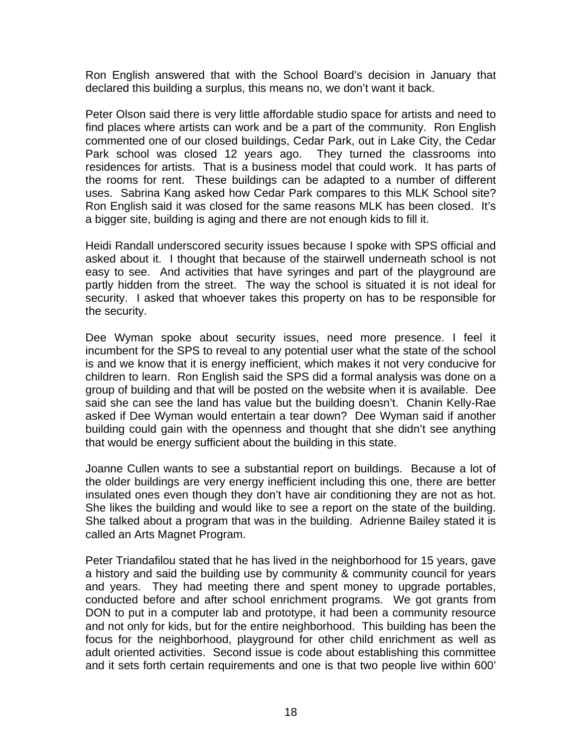Ron English answered that with the School Board's decision in January that declared this building a surplus, this means no, we don't want it back.

Peter Olson said there is very little affordable studio space for artists and need to find places where artists can work and be a part of the community. Ron English commented one of our closed buildings, Cedar Park, out in Lake City, the Cedar Park school was closed 12 years ago. They turned the classrooms into residences for artists. That is a business model that could work. It has parts of the rooms for rent. These buildings can be adapted to a number of different uses. Sabrina Kang asked how Cedar Park compares to this MLK School site? Ron English said it was closed for the same reasons MLK has been closed. It's a bigger site, building is aging and there are not enough kids to fill it.

Heidi Randall underscored security issues because I spoke with SPS official and asked about it. I thought that because of the stairwell underneath school is not easy to see. And activities that have syringes and part of the playground are partly hidden from the street. The way the school is situated it is not ideal for security. I asked that whoever takes this property on has to be responsible for the security.

Dee Wyman spoke about security issues, need more presence. I feel it incumbent for the SPS to reveal to any potential user what the state of the school is and we know that it is energy inefficient, which makes it not very conducive for children to learn. Ron English said the SPS did a formal analysis was done on a group of building and that will be posted on the website when it is available. Dee said she can see the land has value but the building doesn't. Chanin Kelly-Rae asked if Dee Wyman would entertain a tear down? Dee Wyman said if another building could gain with the openness and thought that she didn't see anything that would be energy sufficient about the building in this state.

Joanne Cullen wants to see a substantial report on buildings. Because a lot of the older buildings are very energy inefficient including this one, there are better insulated ones even though they don't have air conditioning they are not as hot. She likes the building and would like to see a report on the state of the building. She talked about a program that was in the building. Adrienne Bailey stated it is called an Arts Magnet Program.

Peter Triandafilou stated that he has lived in the neighborhood for 15 years, gave a history and said the building use by community & community council for years and years. They had meeting there and spent money to upgrade portables, conducted before and after school enrichment programs. We got grants from DON to put in a computer lab and prototype, it had been a community resource and not only for kids, but for the entire neighborhood. This building has been the focus for the neighborhood, playground for other child enrichment as well as adult oriented activities. Second issue is code about establishing this committee and it sets forth certain requirements and one is that two people live within 600'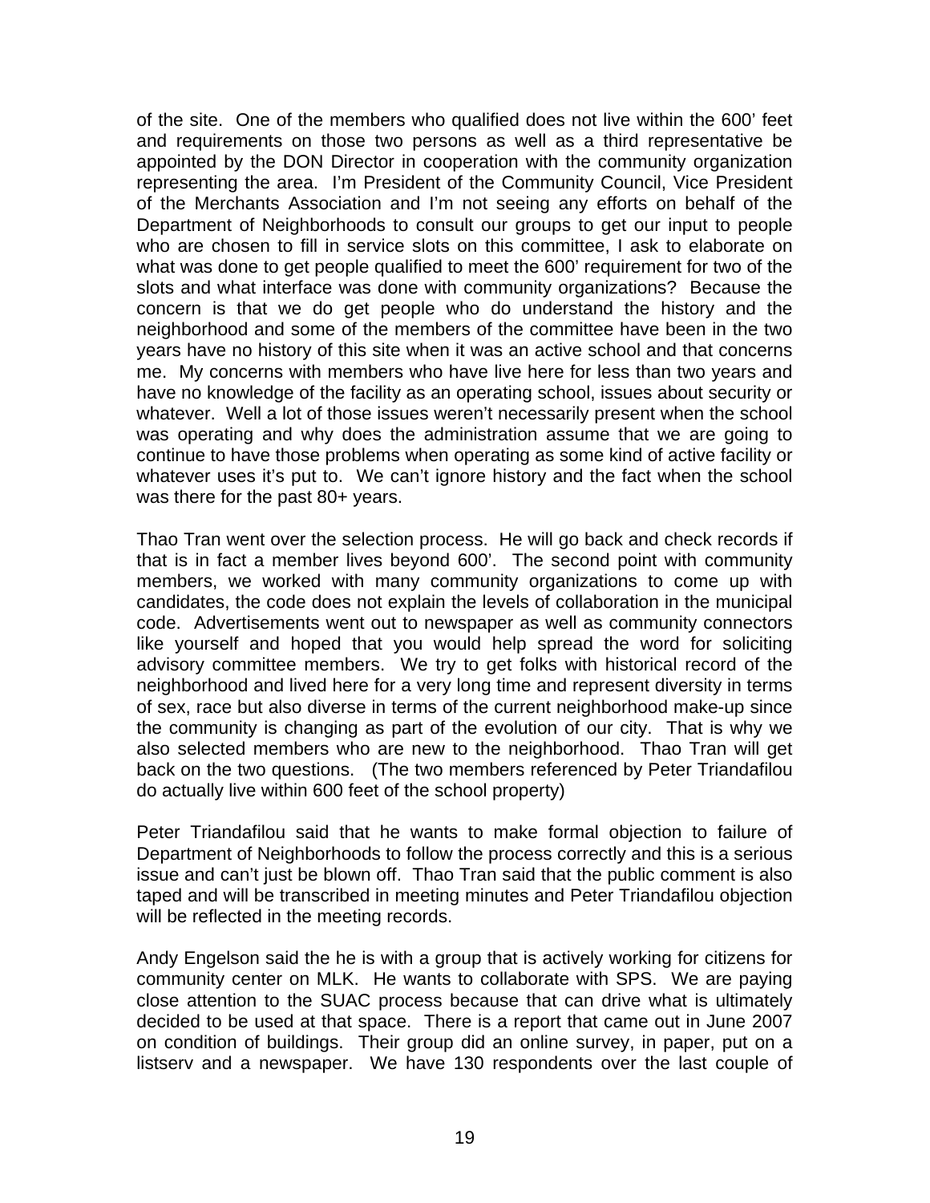of the site. One of the members who qualified does not live within the 600' feet and requirements on those two persons as well as a third representative be appointed by the DON Director in cooperation with the community organization representing the area. I'm President of the Community Council, Vice President of the Merchants Association and I'm not seeing any efforts on behalf of the Department of Neighborhoods to consult our groups to get our input to people who are chosen to fill in service slots on this committee, I ask to elaborate on what was done to get people qualified to meet the 600' requirement for two of the slots and what interface was done with community organizations? Because the concern is that we do get people who do understand the history and the neighborhood and some of the members of the committee have been in the two years have no history of this site when it was an active school and that concerns me. My concerns with members who have live here for less than two years and have no knowledge of the facility as an operating school, issues about security or whatever. Well a lot of those issues weren't necessarily present when the school was operating and why does the administration assume that we are going to continue to have those problems when operating as some kind of active facility or whatever uses it's put to. We can't ignore history and the fact when the school was there for the past 80+ years.

Thao Tran went over the selection process. He will go back and check records if that is in fact a member lives beyond 600'. The second point with community members, we worked with many community organizations to come up with candidates, the code does not explain the levels of collaboration in the municipal code. Advertisements went out to newspaper as well as community connectors like yourself and hoped that you would help spread the word for soliciting advisory committee members. We try to get folks with historical record of the neighborhood and lived here for a very long time and represent diversity in terms of sex, race but also diverse in terms of the current neighborhood make-up since the community is changing as part of the evolution of our city. That is why we also selected members who are new to the neighborhood. Thao Tran will get back on the two questions. (The two members referenced by Peter Triandafilou do actually live within 600 feet of the school property)

Peter Triandafilou said that he wants to make formal objection to failure of Department of Neighborhoods to follow the process correctly and this is a serious issue and can't just be blown off. Thao Tran said that the public comment is also taped and will be transcribed in meeting minutes and Peter Triandafilou objection will be reflected in the meeting records.

Andy Engelson said the he is with a group that is actively working for citizens for community center on MLK. He wants to collaborate with SPS. We are paying close attention to the SUAC process because that can drive what is ultimately decided to be used at that space. There is a report that came out in June 2007 on condition of buildings. Their group did an online survey, in paper, put on a listserv and a newspaper. We have 130 respondents over the last couple of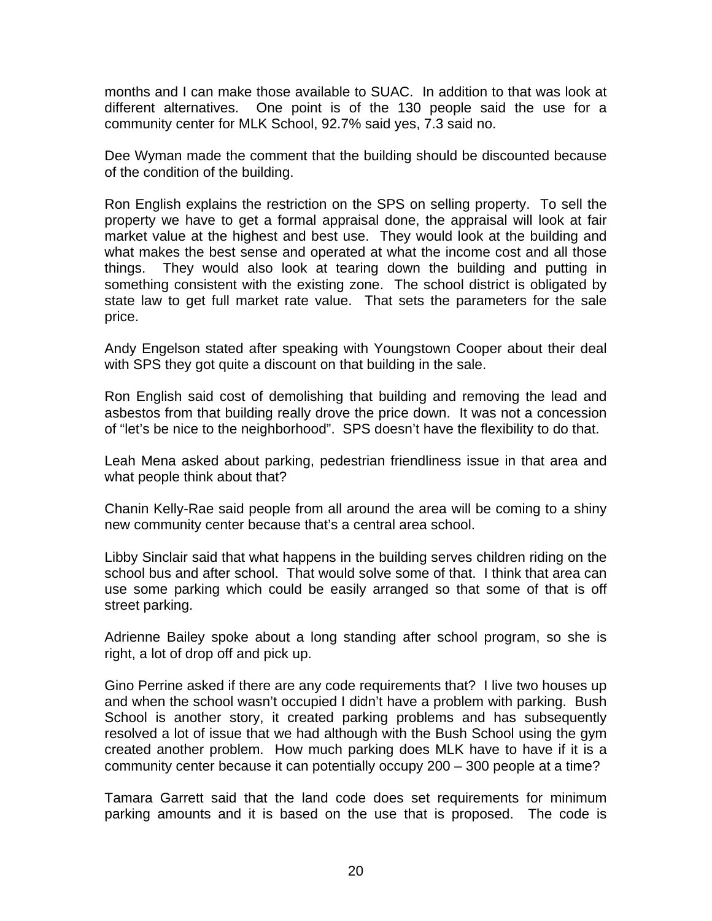months and I can make those available to SUAC. In addition to that was look at different alternatives. One point is of the 130 people said the use for a community center for MLK School, 92.7% said yes, 7.3 said no.

Dee Wyman made the comment that the building should be discounted because of the condition of the building.

Ron English explains the restriction on the SPS on selling property. To sell the property we have to get a formal appraisal done, the appraisal will look at fair market value at the highest and best use. They would look at the building and what makes the best sense and operated at what the income cost and all those things. They would also look at tearing down the building and putting in something consistent with the existing zone. The school district is obligated by state law to get full market rate value. That sets the parameters for the sale price.

Andy Engelson stated after speaking with Youngstown Cooper about their deal with SPS they got quite a discount on that building in the sale.

Ron English said cost of demolishing that building and removing the lead and asbestos from that building really drove the price down. It was not a concession of "let's be nice to the neighborhood". SPS doesn't have the flexibility to do that.

Leah Mena asked about parking, pedestrian friendliness issue in that area and what people think about that?

Chanin Kelly-Rae said people from all around the area will be coming to a shiny new community center because that's a central area school.

Libby Sinclair said that what happens in the building serves children riding on the school bus and after school. That would solve some of that. I think that area can use some parking which could be easily arranged so that some of that is off street parking.

Adrienne Bailey spoke about a long standing after school program, so she is right, a lot of drop off and pick up.

Gino Perrine asked if there are any code requirements that? I live two houses up and when the school wasn't occupied I didn't have a problem with parking. Bush School is another story, it created parking problems and has subsequently resolved a lot of issue that we had although with the Bush School using the gym created another problem. How much parking does MLK have to have if it is a community center because it can potentially occupy 200 – 300 people at a time?

Tamara Garrett said that the land code does set requirements for minimum parking amounts and it is based on the use that is proposed. The code is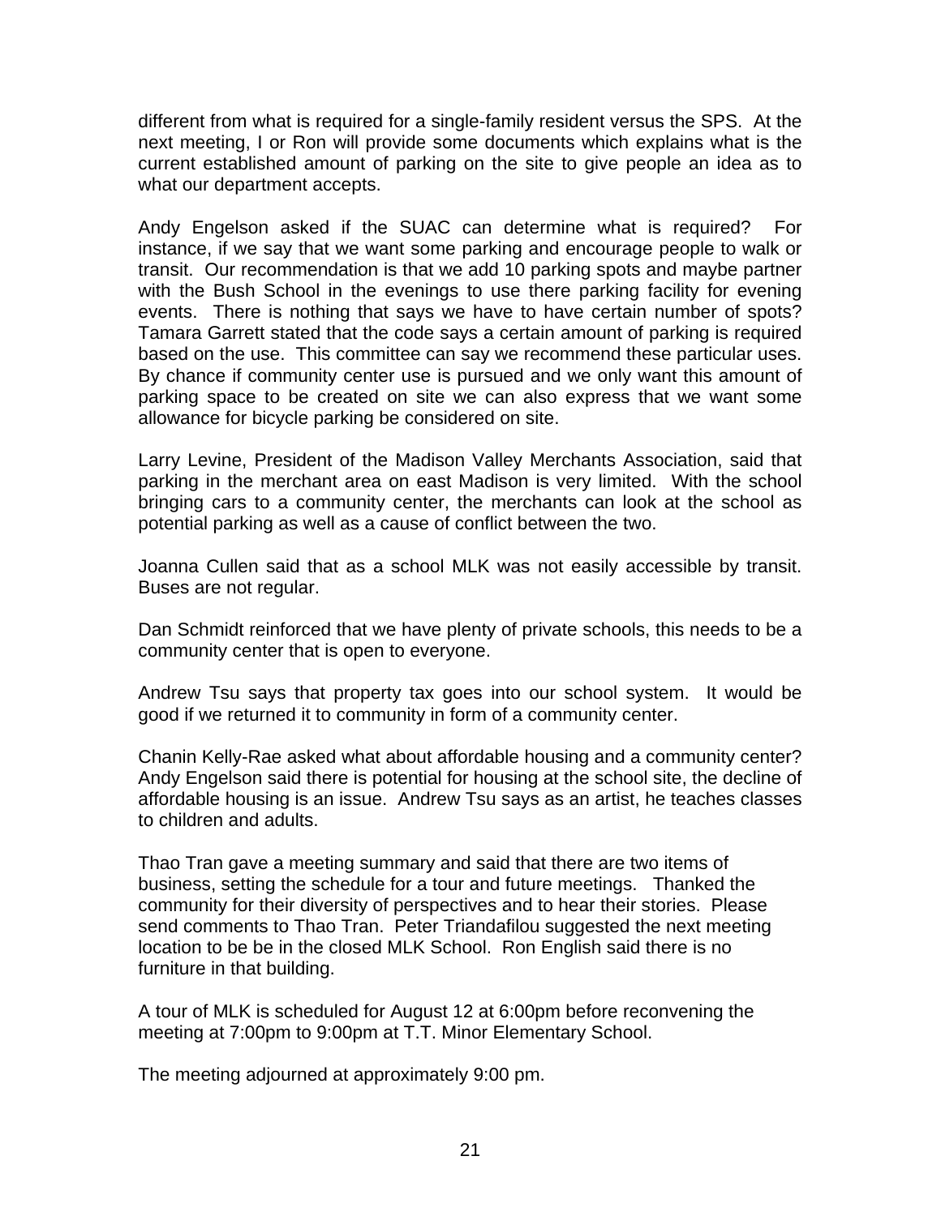different from what is required for a single-family resident versus the SPS. At the next meeting, I or Ron will provide some documents which explains what is the current established amount of parking on the site to give people an idea as to what our department accepts.

Andy Engelson asked if the SUAC can determine what is required? For instance, if we say that we want some parking and encourage people to walk or transit. Our recommendation is that we add 10 parking spots and maybe partner with the Bush School in the evenings to use there parking facility for evening events. There is nothing that says we have to have certain number of spots? Tamara Garrett stated that the code says a certain amount of parking is required based on the use. This committee can say we recommend these particular uses. By chance if community center use is pursued and we only want this amount of parking space to be created on site we can also express that we want some allowance for bicycle parking be considered on site.

Larry Levine, President of the Madison Valley Merchants Association, said that parking in the merchant area on east Madison is very limited. With the school bringing cars to a community center, the merchants can look at the school as potential parking as well as a cause of conflict between the two.

Joanna Cullen said that as a school MLK was not easily accessible by transit. Buses are not regular.

Dan Schmidt reinforced that we have plenty of private schools, this needs to be a community center that is open to everyone.

Andrew Tsu says that property tax goes into our school system. It would be good if we returned it to community in form of a community center.

Chanin Kelly-Rae asked what about affordable housing and a community center? Andy Engelson said there is potential for housing at the school site, the decline of affordable housing is an issue. Andrew Tsu says as an artist, he teaches classes to children and adults.

Thao Tran gave a meeting summary and said that there are two items of business, setting the schedule for a tour and future meetings. Thanked the community for their diversity of perspectives and to hear their stories. Please send comments to Thao Tran. Peter Triandafilou suggested the next meeting location to be be in the closed MLK School. Ron English said there is no furniture in that building.

A tour of MLK is scheduled for August 12 at 6:00pm before reconvening the meeting at 7:00pm to 9:00pm at T.T. Minor Elementary School.

The meeting adjourned at approximately 9:00 pm.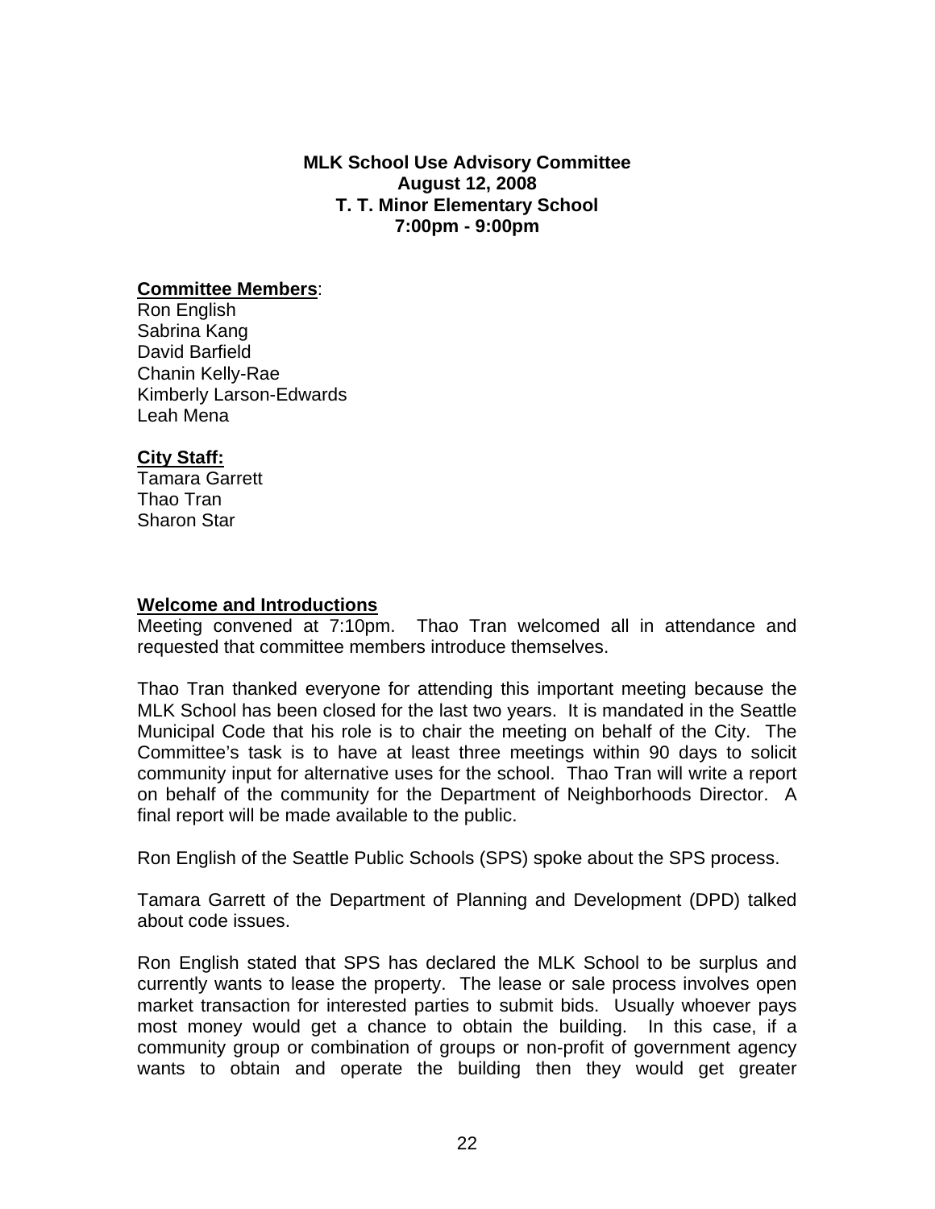**MLK School Use Advisory Committee**
**August 12, 2008**
**T. T. Minor Elementary School**
**7:00pm - 9:00pm**

**Committee Members**:
Ron English
Sabrina Kang
David Barfield
Chanin Kelly-Rae
Kimberly Larson-Edwards
Leah Mena

**City Staff:**
Tamara Garrett
Thao Tran
Sharon Star

**Welcome and Introductions**

Meeting convened at 7:10pm. Thao Tran welcomed all in attendance and requested that committee members introduce themselves.

Thao Tran thanked everyone for attending this important meeting because the MLK School has been closed for the last two years. It is mandated in the Seattle Municipal Code that his role is to chair the meeting on behalf of the City. The Committee's task is to have at least three meetings within 90 days to solicit community input for alternative uses for the school. Thao Tran will write a report on behalf of the community for the Department of Neighborhoods Director. A final report will be made available to the public.

Ron English of the Seattle Public Schools (SPS) spoke about the SPS process.

Tamara Garrett of the Department of Planning and Development (DPD) talked about code issues.

Ron English stated that SPS has declared the MLK School to be surplus and currently wants to lease the property. The lease or sale process involves open market transaction for interested parties to submit bids. Usually whoever pays most money would get a chance to obtain the building. In this case, if a community group or combination of groups or non-profit of government agency wants to obtain and operate the building then they would get greater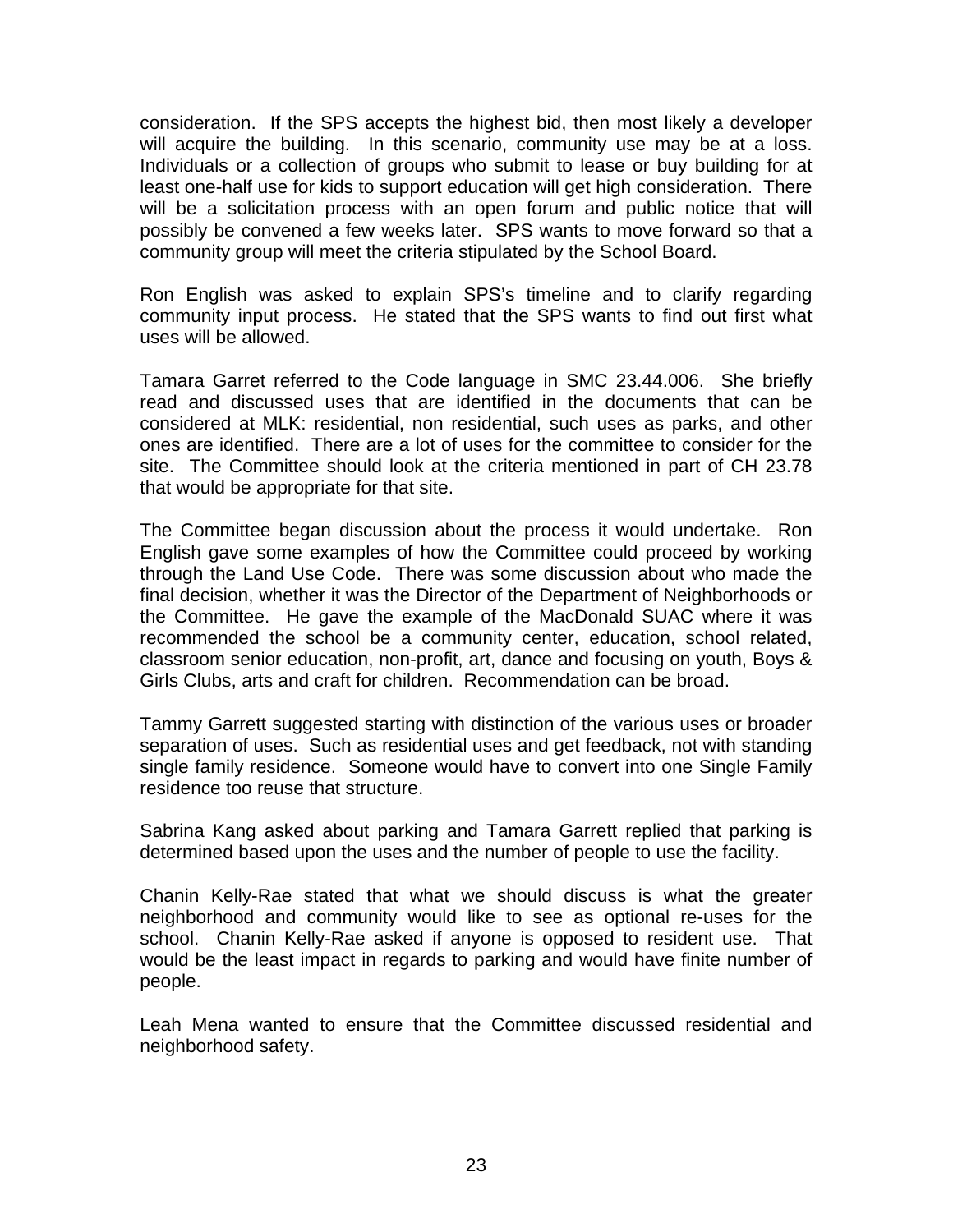consideration. If the SPS accepts the highest bid, then most likely a developer will acquire the building. In this scenario, community use may be at a loss. Individuals or a collection of groups who submit to lease or buy building for at least one-half use for kids to support education will get high consideration. There will be a solicitation process with an open forum and public notice that will possibly be convened a few weeks later. SPS wants to move forward so that a community group will meet the criteria stipulated by the School Board.

Ron English was asked to explain SPS's timeline and to clarify regarding community input process. He stated that the SPS wants to find out first what uses will be allowed.

Tamara Garret referred to the Code language in SMC 23.44.006. She briefly read and discussed uses that are identified in the documents that can be considered at MLK: residential, non residential, such uses as parks, and other ones are identified. There are a lot of uses for the committee to consider for the site. The Committee should look at the criteria mentioned in part of CH 23.78 that would be appropriate for that site.

The Committee began discussion about the process it would undertake. Ron English gave some examples of how the Committee could proceed by working through the Land Use Code. There was some discussion about who made the final decision, whether it was the Director of the Department of Neighborhoods or the Committee. He gave the example of the MacDonald SUAC where it was recommended the school be a community center, education, school related, classroom senior education, non-profit, art, dance and focusing on youth, Boys & Girls Clubs, arts and craft for children. Recommendation can be broad.

Tammy Garrett suggested starting with distinction of the various uses or broader separation of uses. Such as residential uses and get feedback, not with standing single family residence. Someone would have to convert into one Single Family residence too reuse that structure.

Sabrina Kang asked about parking and Tamara Garrett replied that parking is determined based upon the uses and the number of people to use the facility.

Chanin Kelly-Rae stated that what we should discuss is what the greater neighborhood and community would like to see as optional re-uses for the school. Chanin Kelly-Rae asked if anyone is opposed to resident use. That would be the least impact in regards to parking and would have finite number of people.

Leah Mena wanted to ensure that the Committee discussed residential and neighborhood safety.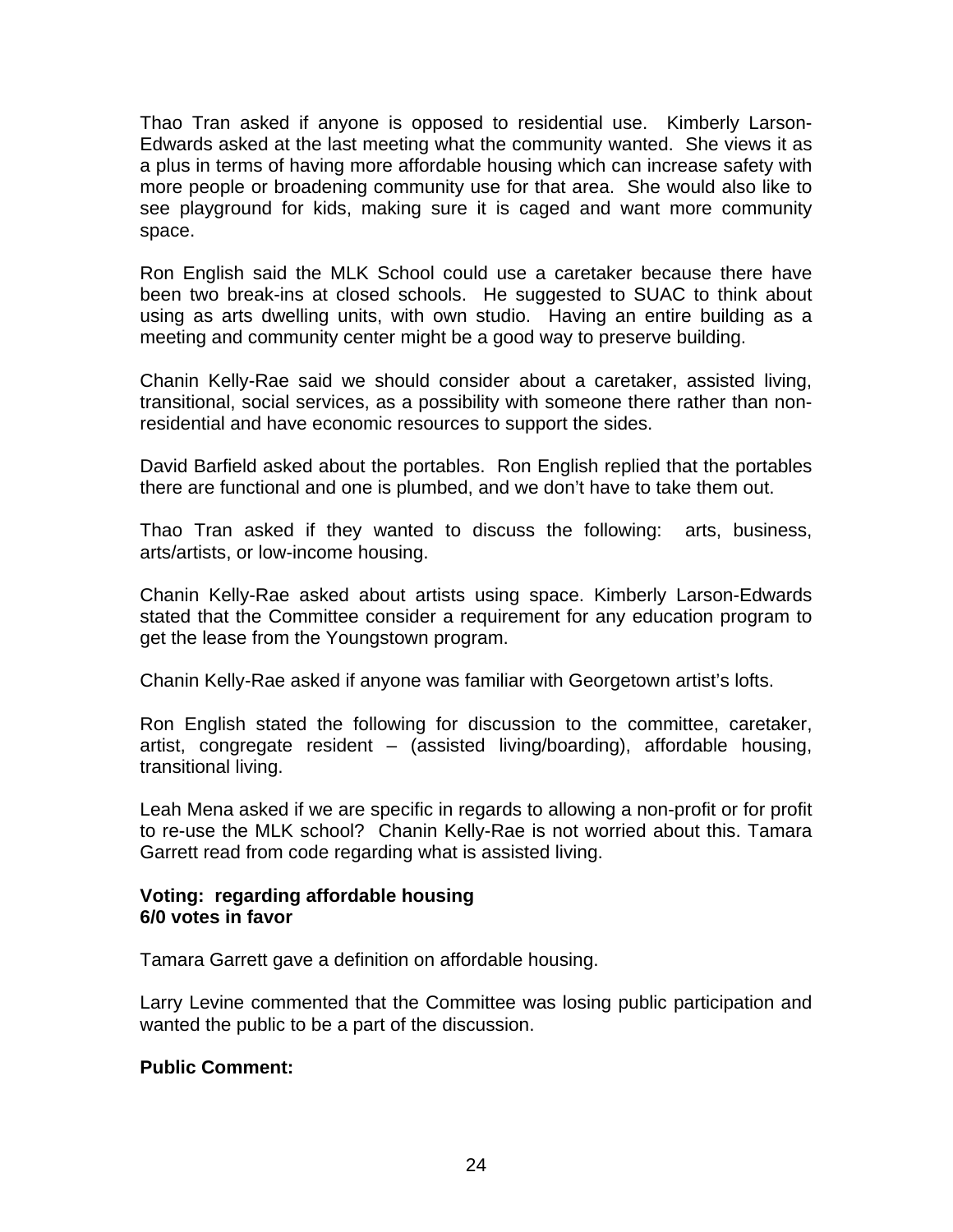Thao Tran asked if anyone is opposed to residential use. Kimberly Larson-Edwards asked at the last meeting what the community wanted. She views it as a plus in terms of having more affordable housing which can increase safety with more people or broadening community use for that area. She would also like to see playground for kids, making sure it is caged and want more community space.

Ron English said the MLK School could use a caretaker because there have been two break-ins at closed schools. He suggested to SUAC to think about using as arts dwelling units, with own studio. Having an entire building as a meeting and community center might be a good way to preserve building.

Chanin Kelly-Rae said we should consider about a caretaker, assisted living, transitional, social services, as a possibility with someone there rather than non-residential and have economic resources to support the sides.

David Barfield asked about the portables. Ron English replied that the portables there are functional and one is plumbed, and we don't have to take them out.

Thao Tran asked if they wanted to discuss the following: arts, business, arts/artists, or low-income housing.

Chanin Kelly-Rae asked about artists using space. Kimberly Larson-Edwards stated that the Committee consider a requirement for any education program to get the lease from the Youngstown program.

Chanin Kelly-Rae asked if anyone was familiar with Georgetown artist's lofts.

Ron English stated the following for discussion to the committee, caretaker, artist, congregate resident – (assisted living/boarding), affordable housing, transitional living.

Leah Mena asked if we are specific in regards to allowing a non-profit or for profit to re-use the MLK school? Chanin Kelly-Rae is not worried about this. Tamara Garrett read from code regarding what is assisted living.

**Voting: regarding affordable housing**
**6/0 votes in favor**

Tamara Garrett gave a definition on affordable housing.

Larry Levine commented that the Committee was losing public participation and wanted the public to be a part of the discussion.

**Public Comment:**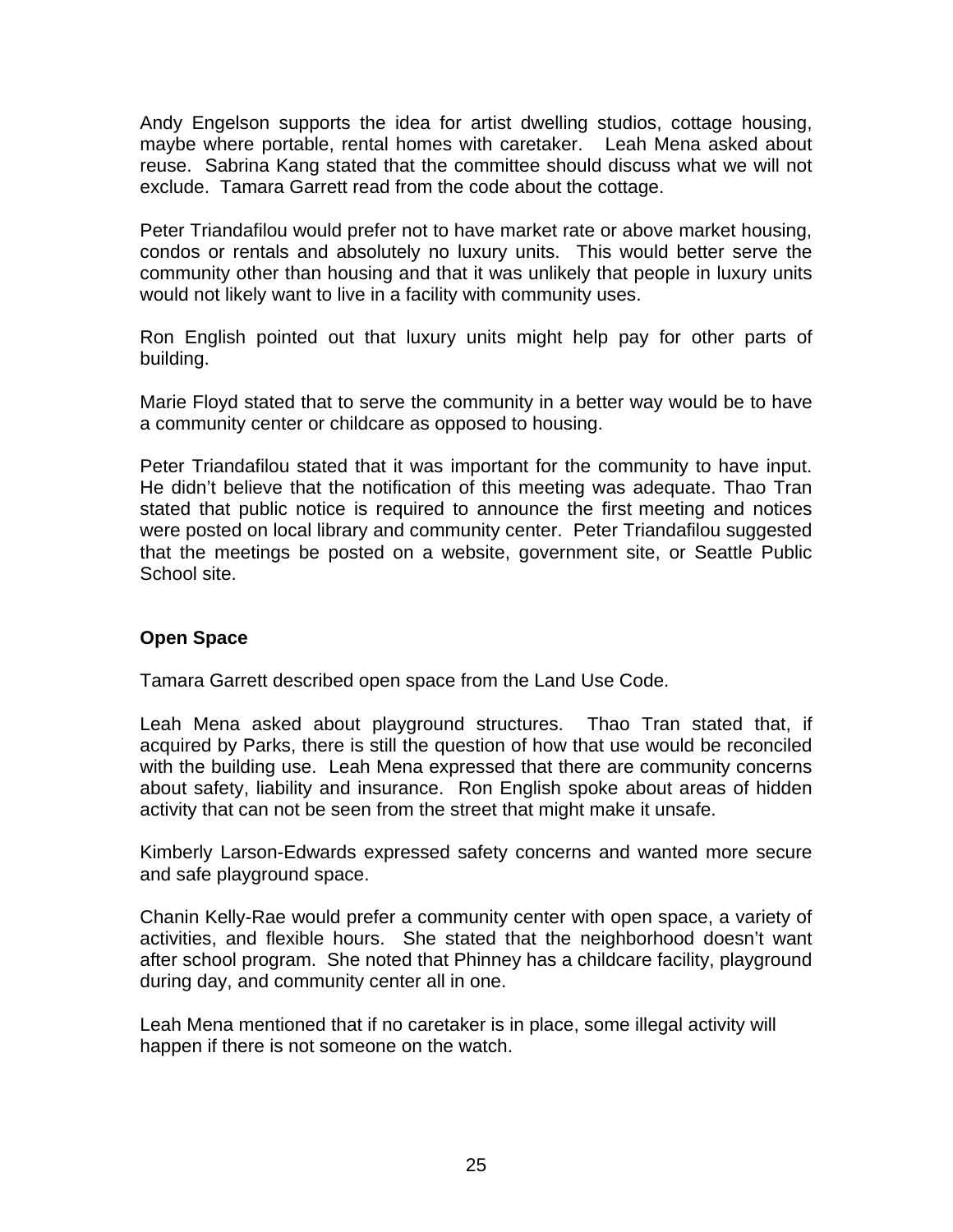Andy Engelson supports the idea for artist dwelling studios, cottage housing, maybe where portable, rental homes with caretaker. Leah Mena asked about reuse. Sabrina Kang stated that the committee should discuss what we will not exclude. Tamara Garrett read from the code about the cottage.

Peter Triandafilou would prefer not to have market rate or above market housing, condos or rentals and absolutely no luxury units. This would better serve the community other than housing and that it was unlikely that people in luxury units would not likely want to live in a facility with community uses.

Ron English pointed out that luxury units might help pay for other parts of building.

Marie Floyd stated that to serve the community in a better way would be to have a community center or childcare as opposed to housing.

Peter Triandafilou stated that it was important for the community to have input. He didn't believe that the notification of this meeting was adequate. Thao Tran stated that public notice is required to announce the first meeting and notices were posted on local library and community center. Peter Triandafilou suggested that the meetings be posted on a website, government site, or Seattle Public School site.

**Open Space**

Tamara Garrett described open space from the Land Use Code.

Leah Mena asked about playground structures. Thao Tran stated that, if acquired by Parks, there is still the question of how that use would be reconciled with the building use. Leah Mena expressed that there are community concerns about safety, liability and insurance. Ron English spoke about areas of hidden activity that can not be seen from the street that might make it unsafe.

Kimberly Larson-Edwards expressed safety concerns and wanted more secure and safe playground space.

Chanin Kelly-Rae would prefer a community center with open space, a variety of activities, and flexible hours. She stated that the neighborhood doesn't want after school program. She noted that Phinney has a childcare facility, playground during day, and community center all in one.

Leah Mena mentioned that if no caretaker is in place, some illegal activity will happen if there is not someone on the watch.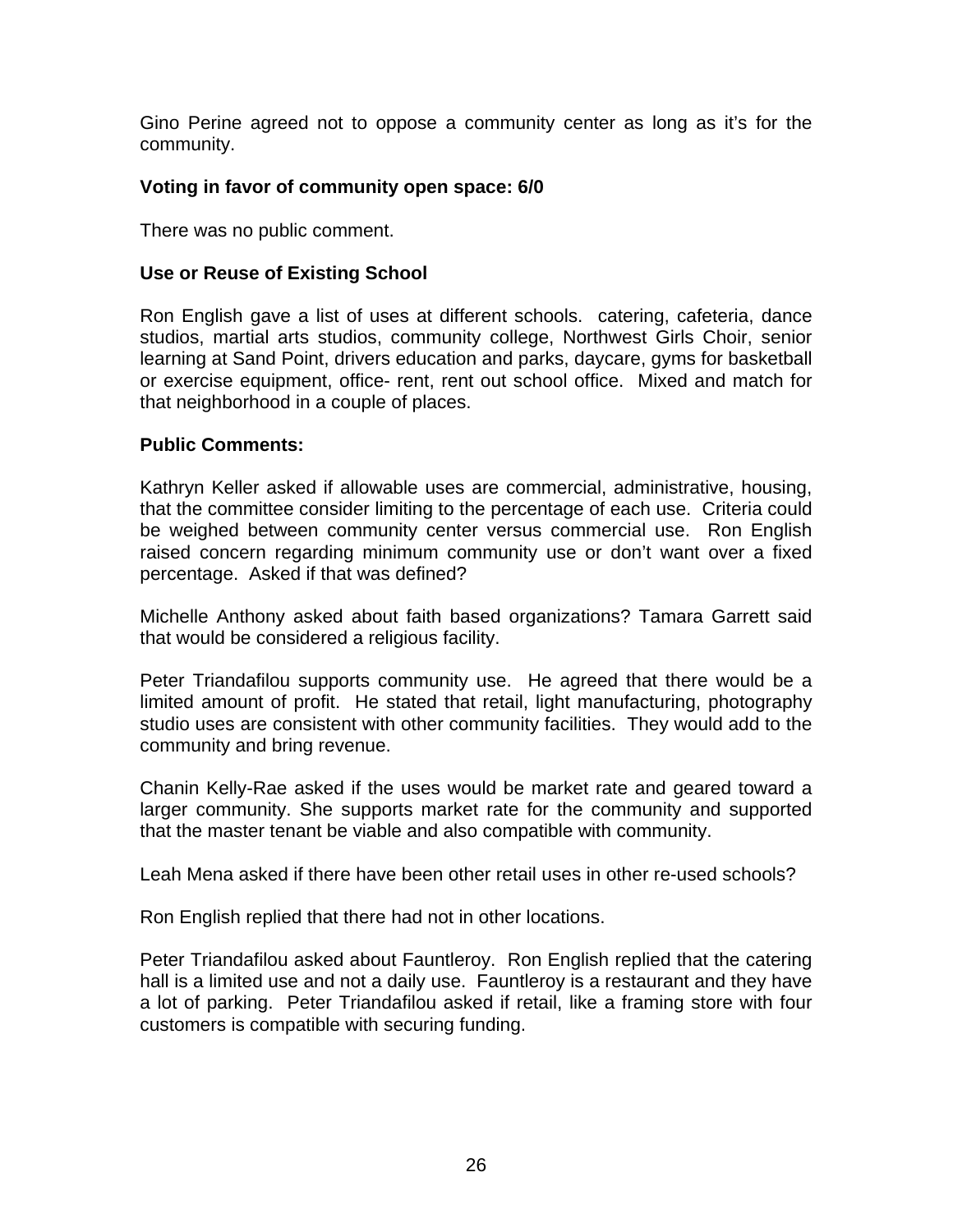Gino Perine agreed not to oppose a community center as long as it's for the community.

**Voting in favor of community open space: 6/0**

There was no public comment.

**Use or Reuse of Existing School**

Ron English gave a list of uses at different schools.  catering, cafeteria, dance studios, martial arts studios, community college, Northwest Girls Choir, senior learning at Sand Point, drivers education and parks, daycare, gyms for basketball or exercise equipment, office- rent, rent out school office.  Mixed and match for that neighborhood in a couple of places.

**Public Comments:**

Kathryn Keller asked if allowable uses are commercial, administrative, housing, that the committee consider limiting to the percentage of each use.  Criteria could be weighed between community center versus commercial use.  Ron English raised concern regarding minimum community use or don't want over a fixed percentage.  Asked if that was defined?

Michelle Anthony asked about faith based organizations? Tamara Garrett said that would be considered a religious facility.

Peter Triandafilou supports community use.  He agreed that there would be a limited amount of profit.  He stated that retail, light manufacturing, photography studio uses are consistent with other community facilities.  They would add to the community and bring revenue.

Chanin Kelly-Rae asked if the uses would be market rate and geared toward a larger community. She supports market rate for the community and supported that the master tenant be viable and also compatible with community.

Leah Mena asked if there have been other retail uses in other re-used schools?

Ron English replied that there had not in other locations.

Peter Triandafilou asked about Fauntleroy.  Ron English replied that the catering hall is a limited use and not a daily use.  Fauntleroy is a restaurant and they have a lot of parking.  Peter Triandafilou asked if retail, like a framing store with four customers is compatible with securing funding.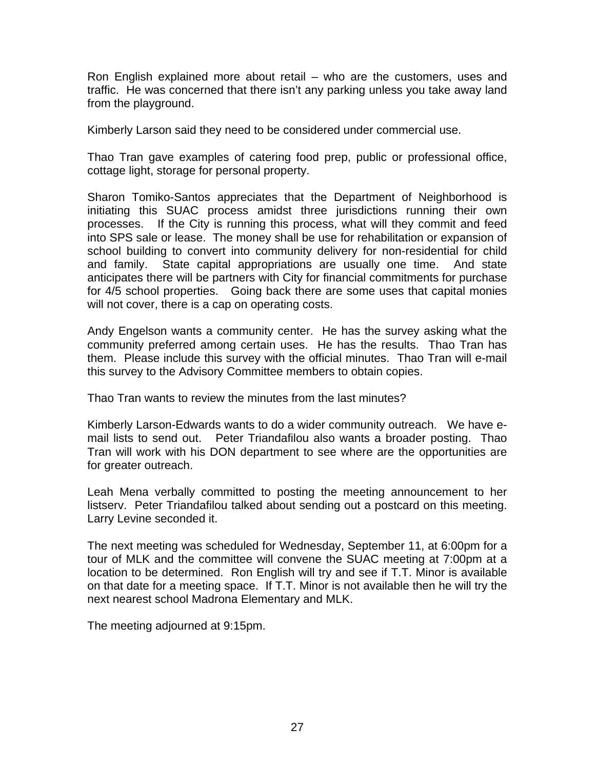Ron English explained more about retail – who are the customers, uses and traffic. He was concerned that there isn't any parking unless you take away land from the playground.

Kimberly Larson said they need to be considered under commercial use.

Thao Tran gave examples of catering food prep, public or professional office, cottage light, storage for personal property.

Sharon Tomiko-Santos appreciates that the Department of Neighborhood is initiating this SUAC process amidst three jurisdictions running their own processes. If the City is running this process, what will they commit and feed into SPS sale or lease. The money shall be use for rehabilitation or expansion of school building to convert into community delivery for non-residential for child and family. State capital appropriations are usually one time. And state anticipates there will be partners with City for financial commitments for purchase for 4/5 school properties. Going back there are some uses that capital monies will not cover, there is a cap on operating costs.

Andy Engelson wants a community center. He has the survey asking what the community preferred among certain uses. He has the results. Thao Tran has them. Please include this survey with the official minutes. Thao Tran will e-mail this survey to the Advisory Committee members to obtain copies.

Thao Tran wants to review the minutes from the last minutes?

Kimberly Larson-Edwards wants to do a wider community outreach. We have e-mail lists to send out. Peter Triandafilou also wants a broader posting. Thao Tran will work with his DON department to see where are the opportunities are for greater outreach.

Leah Mena verbally committed to posting the meeting announcement to her listserv. Peter Triandafilou talked about sending out a postcard on this meeting. Larry Levine seconded it.

The next meeting was scheduled for Wednesday, September 11, at 6:00pm for a tour of MLK and the committee will convene the SUAC meeting at 7:00pm at a location to be determined. Ron English will try and see if T.T. Minor is available on that date for a meeting space. If T.T. Minor is not available then he will try the next nearest school Madrona Elementary and MLK.

The meeting adjourned at 9:15pm.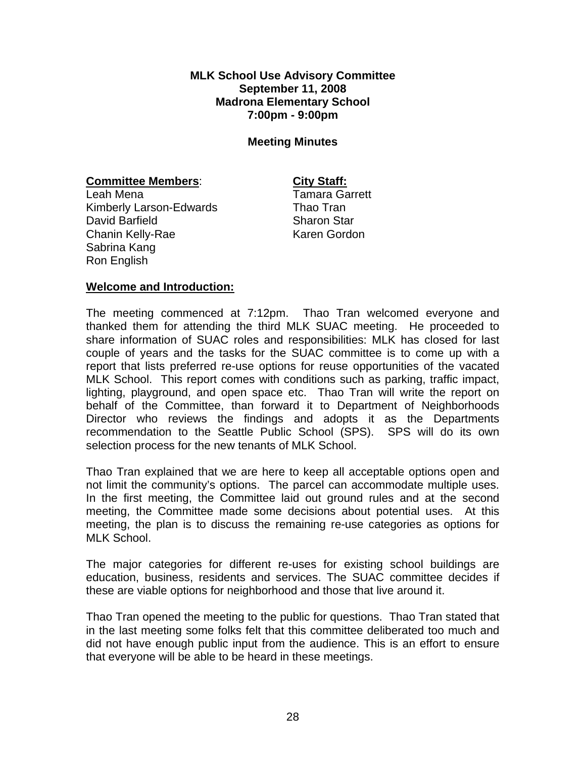**MLK School Use Advisory Committee**
**September 11, 2008**
**Madrona Elementary School**
**7:00pm - 9:00pm**

**Meeting Minutes**

| **Committee Members**: | **City Staff:** |
|---|---|
| Leah Mena | Tamara Garrett |
| Kimberly Larson-Edwards | Thao Tran |
| David Barfield | Sharon Star |
| Chanin Kelly-Rae | Karen Gordon |
| Sabrina Kang | |
| Ron English | |

**Welcome and Introduction:**

The meeting commenced at 7:12pm. Thao Tran welcomed everyone and thanked them for attending the third MLK SUAC meeting. He proceeded to share information of SUAC roles and responsibilities: MLK has closed for last couple of years and the tasks for the SUAC committee is to come up with a report that lists preferred re-use options for reuse opportunities of the vacated MLK School. This report comes with conditions such as parking, traffic impact, lighting, playground, and open space etc. Thao Tran will write the report on behalf of the Committee, than forward it to Department of Neighborhoods Director who reviews the findings and adopts it as the Departments recommendation to the Seattle Public School (SPS). SPS will do its own selection process for the new tenants of MLK School.

Thao Tran explained that we are here to keep all acceptable options open and not limit the community's options. The parcel can accommodate multiple uses. In the first meeting, the Committee laid out ground rules and at the second meeting, the Committee made some decisions about potential uses. At this meeting, the plan is to discuss the remaining re-use categories as options for MLK School.

The major categories for different re-uses for existing school buildings are education, business, residents and services. The SUAC committee decides if these are viable options for neighborhood and those that live around it.

Thao Tran opened the meeting to the public for questions. Thao Tran stated that in the last meeting some folks felt that this committee deliberated too much and did not have enough public input from the audience. This is an effort to ensure that everyone will be able to be heard in these meetings.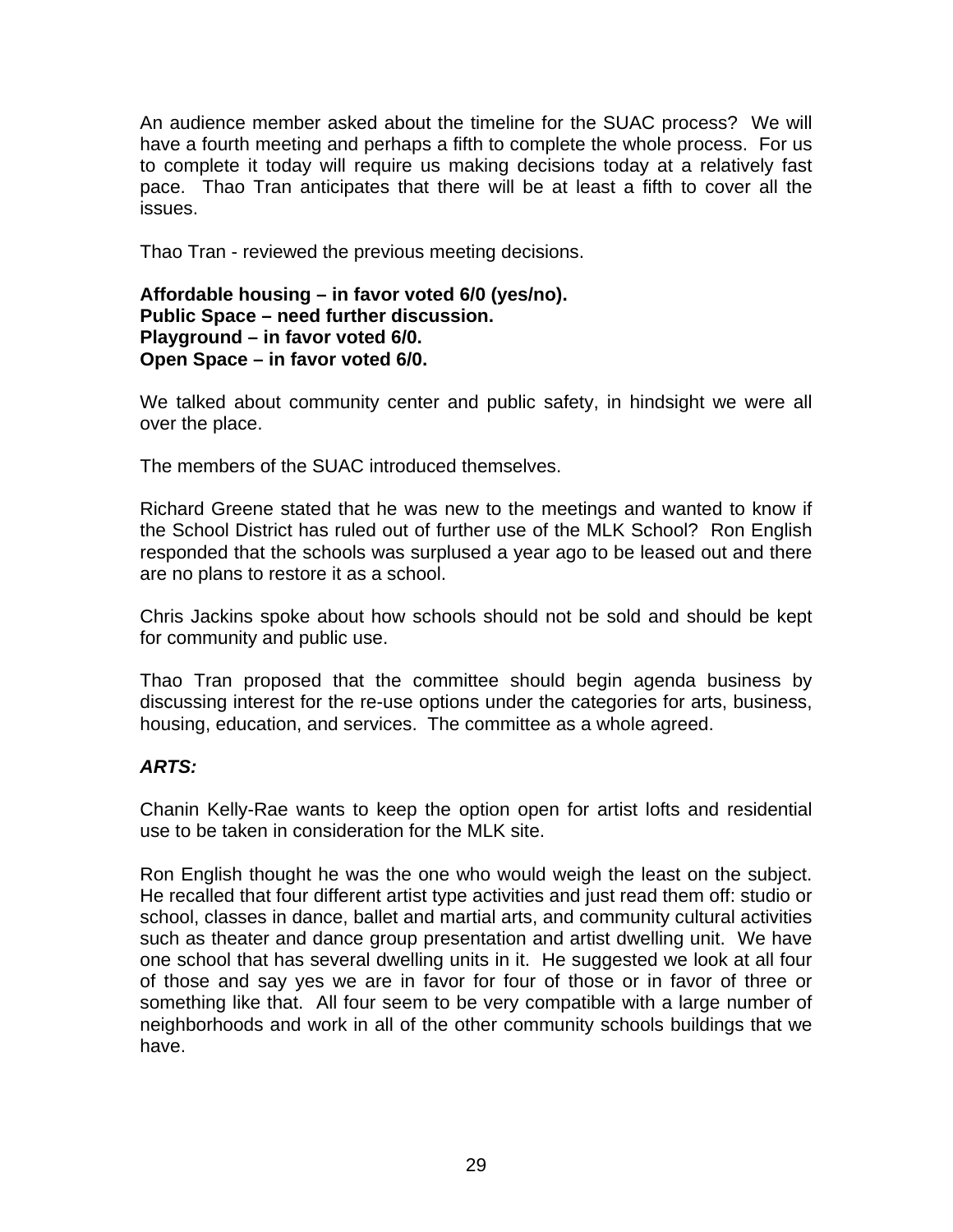An audience member asked about the timeline for the SUAC process? We will have a fourth meeting and perhaps a fifth to complete the whole process. For us to complete it today will require us making decisions today at a relatively fast pace. Thao Tran anticipates that there will be at least a fifth to cover all the issues.

Thao Tran - reviewed the previous meeting decisions.

**Affordable housing – in favor voted 6/0 (yes/no).**
**Public Space – need further discussion.**
**Playground – in favor voted 6/0.**
**Open Space – in favor voted 6/0.**

We talked about community center and public safety, in hindsight we were all over the place.

The members of the SUAC introduced themselves.

Richard Greene stated that he was new to the meetings and wanted to know if the School District has ruled out of further use of the MLK School? Ron English responded that the schools was surplused a year ago to be leased out and there are no plans to restore it as a school.

Chris Jackins spoke about how schools should not be sold and should be kept for community and public use.

Thao Tran proposed that the committee should begin agenda business by discussing interest for the re-use options under the categories for arts, business, housing, education, and services. The committee as a whole agreed.

***ARTS:***

Chanin Kelly-Rae wants to keep the option open for artist lofts and residential use to be taken in consideration for the MLK site.

Ron English thought he was the one who would weigh the least on the subject. He recalled that four different artist type activities and just read them off: studio or school, classes in dance, ballet and martial arts, and community cultural activities such as theater and dance group presentation and artist dwelling unit. We have one school that has several dwelling units in it. He suggested we look at all four of those and say yes we are in favor for four of those or in favor of three or something like that. All four seem to be very compatible with a large number of neighborhoods and work in all of the other community schools buildings that we have.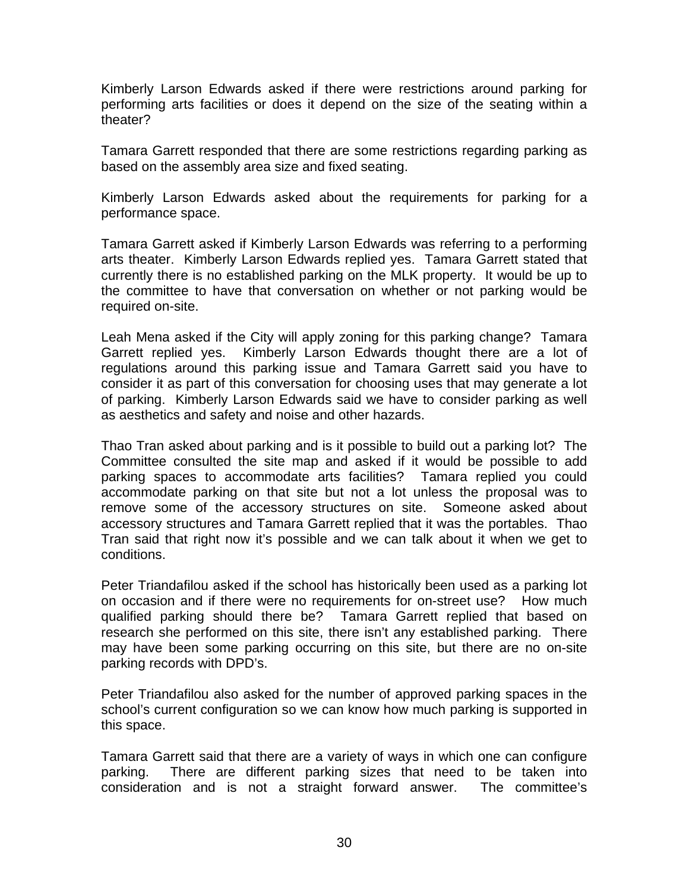Kimberly Larson Edwards asked if there were restrictions around parking for performing arts facilities or does it depend on the size of the seating within a theater?

Tamara Garrett responded that there are some restrictions regarding parking as based on the assembly area size and fixed seating.

Kimberly Larson Edwards asked about the requirements for parking for a performance space.

Tamara Garrett asked if Kimberly Larson Edwards was referring to a performing arts theater. Kimberly Larson Edwards replied yes. Tamara Garrett stated that currently there is no established parking on the MLK property. It would be up to the committee to have that conversation on whether or not parking would be required on-site.

Leah Mena asked if the City will apply zoning for this parking change? Tamara Garrett replied yes. Kimberly Larson Edwards thought there are a lot of regulations around this parking issue and Tamara Garrett said you have to consider it as part of this conversation for choosing uses that may generate a lot of parking. Kimberly Larson Edwards said we have to consider parking as well as aesthetics and safety and noise and other hazards.

Thao Tran asked about parking and is it possible to build out a parking lot? The Committee consulted the site map and asked if it would be possible to add parking spaces to accommodate arts facilities? Tamara replied you could accommodate parking on that site but not a lot unless the proposal was to remove some of the accessory structures on site. Someone asked about accessory structures and Tamara Garrett replied that it was the portables. Thao Tran said that right now it's possible and we can talk about it when we get to conditions.

Peter Triandafilou asked if the school has historically been used as a parking lot on occasion and if there were no requirements for on-street use? How much qualified parking should there be? Tamara Garrett replied that based on research she performed on this site, there isn't any established parking. There may have been some parking occurring on this site, but there are no on-site parking records with DPD's.

Peter Triandafilou also asked for the number of approved parking spaces in the school's current configuration so we can know how much parking is supported in this space.

Tamara Garrett said that there are a variety of ways in which one can configure parking. There are different parking sizes that need to be taken into consideration and is not a straight forward answer. The committee's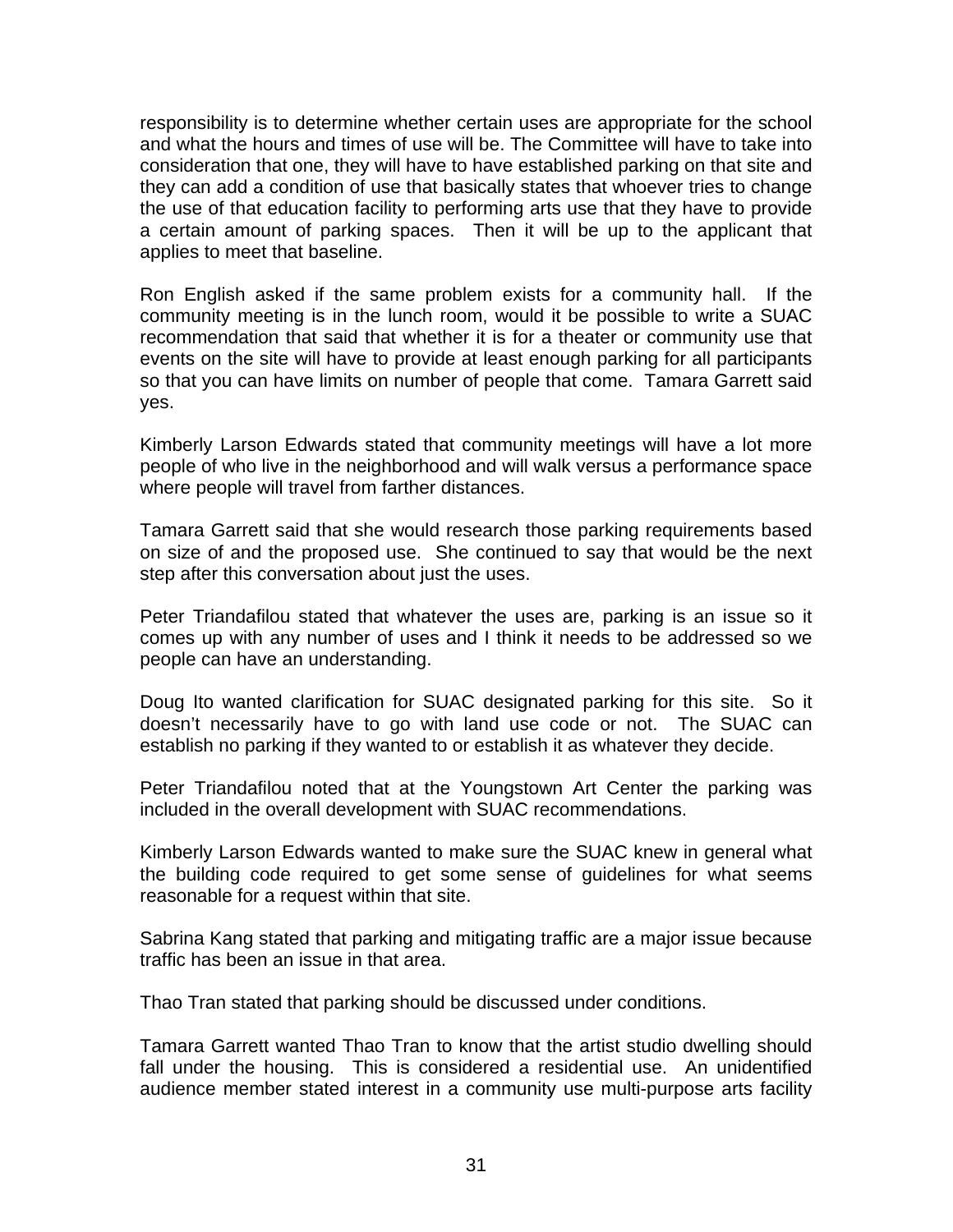responsibility is to determine whether certain uses are appropriate for the school and what the hours and times of use will be. The Committee will have to take into consideration that one, they will have to have established parking on that site and they can add a condition of use that basically states that whoever tries to change the use of that education facility to performing arts use that they have to provide a certain amount of parking spaces. Then it will be up to the applicant that applies to meet that baseline.

Ron English asked if the same problem exists for a community hall. If the community meeting is in the lunch room, would it be possible to write a SUAC recommendation that said that whether it is for a theater or community use that events on the site will have to provide at least enough parking for all participants so that you can have limits on number of people that come. Tamara Garrett said yes.

Kimberly Larson Edwards stated that community meetings will have a lot more people of who live in the neighborhood and will walk versus a performance space where people will travel from farther distances.

Tamara Garrett said that she would research those parking requirements based on size of and the proposed use. She continued to say that would be the next step after this conversation about just the uses.

Peter Triandafilou stated that whatever the uses are, parking is an issue so it comes up with any number of uses and I think it needs to be addressed so we people can have an understanding.

Doug Ito wanted clarification for SUAC designated parking for this site. So it doesn't necessarily have to go with land use code or not. The SUAC can establish no parking if they wanted to or establish it as whatever they decide.

Peter Triandafilou noted that at the Youngstown Art Center the parking was included in the overall development with SUAC recommendations.

Kimberly Larson Edwards wanted to make sure the SUAC knew in general what the building code required to get some sense of guidelines for what seems reasonable for a request within that site.

Sabrina Kang stated that parking and mitigating traffic are a major issue because traffic has been an issue in that area.

Thao Tran stated that parking should be discussed under conditions.

Tamara Garrett wanted Thao Tran to know that the artist studio dwelling should fall under the housing. This is considered a residential use. An unidentified audience member stated interest in a community use multi-purpose arts facility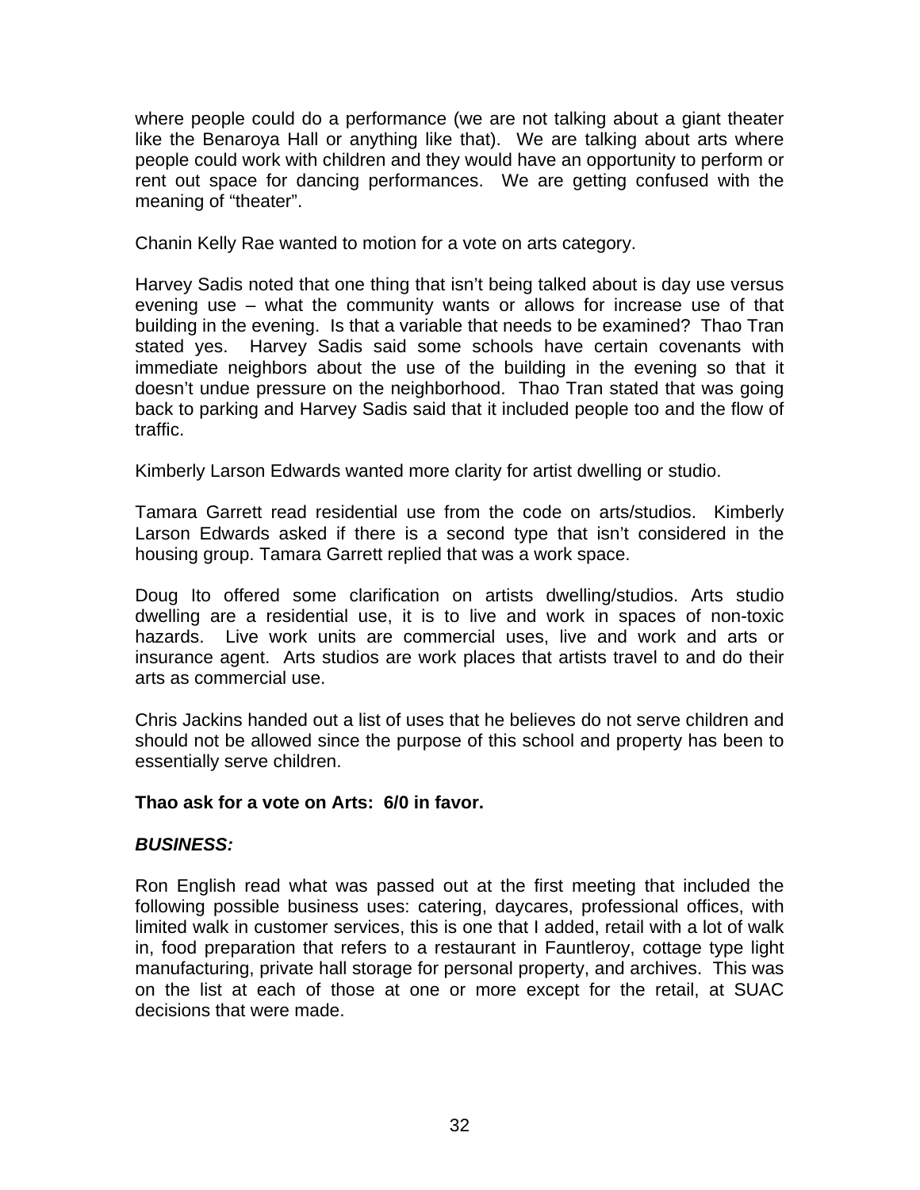where people could do a performance (we are not talking about a giant theater like the Benaroya Hall or anything like that). We are talking about arts where people could work with children and they would have an opportunity to perform or rent out space for dancing performances. We are getting confused with the meaning of "theater".

Chanin Kelly Rae wanted to motion for a vote on arts category.

Harvey Sadis noted that one thing that isn't being talked about is day use versus evening use – what the community wants or allows for increase use of that building in the evening. Is that a variable that needs to be examined? Thao Tran stated yes. Harvey Sadis said some schools have certain covenants with immediate neighbors about the use of the building in the evening so that it doesn't undue pressure on the neighborhood. Thao Tran stated that was going back to parking and Harvey Sadis said that it included people too and the flow of traffic.

Kimberly Larson Edwards wanted more clarity for artist dwelling or studio.

Tamara Garrett read residential use from the code on arts/studios. Kimberly Larson Edwards asked if there is a second type that isn't considered in the housing group. Tamara Garrett replied that was a work space.

Doug Ito offered some clarification on artists dwelling/studios. Arts studio dwelling are a residential use, it is to live and work in spaces of non-toxic hazards. Live work units are commercial uses, live and work and arts or insurance agent. Arts studios are work places that artists travel to and do their arts as commercial use.

Chris Jackins handed out a list of uses that he believes do not serve children and should not be allowed since the purpose of this school and property has been to essentially serve children.

**Thao ask for a vote on Arts: 6/0 in favor.**

***BUSINESS:***

Ron English read what was passed out at the first meeting that included the following possible business uses: catering, daycares, professional offices, with limited walk in customer services, this is one that I added, retail with a lot of walk in, food preparation that refers to a restaurant in Fauntleroy, cottage type light manufacturing, private hall storage for personal property, and archives. This was on the list at each of those at one or more except for the retail, at SUAC decisions that were made.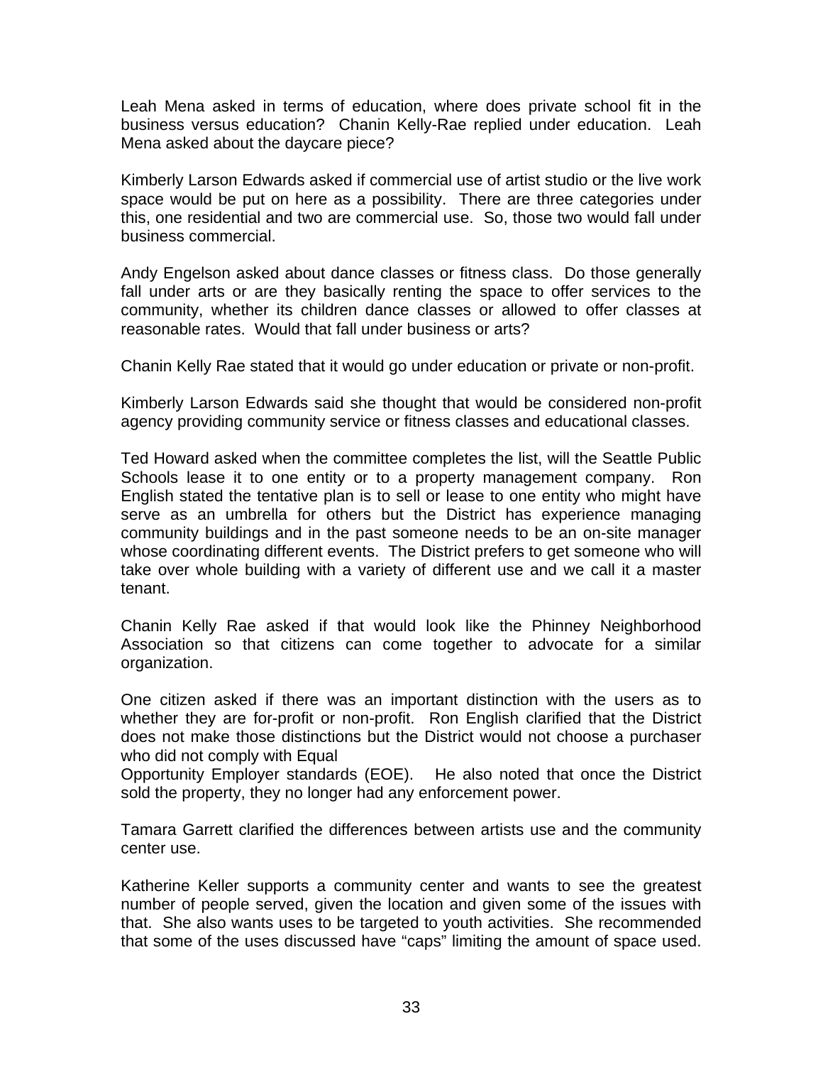Leah Mena asked in terms of education, where does private school fit in the business versus education? Chanin Kelly-Rae replied under education. Leah Mena asked about the daycare piece?

Kimberly Larson Edwards asked if commercial use of artist studio or the live work space would be put on here as a possibility. There are three categories under this, one residential and two are commercial use. So, those two would fall under business commercial.

Andy Engelson asked about dance classes or fitness class. Do those generally fall under arts or are they basically renting the space to offer services to the community, whether its children dance classes or allowed to offer classes at reasonable rates. Would that fall under business or arts?

Chanin Kelly Rae stated that it would go under education or private or non-profit.

Kimberly Larson Edwards said she thought that would be considered non-profit agency providing community service or fitness classes and educational classes.

Ted Howard asked when the committee completes the list, will the Seattle Public Schools lease it to one entity or to a property management company. Ron English stated the tentative plan is to sell or lease to one entity who might have serve as an umbrella for others but the District has experience managing community buildings and in the past someone needs to be an on-site manager whose coordinating different events. The District prefers to get someone who will take over whole building with a variety of different use and we call it a master tenant.

Chanin Kelly Rae asked if that would look like the Phinney Neighborhood Association so that citizens can come together to advocate for a similar organization.

One citizen asked if there was an important distinction with the users as to whether they are for-profit or non-profit. Ron English clarified that the District does not make those distinctions but the District would not choose a purchaser who did not comply with Equal
Opportunity Employer standards (EOE). He also noted that once the District sold the property, they no longer had any enforcement power.

Tamara Garrett clarified the differences between artists use and the community center use.

Katherine Keller supports a community center and wants to see the greatest number of people served, given the location and given some of the issues with that. She also wants uses to be targeted to youth activities. She recommended that some of the uses discussed have "caps" limiting the amount of space used.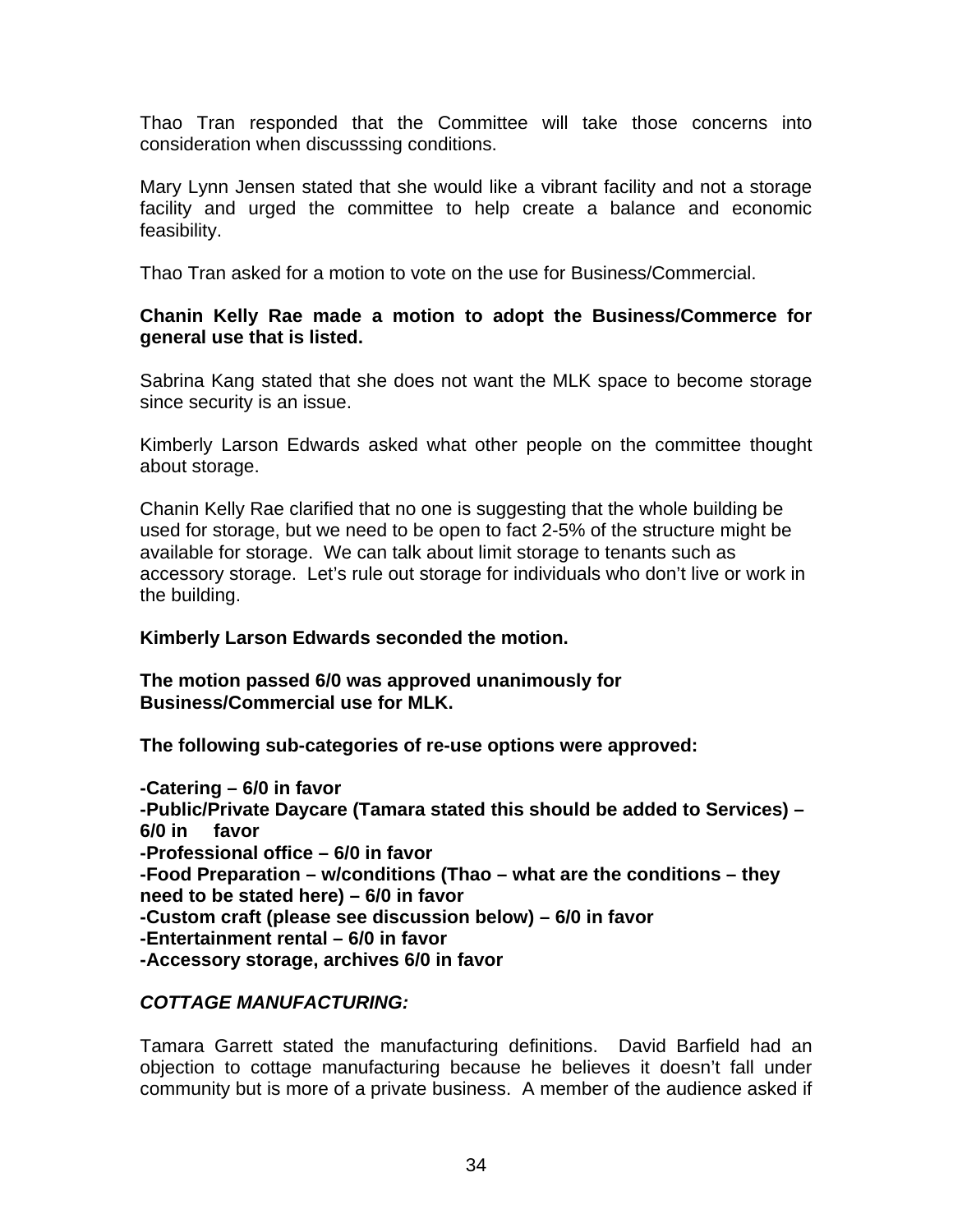Thao Tran responded that the Committee will take those concerns into consideration when discusssing conditions.

Mary Lynn Jensen stated that she would like a vibrant facility and not a storage facility and urged the committee to help create a balance and economic feasibility.

Thao Tran asked for a motion to vote on the use for Business/Commercial.

**Chanin Kelly Rae made a motion to adopt the Business/Commerce for general use that is listed.**

Sabrina Kang stated that she does not want the MLK space to become storage since security is an issue.

Kimberly Larson Edwards asked what other people on the committee thought about storage.

Chanin Kelly Rae clarified that no one is suggesting that the whole building be used for storage, but we need to be open to fact 2-5% of the structure might be available for storage. We can talk about limit storage to tenants such as accessory storage. Let's rule out storage for individuals who don't live or work in the building.

**Kimberly Larson Edwards seconded the motion.**

**The motion passed 6/0 was approved unanimously for Business/Commercial use for MLK.**

**The following sub-categories of re-use options were approved:**

**-Catering – 6/0 in favor**
**-Public/Private Daycare (Tamara stated this should be added to Services) – 6/0 in favor**
**-Professional office – 6/0 in favor**
**-Food Preparation – w/conditions (Thao – what are the conditions – they need to be stated here) – 6/0 in favor**
**-Custom craft (please see discussion below) – 6/0 in favor**
**-Entertainment rental – 6/0 in favor**
**-Accessory storage, archives 6/0 in favor**

***COTTAGE MANUFACTURING:***

Tamara Garrett stated the manufacturing definitions. David Barfield had an objection to cottage manufacturing because he believes it doesn't fall under community but is more of a private business. A member of the audience asked if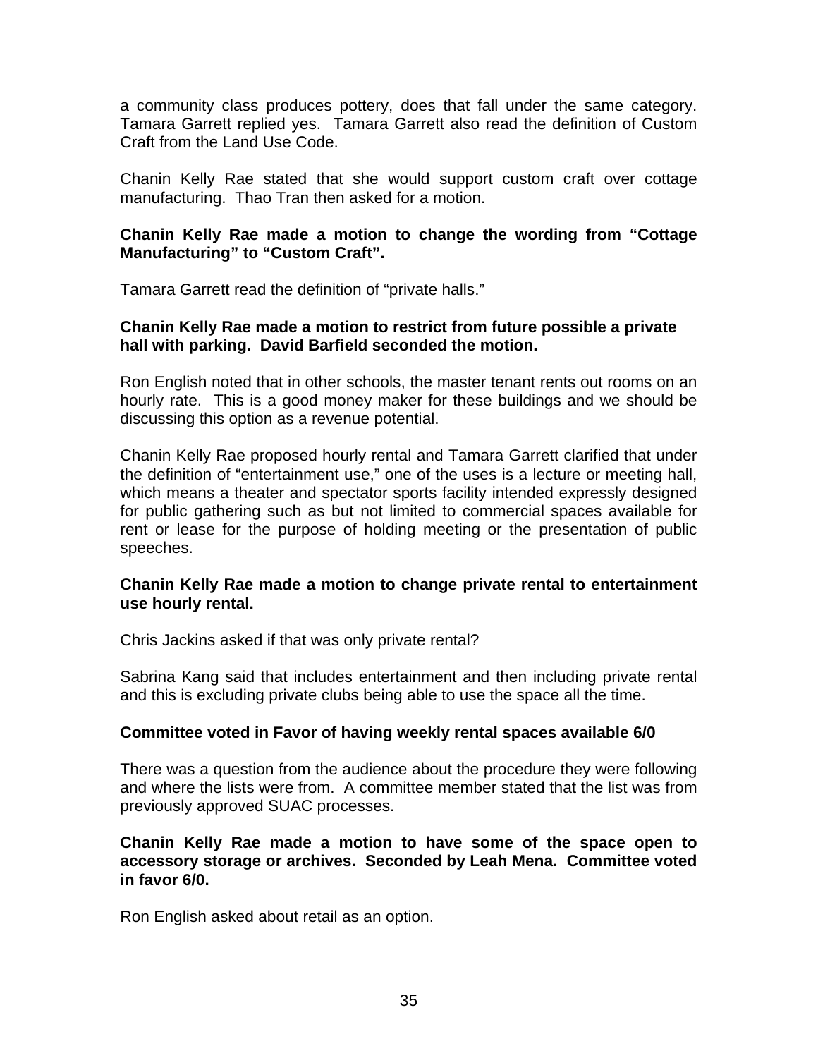a community class produces pottery, does that fall under the same category. Tamara Garrett replied yes. Tamara Garrett also read the definition of Custom Craft from the Land Use Code.

Chanin Kelly Rae stated that she would support custom craft over cottage manufacturing. Thao Tran then asked for a motion.

**Chanin Kelly Rae made a motion to change the wording from "Cottage Manufacturing" to "Custom Craft".**

Tamara Garrett read the definition of "private halls."

**Chanin Kelly Rae made a motion to restrict from future possible a private hall with parking. David Barfield seconded the motion.**

Ron English noted that in other schools, the master tenant rents out rooms on an hourly rate. This is a good money maker for these buildings and we should be discussing this option as a revenue potential.

Chanin Kelly Rae proposed hourly rental and Tamara Garrett clarified that under the definition of "entertainment use," one of the uses is a lecture or meeting hall, which means a theater and spectator sports facility intended expressly designed for public gathering such as but not limited to commercial spaces available for rent or lease for the purpose of holding meeting or the presentation of public speeches.

**Chanin Kelly Rae made a motion to change private rental to entertainment use hourly rental.**

Chris Jackins asked if that was only private rental?

Sabrina Kang said that includes entertainment and then including private rental and this is excluding private clubs being able to use the space all the time.

**Committee voted in Favor of having weekly rental spaces available 6/0**

There was a question from the audience about the procedure they were following and where the lists were from. A committee member stated that the list was from previously approved SUAC processes.

**Chanin Kelly Rae made a motion to have some of the space open to accessory storage or archives. Seconded by Leah Mena. Committee voted in favor 6/0.**

Ron English asked about retail as an option.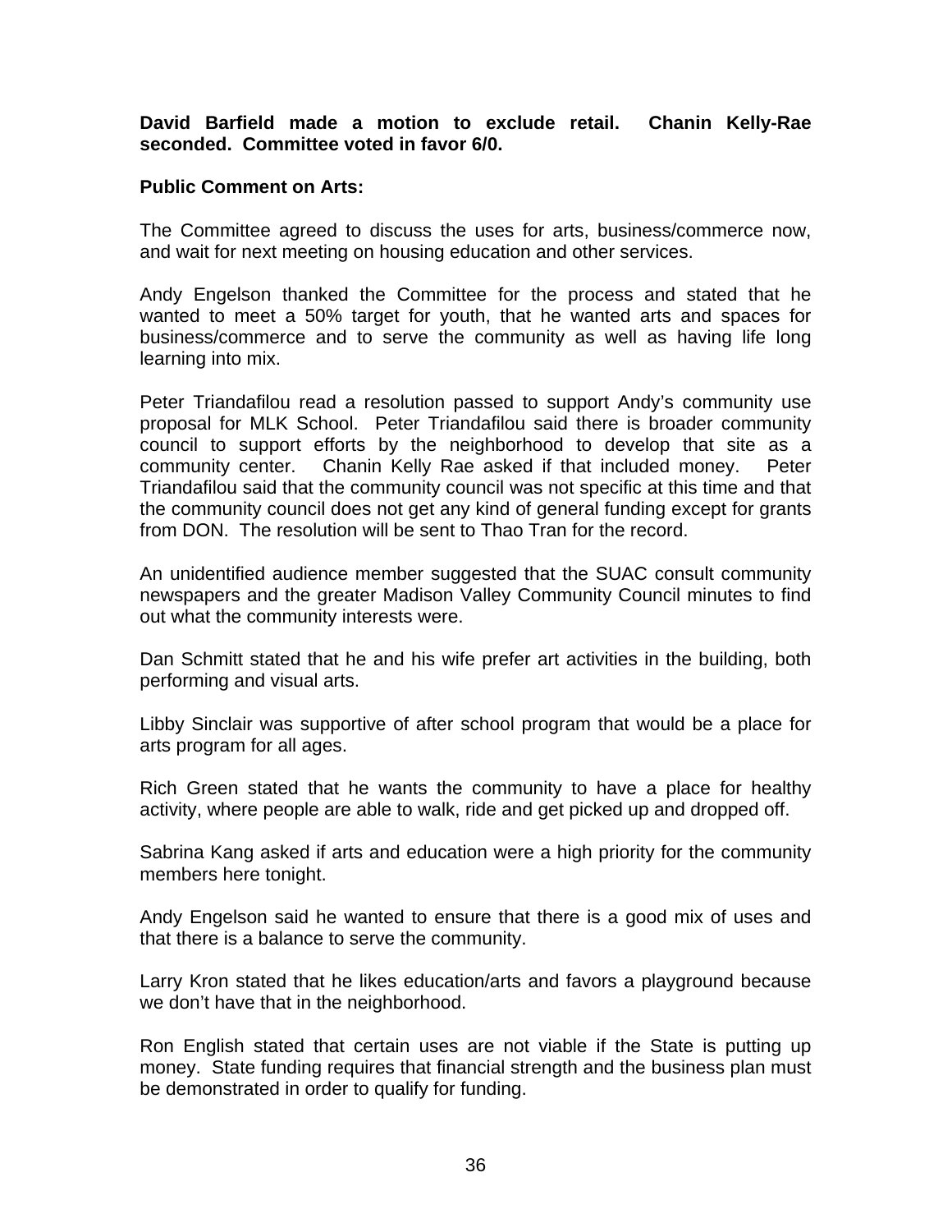**David Barfield made a motion to exclude retail. Chanin Kelly-Rae seconded. Committee voted in favor 6/0.**

**Public Comment on Arts:**

The Committee agreed to discuss the uses for arts, business/commerce now, and wait for next meeting on housing education and other services.

Andy Engelson thanked the Committee for the process and stated that he wanted to meet a 50% target for youth, that he wanted arts and spaces for business/commerce and to serve the community as well as having life long learning into mix.

Peter Triandafilou read a resolution passed to support Andy's community use proposal for MLK School. Peter Triandafilou said there is broader community council to support efforts by the neighborhood to develop that site as a community center. Chanin Kelly Rae asked if that included money. Peter Triandafilou said that the community council was not specific at this time and that the community council does not get any kind of general funding except for grants from DON. The resolution will be sent to Thao Tran for the record.

An unidentified audience member suggested that the SUAC consult community newspapers and the greater Madison Valley Community Council minutes to find out what the community interests were.

Dan Schmitt stated that he and his wife prefer art activities in the building, both performing and visual arts.

Libby Sinclair was supportive of after school program that would be a place for arts program for all ages.

Rich Green stated that he wants the community to have a place for healthy activity, where people are able to walk, ride and get picked up and dropped off.

Sabrina Kang asked if arts and education were a high priority for the community members here tonight.

Andy Engelson said he wanted to ensure that there is a good mix of uses and that there is a balance to serve the community.

Larry Kron stated that he likes education/arts and favors a playground because we don't have that in the neighborhood.

Ron English stated that certain uses are not viable if the State is putting up money. State funding requires that financial strength and the business plan must be demonstrated in order to qualify for funding.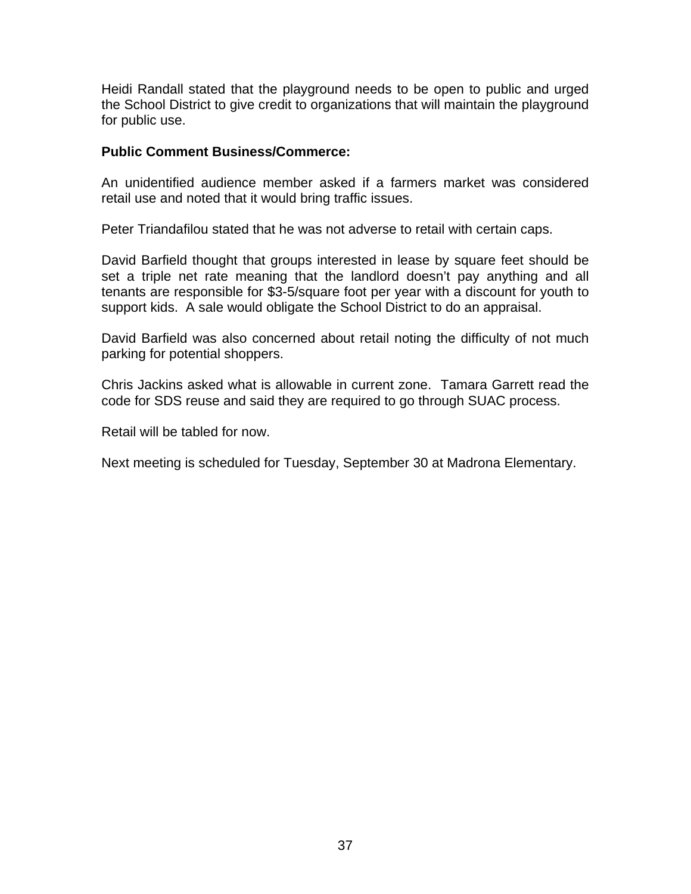Heidi Randall stated that the playground needs to be open to public and urged the School District to give credit to organizations that will maintain the playground for public use.

**Public Comment Business/Commerce:**

An unidentified audience member asked if a farmers market was considered retail use and noted that it would bring traffic issues.

Peter Triandafilou stated that he was not adverse to retail with certain caps.

David Barfield thought that groups interested in lease by square feet should be set a triple net rate meaning that the landlord doesn't pay anything and all tenants are responsible for $3-5/square foot per year with a discount for youth to support kids. A sale would obligate the School District to do an appraisal.

David Barfield was also concerned about retail noting the difficulty of not much parking for potential shoppers.

Chris Jackins asked what is allowable in current zone. Tamara Garrett read the code for SDS reuse and said they are required to go through SUAC process.

Retail will be tabled for now.

Next meeting is scheduled for Tuesday, September 30 at Madrona Elementary.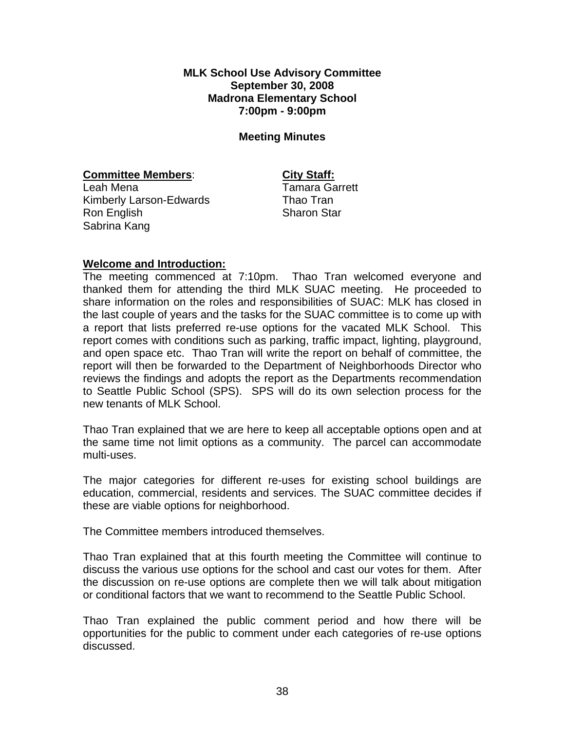**MLK School Use Advisory Committee**
**September 30, 2008**
**Madrona Elementary School**
**7:00pm - 9:00pm**

**Meeting Minutes**

**Committee Members**:
Leah Mena
Kimberly Larson-Edwards
Ron English
Sabrina Kang

**City Staff:**
Tamara Garrett
Thao Tran
Sharon Star

**Welcome and Introduction:**

The meeting commenced at 7:10pm. Thao Tran welcomed everyone and thanked them for attending the third MLK SUAC meeting. He proceeded to share information on the roles and responsibilities of SUAC: MLK has closed in the last couple of years and the tasks for the SUAC committee is to come up with a report that lists preferred re-use options for the vacated MLK School. This report comes with conditions such as parking, traffic impact, lighting, playground, and open space etc. Thao Tran will write the report on behalf of committee, the report will then be forwarded to the Department of Neighborhoods Director who reviews the findings and adopts the report as the Departments recommendation to Seattle Public School (SPS). SPS will do its own selection process for the new tenants of MLK School.

Thao Tran explained that we are here to keep all acceptable options open and at the same time not limit options as a community. The parcel can accommodate multi-uses.

The major categories for different re-uses for existing school buildings are education, commercial, residents and services. The SUAC committee decides if these are viable options for neighborhood.

The Committee members introduced themselves.

Thao Tran explained that at this fourth meeting the Committee will continue to discuss the various use options for the school and cast our votes for them. After the discussion on re-use options are complete then we will talk about mitigation or conditional factors that we want to recommend to the Seattle Public School.

Thao Tran explained the public comment period and how there will be opportunities for the public to comment under each categories of re-use options discussed.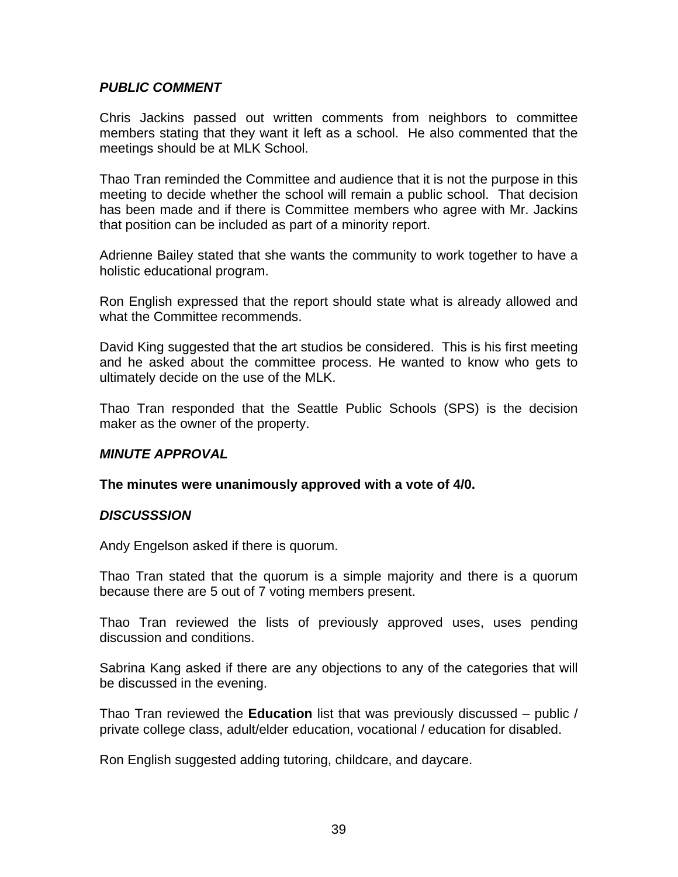***PUBLIC COMMENT***

Chris Jackins passed out written comments from neighbors to committee members stating that they want it left as a school. He also commented that the meetings should be at MLK School.

Thao Tran reminded the Committee and audience that it is not the purpose in this meeting to decide whether the school will remain a public school. That decision has been made and if there is Committee members who agree with Mr. Jackins that position can be included as part of a minority report.

Adrienne Bailey stated that she wants the community to work together to have a holistic educational program.

Ron English expressed that the report should state what is already allowed and what the Committee recommends.

David King suggested that the art studios be considered. This is his first meeting and he asked about the committee process. He wanted to know who gets to ultimately decide on the use of the MLK.

Thao Tran responded that the Seattle Public Schools (SPS) is the decision maker as the owner of the property.

***MINUTE APPROVAL***

**The minutes were unanimously approved with a vote of 4/0.**

***DISCUSSSION***

Andy Engelson asked if there is quorum.

Thao Tran stated that the quorum is a simple majority and there is a quorum because there are 5 out of 7 voting members present.

Thao Tran reviewed the lists of previously approved uses, uses pending discussion and conditions.

Sabrina Kang asked if there are any objections to any of the categories that will be discussed in the evening.

Thao Tran reviewed the **Education** list that was previously discussed – public / private college class, adult/elder education, vocational / education for disabled.

Ron English suggested adding tutoring, childcare, and daycare.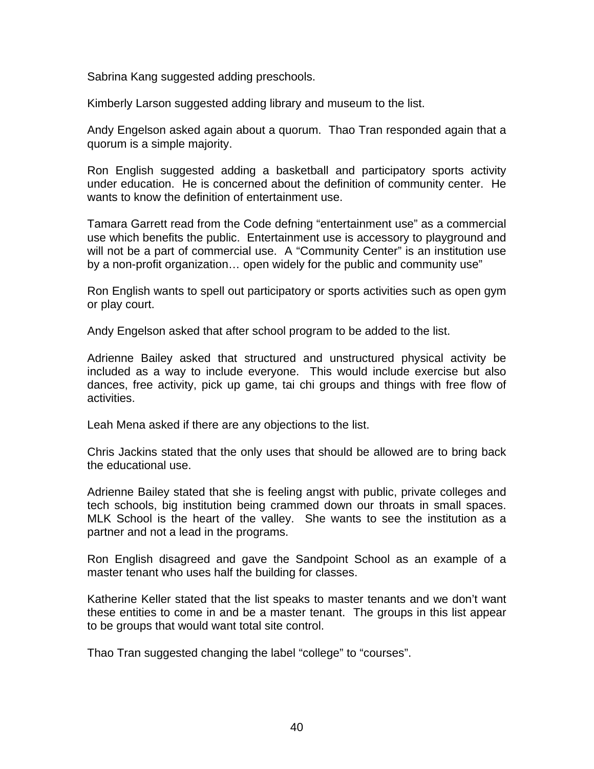Sabrina Kang suggested adding preschools.

Kimberly Larson suggested adding library and museum to the list.

Andy Engelson asked again about a quorum. Thao Tran responded again that a quorum is a simple majority.

Ron English suggested adding a basketball and participatory sports activity under education. He is concerned about the definition of community center. He wants to know the definition of entertainment use.

Tamara Garrett read from the Code defning "entertainment use" as a commercial use which benefits the public. Entertainment use is accessory to playground and will not be a part of commercial use. A "Community Center" is an institution use by a non-profit organization… open widely for the public and community use"

Ron English wants to spell out participatory or sports activities such as open gym or play court.

Andy Engelson asked that after school program to be added to the list.

Adrienne Bailey asked that structured and unstructured physical activity be included as a way to include everyone. This would include exercise but also dances, free activity, pick up game, tai chi groups and things with free flow of activities.

Leah Mena asked if there are any objections to the list.

Chris Jackins stated that the only uses that should be allowed are to bring back the educational use.

Adrienne Bailey stated that she is feeling angst with public, private colleges and tech schools, big institution being crammed down our throats in small spaces. MLK School is the heart of the valley. She wants to see the institution as a partner and not a lead in the programs.

Ron English disagreed and gave the Sandpoint School as an example of a master tenant who uses half the building for classes.

Katherine Keller stated that the list speaks to master tenants and we don't want these entities to come in and be a master tenant. The groups in this list appear to be groups that would want total site control.

Thao Tran suggested changing the label "college" to "courses".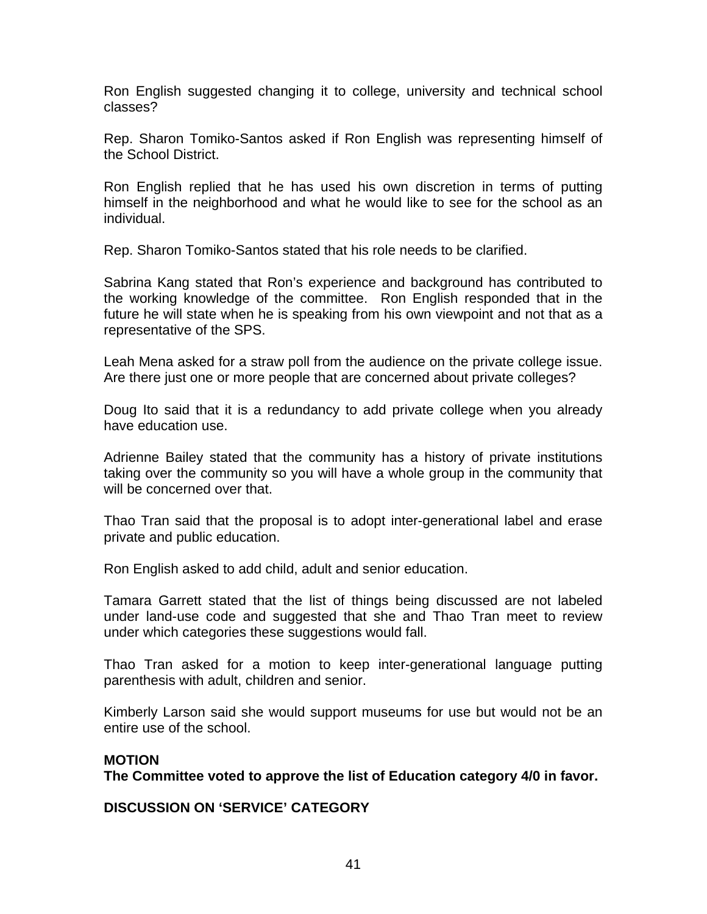Ron English suggested changing it to college, university and technical school classes?

Rep. Sharon Tomiko-Santos asked if Ron English was representing himself of the School District.

Ron English replied that he has used his own discretion in terms of putting himself in the neighborhood and what he would like to see for the school as an individual.

Rep. Sharon Tomiko-Santos stated that his role needs to be clarified.

Sabrina Kang stated that Ron's experience and background has contributed to the working knowledge of the committee. Ron English responded that in the future he will state when he is speaking from his own viewpoint and not that as a representative of the SPS.

Leah Mena asked for a straw poll from the audience on the private college issue. Are there just one or more people that are concerned about private colleges?

Doug Ito said that it is a redundancy to add private college when you already have education use.

Adrienne Bailey stated that the community has a history of private institutions taking over the community so you will have a whole group in the community that will be concerned over that.

Thao Tran said that the proposal is to adopt inter-generational label and erase private and public education.

Ron English asked to add child, adult and senior education.

Tamara Garrett stated that the list of things being discussed are not labeled under land-use code and suggested that she and Thao Tran meet to review under which categories these suggestions would fall.

Thao Tran asked for a motion to keep inter-generational language putting parenthesis with adult, children and senior.

Kimberly Larson said she would support museums for use but would not be an entire use of the school.

**MOTION**
**The Committee voted to approve the list of Education category 4/0 in favor.**

**DISCUSSION ON 'SERVICE' CATEGORY**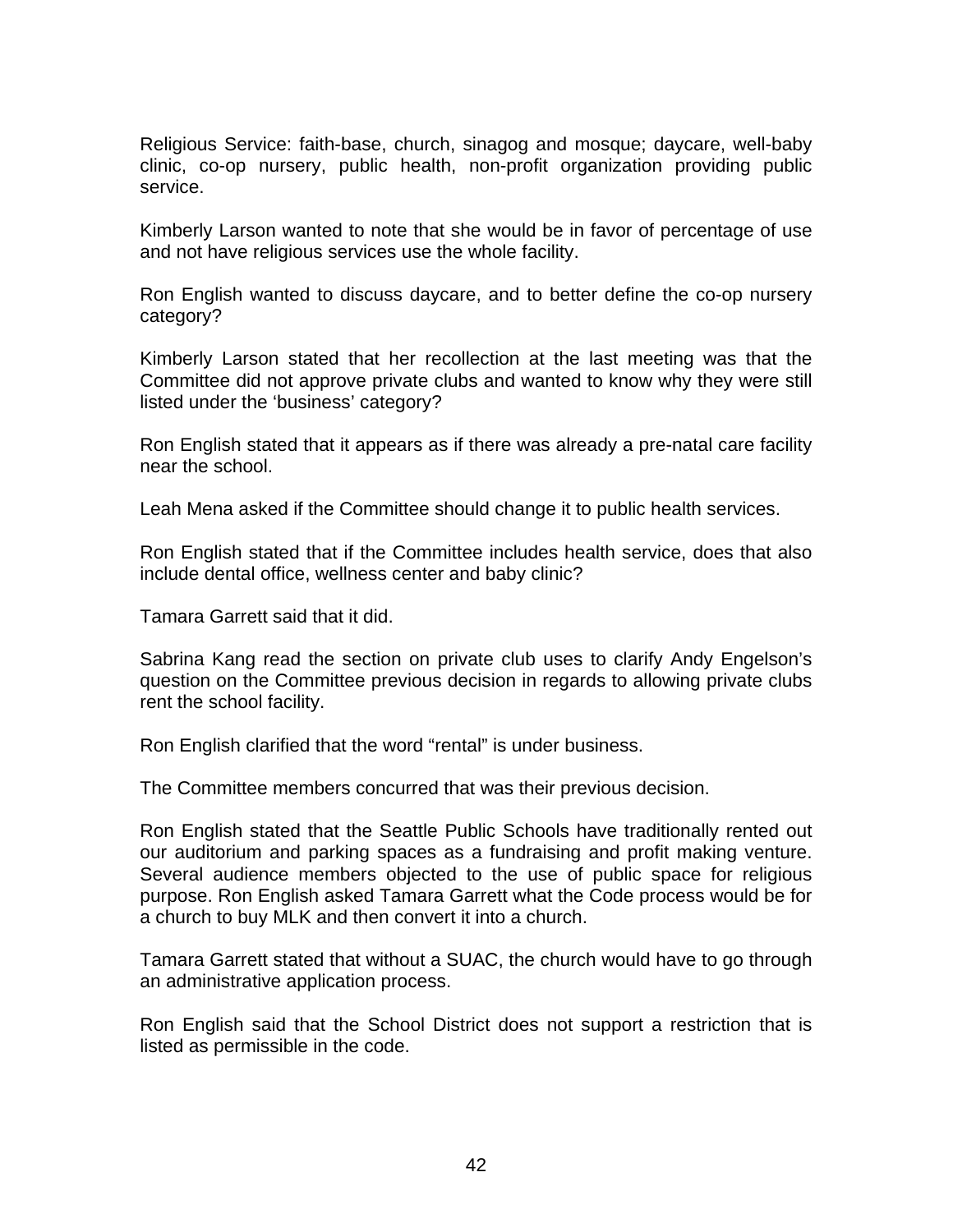Religious Service: faith-base, church, sinagog and mosque; daycare, well-baby clinic, co-op nursery, public health, non-profit organization providing public service.

Kimberly Larson wanted to note that she would be in favor of percentage of use and not have religious services use the whole facility.

Ron English wanted to discuss daycare, and to better define the co-op nursery category?

Kimberly Larson stated that her recollection at the last meeting was that the Committee did not approve private clubs and wanted to know why they were still listed under the 'business' category?

Ron English stated that it appears as if there was already a pre-natal care facility near the school.

Leah Mena asked if the Committee should change it to public health services.

Ron English stated that if the Committee includes health service, does that also include dental office, wellness center and baby clinic?

Tamara Garrett said that it did.

Sabrina Kang read the section on private club uses to clarify Andy Engelson's question on the Committee previous decision in regards to allowing private clubs rent the school facility.

Ron English clarified that the word "rental" is under business.

The Committee members concurred that was their previous decision.

Ron English stated that the Seattle Public Schools have traditionally rented out our auditorium and parking spaces as a fundraising and profit making venture. Several audience members objected to the use of public space for religious purpose. Ron English asked Tamara Garrett what the Code process would be for a church to buy MLK and then convert it into a church.

Tamara Garrett stated that without a SUAC, the church would have to go through an administrative application process.

Ron English said that the School District does not support a restriction that is listed as permissible in the code.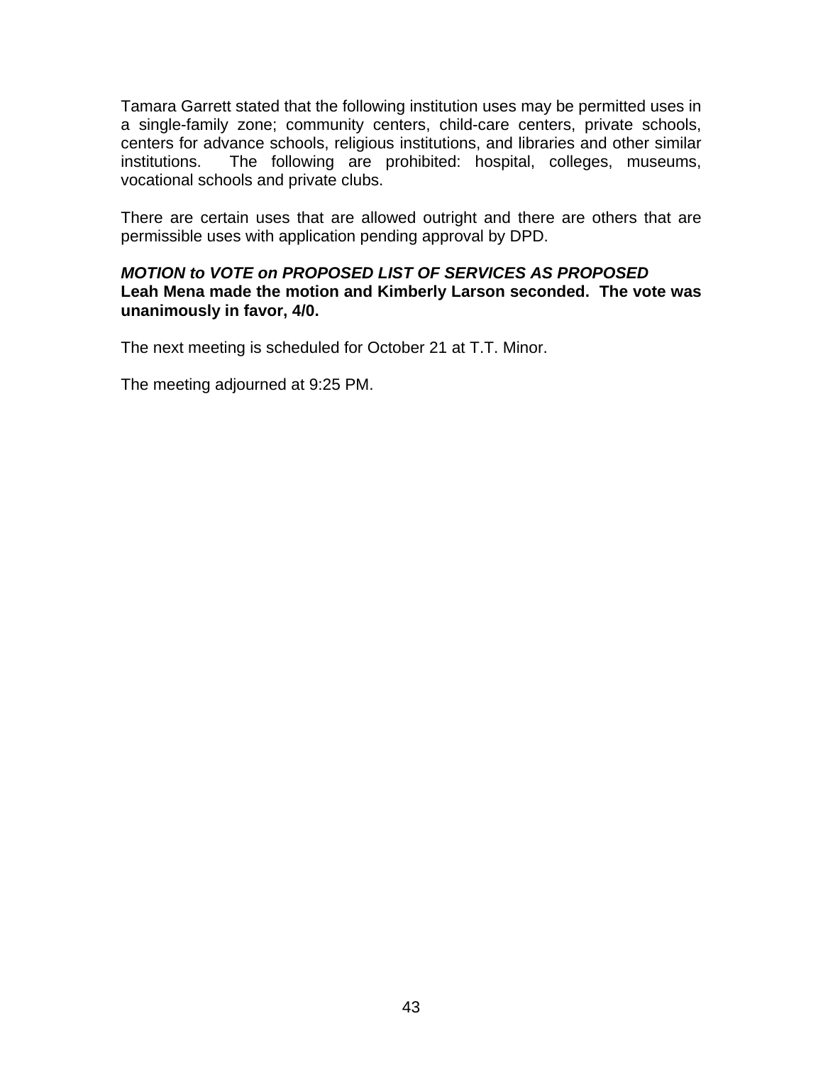Tamara Garrett stated that the following institution uses may be permitted uses in a single-family zone; community centers, child-care centers, private schools, centers for advance schools, religious institutions, and libraries and other similar institutions. The following are prohibited: hospital, colleges, museums, vocational schools and private clubs.

There are certain uses that are allowed outright and there are others that are permissible uses with application pending approval by DPD.

***MOTION to VOTE on PROPOSED LIST OF SERVICES AS PROPOSED***
**Leah Mena made the motion and Kimberly Larson seconded. The vote was unanimously in favor, 4/0.**

The next meeting is scheduled for October 21 at T.T. Minor.

The meeting adjourned at 9:25 PM.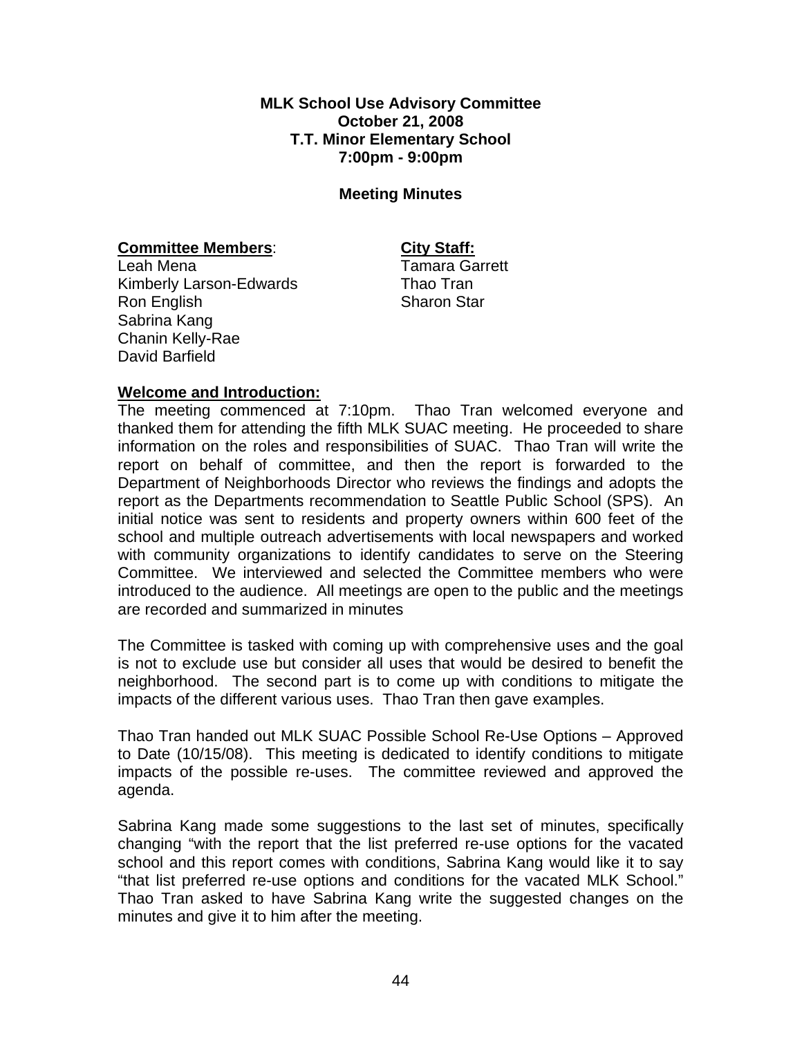**MLK School Use Advisory Committee**
**October 21, 2008**
**T.T. Minor Elementary School**
**7:00pm - 9:00pm**

**Meeting Minutes**

**Committee Members**:
Leah Mena
Kimberly Larson-Edwards
Ron English
Sabrina Kang
Chanin Kelly-Rae
David Barfield

**City Staff:**
Tamara Garrett
Thao Tran
Sharon Star

**Welcome and Introduction:**

The meeting commenced at 7:10pm. Thao Tran welcomed everyone and thanked them for attending the fifth MLK SUAC meeting. He proceeded to share information on the roles and responsibilities of SUAC. Thao Tran will write the report on behalf of committee, and then the report is forwarded to the Department of Neighborhoods Director who reviews the findings and adopts the report as the Departments recommendation to Seattle Public School (SPS). An initial notice was sent to residents and property owners within 600 feet of the school and multiple outreach advertisements with local newspapers and worked with community organizations to identify candidates to serve on the Steering Committee. We interviewed and selected the Committee members who were introduced to the audience. All meetings are open to the public and the meetings are recorded and summarized in minutes

The Committee is tasked with coming up with comprehensive uses and the goal is not to exclude use but consider all uses that would be desired to benefit the neighborhood. The second part is to come up with conditions to mitigate the impacts of the different various uses. Thao Tran then gave examples.

Thao Tran handed out MLK SUAC Possible School Re-Use Options – Approved to Date (10/15/08). This meeting is dedicated to identify conditions to mitigate impacts of the possible re-uses. The committee reviewed and approved the agenda.

Sabrina Kang made some suggestions to the last set of minutes, specifically changing "with the report that the list preferred re-use options for the vacated school and this report comes with conditions, Sabrina Kang would like it to say "that list preferred re-use options and conditions for the vacated MLK School." Thao Tran asked to have Sabrina Kang write the suggested changes on the minutes and give it to him after the meeting.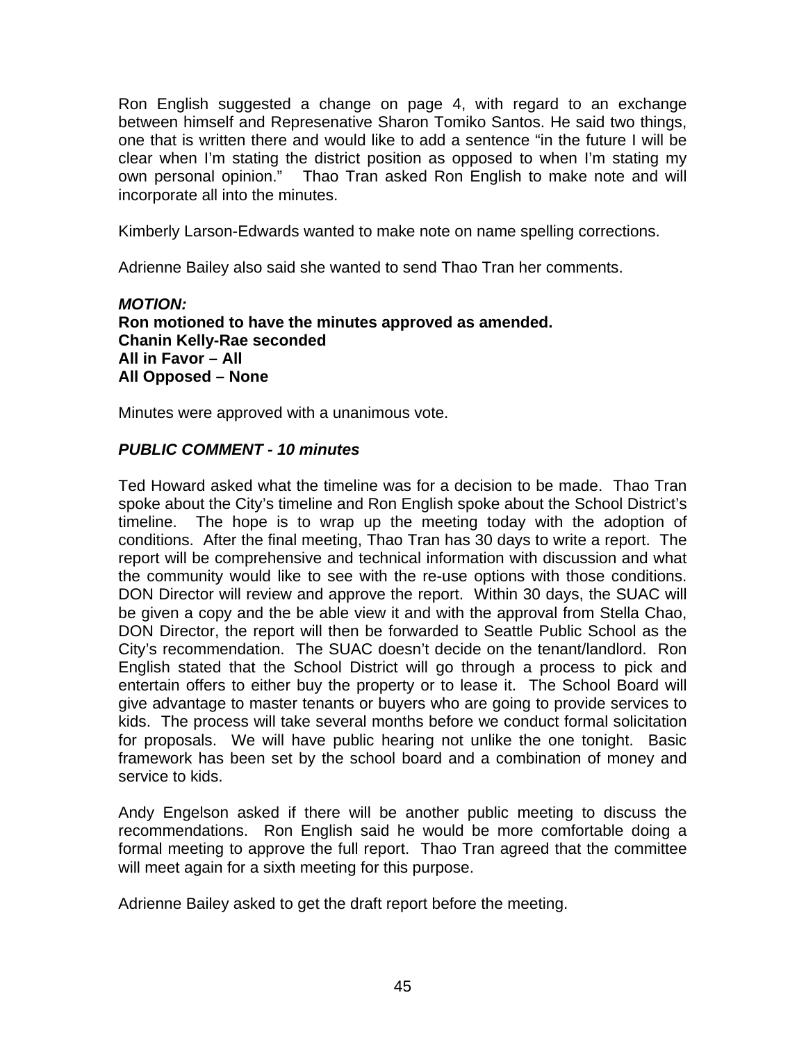Ron English suggested a change on page 4, with regard to an exchange between himself and Represenative Sharon Tomiko Santos. He said two things, one that is written there and would like to add a sentence "in the future I will be clear when I'm stating the district position as opposed to when I'm stating my own personal opinion." Thao Tran asked Ron English to make note and will incorporate all into the minutes.

Kimberly Larson-Edwards wanted to make note on name spelling corrections.

Adrienne Bailey also said she wanted to send Thao Tran her comments.

***MOTION:***
**Ron motioned to have the minutes approved as amended.**
**Chanin Kelly-Rae seconded**
**All in Favor – All**
**All Opposed – None**

Minutes were approved with a unanimous vote.

***PUBLIC COMMENT - 10 minutes***

Ted Howard asked what the timeline was for a decision to be made. Thao Tran spoke about the City's timeline and Ron English spoke about the School District's timeline. The hope is to wrap up the meeting today with the adoption of conditions. After the final meeting, Thao Tran has 30 days to write a report. The report will be comprehensive and technical information with discussion and what the community would like to see with the re-use options with those conditions. DON Director will review and approve the report. Within 30 days, the SUAC will be given a copy and the be able view it and with the approval from Stella Chao, DON Director, the report will then be forwarded to Seattle Public School as the City's recommendation. The SUAC doesn't decide on the tenant/landlord. Ron English stated that the School District will go through a process to pick and entertain offers to either buy the property or to lease it. The School Board will give advantage to master tenants or buyers who are going to provide services to kids. The process will take several months before we conduct formal solicitation for proposals. We will have public hearing not unlike the one tonight. Basic framework has been set by the school board and a combination of money and service to kids.

Andy Engelson asked if there will be another public meeting to discuss the recommendations. Ron English said he would be more comfortable doing a formal meeting to approve the full report. Thao Tran agreed that the committee will meet again for a sixth meeting for this purpose.

Adrienne Bailey asked to get the draft report before the meeting.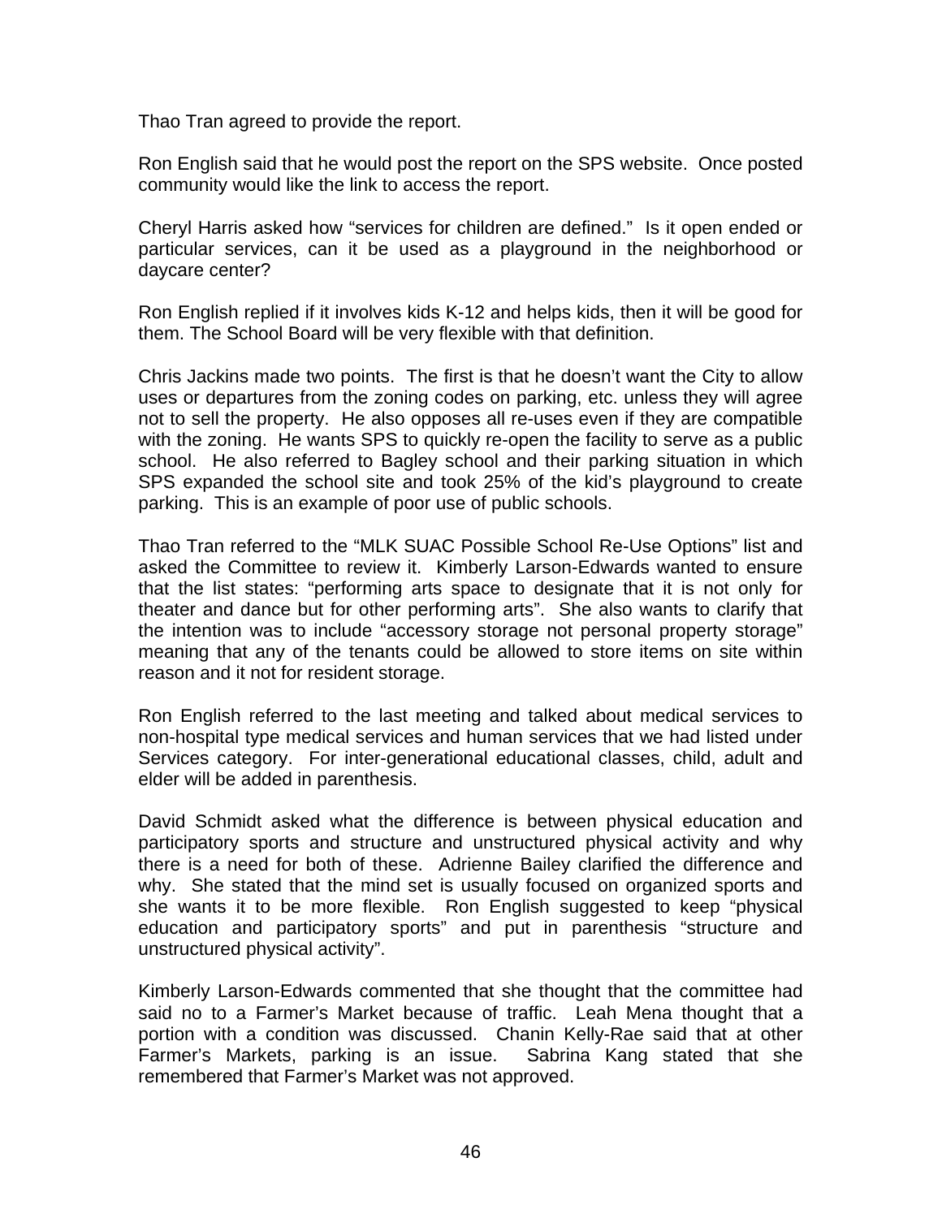Thao Tran agreed to provide the report.

Ron English said that he would post the report on the SPS website. Once posted community would like the link to access the report.

Cheryl Harris asked how "services for children are defined." Is it open ended or particular services, can it be used as a playground in the neighborhood or daycare center?

Ron English replied if it involves kids K-12 and helps kids, then it will be good for them. The School Board will be very flexible with that definition.

Chris Jackins made two points. The first is that he doesn't want the City to allow uses or departures from the zoning codes on parking, etc. unless they will agree not to sell the property. He also opposes all re-uses even if they are compatible with the zoning. He wants SPS to quickly re-open the facility to serve as a public school. He also referred to Bagley school and their parking situation in which SPS expanded the school site and took 25% of the kid's playground to create parking. This is an example of poor use of public schools.

Thao Tran referred to the "MLK SUAC Possible School Re-Use Options" list and asked the Committee to review it. Kimberly Larson-Edwards wanted to ensure that the list states: "performing arts space to designate that it is not only for theater and dance but for other performing arts". She also wants to clarify that the intention was to include "accessory storage not personal property storage" meaning that any of the tenants could be allowed to store items on site within reason and it not for resident storage.

Ron English referred to the last meeting and talked about medical services to non-hospital type medical services and human services that we had listed under Services category. For inter-generational educational classes, child, adult and elder will be added in parenthesis.

David Schmidt asked what the difference is between physical education and participatory sports and structure and unstructured physical activity and why there is a need for both of these. Adrienne Bailey clarified the difference and why. She stated that the mind set is usually focused on organized sports and she wants it to be more flexible. Ron English suggested to keep "physical education and participatory sports" and put in parenthesis "structure and unstructured physical activity".

Kimberly Larson-Edwards commented that she thought that the committee had said no to a Farmer's Market because of traffic. Leah Mena thought that a portion with a condition was discussed. Chanin Kelly-Rae said that at other Farmer's Markets, parking is an issue. Sabrina Kang stated that she remembered that Farmer's Market was not approved.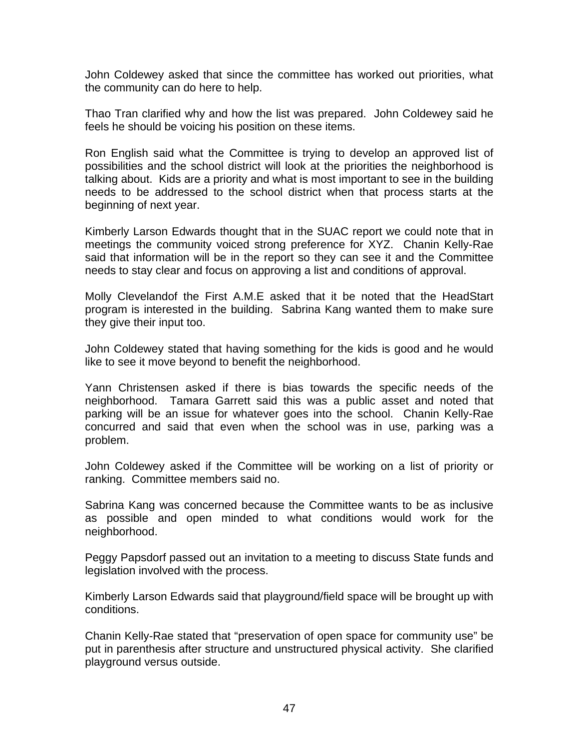John Coldewey asked that since the committee has worked out priorities, what the community can do here to help.

Thao Tran clarified why and how the list was prepared. John Coldewey said he feels he should be voicing his position on these items.

Ron English said what the Committee is trying to develop an approved list of possibilities and the school district will look at the priorities the neighborhood is talking about. Kids are a priority and what is most important to see in the building needs to be addressed to the school district when that process starts at the beginning of next year.

Kimberly Larson Edwards thought that in the SUAC report we could note that in meetings the community voiced strong preference for XYZ. Chanin Kelly-Rae said that information will be in the report so they can see it and the Committee needs to stay clear and focus on approving a list and conditions of approval.

Molly Clevelandof the First A.M.E asked that it be noted that the HeadStart program is interested in the building. Sabrina Kang wanted them to make sure they give their input too.

John Coldewey stated that having something for the kids is good and he would like to see it move beyond to benefit the neighborhood.

Yann Christensen asked if there is bias towards the specific needs of the neighborhood. Tamara Garrett said this was a public asset and noted that parking will be an issue for whatever goes into the school. Chanin Kelly-Rae concurred and said that even when the school was in use, parking was a problem.

John Coldewey asked if the Committee will be working on a list of priority or ranking. Committee members said no.

Sabrina Kang was concerned because the Committee wants to be as inclusive as possible and open minded to what conditions would work for the neighborhood.

Peggy Papsdorf passed out an invitation to a meeting to discuss State funds and legislation involved with the process.

Kimberly Larson Edwards said that playground/field space will be brought up with conditions.

Chanin Kelly-Rae stated that "preservation of open space for community use" be put in parenthesis after structure and unstructured physical activity. She clarified playground versus outside.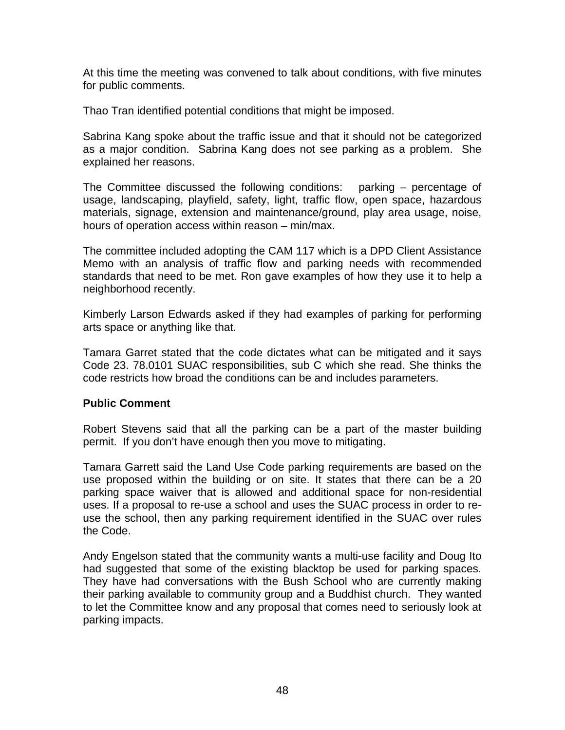At this time the meeting was convened to talk about conditions, with five minutes for public comments.

Thao Tran identified potential conditions that might be imposed.

Sabrina Kang spoke about the traffic issue and that it should not be categorized as a major condition. Sabrina Kang does not see parking as a problem. She explained her reasons.

The Committee discussed the following conditions: parking – percentage of usage, landscaping, playfield, safety, light, traffic flow, open space, hazardous materials, signage, extension and maintenance/ground, play area usage, noise, hours of operation access within reason – min/max.

The committee included adopting the CAM 117 which is a DPD Client Assistance Memo with an analysis of traffic flow and parking needs with recommended standards that need to be met. Ron gave examples of how they use it to help a neighborhood recently.

Kimberly Larson Edwards asked if they had examples of parking for performing arts space or anything like that.

Tamara Garret stated that the code dictates what can be mitigated and it says Code 23. 78.0101 SUAC responsibilities, sub C which she read. She thinks the code restricts how broad the conditions can be and includes parameters.

**Public Comment**

Robert Stevens said that all the parking can be a part of the master building permit. If you don't have enough then you move to mitigating.

Tamara Garrett said the Land Use Code parking requirements are based on the use proposed within the building or on site. It states that there can be a 20 parking space waiver that is allowed and additional space for non-residential uses. If a proposal to re-use a school and uses the SUAC process in order to re-use the school, then any parking requirement identified in the SUAC over rules the Code.

Andy Engelson stated that the community wants a multi-use facility and Doug Ito had suggested that some of the existing blacktop be used for parking spaces. They have had conversations with the Bush School who are currently making their parking available to community group and a Buddhist church. They wanted to let the Committee know and any proposal that comes need to seriously look at parking impacts.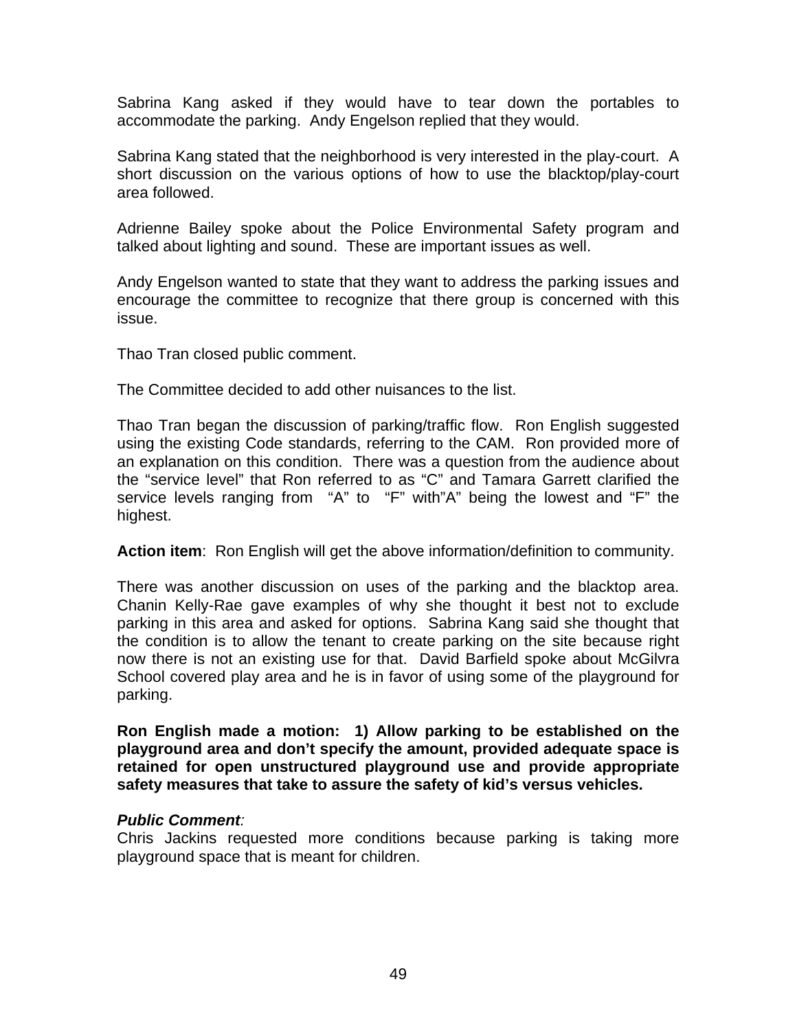Sabrina Kang asked if they would have to tear down the portables to accommodate the parking. Andy Engelson replied that they would.

Sabrina Kang stated that the neighborhood is very interested in the play-court. A short discussion on the various options of how to use the blacktop/play-court area followed.

Adrienne Bailey spoke about the Police Environmental Safety program and talked about lighting and sound. These are important issues as well.

Andy Engelson wanted to state that they want to address the parking issues and encourage the committee to recognize that there group is concerned with this issue.

Thao Tran closed public comment.

The Committee decided to add other nuisances to the list.

Thao Tran began the discussion of parking/traffic flow. Ron English suggested using the existing Code standards, referring to the CAM. Ron provided more of an explanation on this condition. There was a question from the audience about the "service level" that Ron referred to as "C" and Tamara Garrett clarified the service levels ranging from "A" to "F" with"A" being the lowest and "F" the highest.

**Action item**: Ron English will get the above information/definition to community.

There was another discussion on uses of the parking and the blacktop area. Chanin Kelly-Rae gave examples of why she thought it best not to exclude parking in this area and asked for options. Sabrina Kang said she thought that the condition is to allow the tenant to create parking on the site because right now there is not an existing use for that. David Barfield spoke about McGilvra School covered play area and he is in favor of using some of the playground for parking.

**Ron English made a motion: 1) Allow parking to be established on the playground area and don't specify the amount, provided adequate space is retained for open unstructured playground use and provide appropriate safety measures that take to assure the safety of kid's versus vehicles.**

***Public Comment****:*
Chris Jackins requested more conditions because parking is taking more playground space that is meant for children.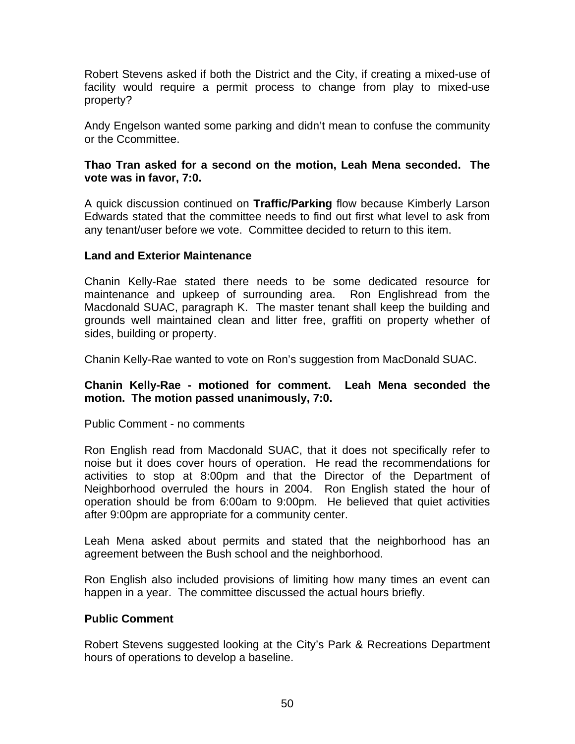Robert Stevens asked if both the District and the City, if creating a mixed-use of facility would require a permit process to change from play to mixed-use property?

Andy Engelson wanted some parking and didn't mean to confuse the community or the Ccommittee.

**Thao Tran asked for a second on the motion, Leah Mena seconded. The vote was in favor, 7:0.**

A quick discussion continued on **Traffic/Parking** flow because Kimberly Larson Edwards stated that the committee needs to find out first what level to ask from any tenant/user before we vote. Committee decided to return to this item.

**Land and Exterior Maintenance**

Chanin Kelly-Rae stated there needs to be some dedicated resource for maintenance and upkeep of surrounding area. Ron Englishread from the Macdonald SUAC, paragraph K. The master tenant shall keep the building and grounds well maintained clean and litter free, graffiti on property whether of sides, building or property.

Chanin Kelly-Rae wanted to vote on Ron's suggestion from MacDonald SUAC.

**Chanin Kelly-Rae - motioned for comment. Leah Mena seconded the motion. The motion passed unanimously, 7:0.**

Public Comment - no comments

Ron English read from Macdonald SUAC, that it does not specifically refer to noise but it does cover hours of operation. He read the recommendations for activities to stop at 8:00pm and that the Director of the Department of Neighborhood overruled the hours in 2004. Ron English stated the hour of operation should be from 6:00am to 9:00pm. He believed that quiet activities after 9:00pm are appropriate for a community center.

Leah Mena asked about permits and stated that the neighborhood has an agreement between the Bush school and the neighborhood.

Ron English also included provisions of limiting how many times an event can happen in a year. The committee discussed the actual hours briefly.

**Public Comment**

Robert Stevens suggested looking at the City's Park & Recreations Department hours of operations to develop a baseline.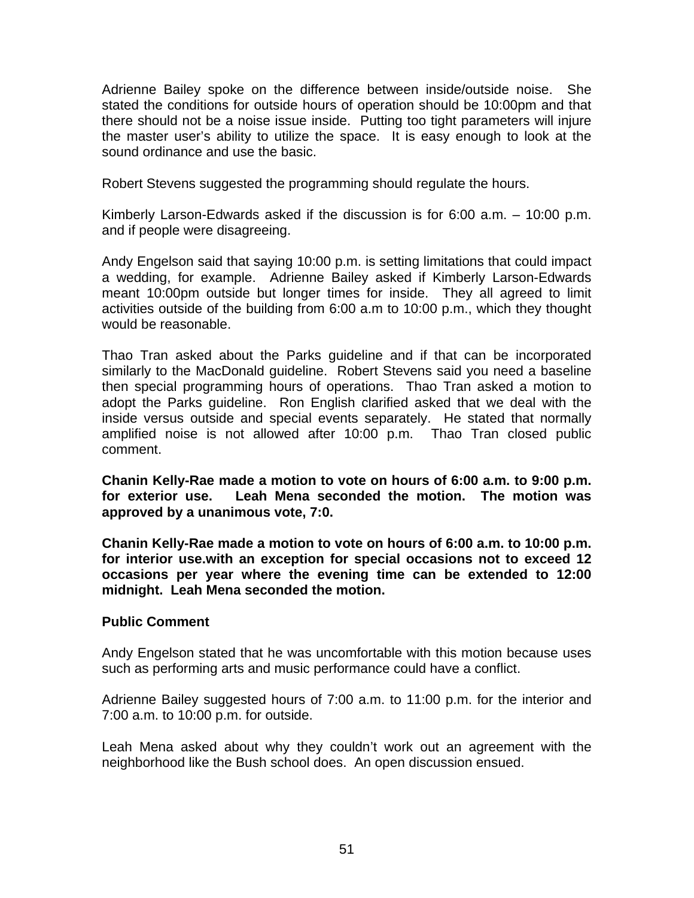Adrienne Bailey spoke on the difference between inside/outside noise. She stated the conditions for outside hours of operation should be 10:00pm and that there should not be a noise issue inside. Putting too tight parameters will injure the master user's ability to utilize the space. It is easy enough to look at the sound ordinance and use the basic.

Robert Stevens suggested the programming should regulate the hours.

Kimberly Larson-Edwards asked if the discussion is for 6:00 a.m. – 10:00 p.m. and if people were disagreeing.

Andy Engelson said that saying 10:00 p.m. is setting limitations that could impact a wedding, for example. Adrienne Bailey asked if Kimberly Larson-Edwards meant 10:00pm outside but longer times for inside. They all agreed to limit activities outside of the building from 6:00 a.m to 10:00 p.m., which they thought would be reasonable.

Thao Tran asked about the Parks guideline and if that can be incorporated similarly to the MacDonald guideline. Robert Stevens said you need a baseline then special programming hours of operations. Thao Tran asked a motion to adopt the Parks guideline. Ron English clarified asked that we deal with the inside versus outside and special events separately. He stated that normally amplified noise is not allowed after 10:00 p.m. Thao Tran closed public comment.

**Chanin Kelly-Rae made a motion to vote on hours of 6:00 a.m. to 9:00 p.m. for exterior use. Leah Mena seconded the motion. The motion was approved by a unanimous vote, 7:0.**

**Chanin Kelly-Rae made a motion to vote on hours of 6:00 a.m. to 10:00 p.m. for interior use.with an exception for special occasions not to exceed 12 occasions per year where the evening time can be extended to 12:00 midnight. Leah Mena seconded the motion.**

**Public Comment**

Andy Engelson stated that he was uncomfortable with this motion because uses such as performing arts and music performance could have a conflict.

Adrienne Bailey suggested hours of 7:00 a.m. to 11:00 p.m. for the interior and 7:00 a.m. to 10:00 p.m. for outside.

Leah Mena asked about why they couldn't work out an agreement with the neighborhood like the Bush school does. An open discussion ensued.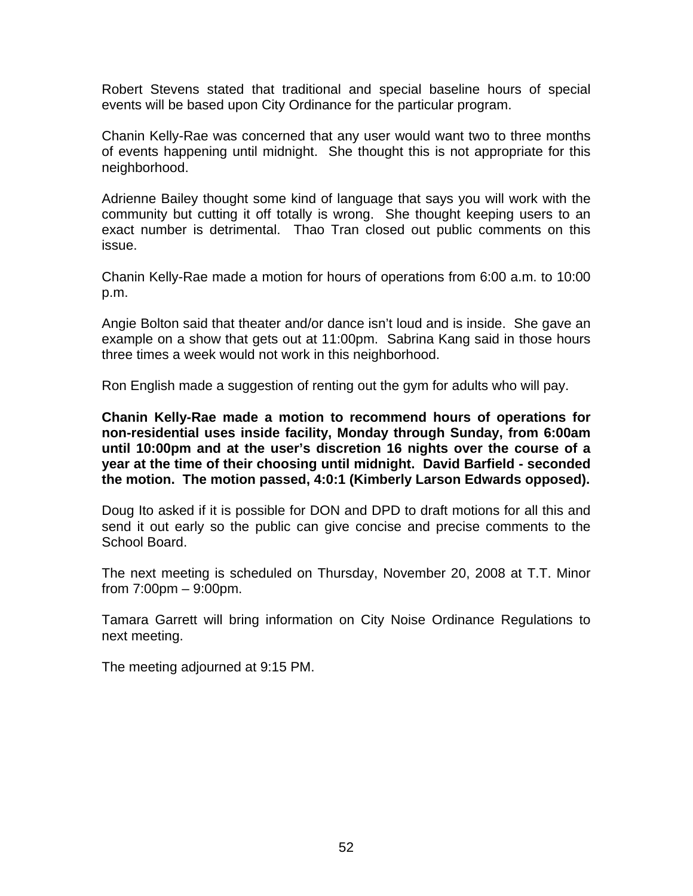Robert Stevens stated that traditional and special baseline hours of special events will be based upon City Ordinance for the particular program.

Chanin Kelly-Rae was concerned that any user would want two to three months of events happening until midnight. She thought this is not appropriate for this neighborhood.

Adrienne Bailey thought some kind of language that says you will work with the community but cutting it off totally is wrong. She thought keeping users to an exact number is detrimental. Thao Tran closed out public comments on this issue.

Chanin Kelly-Rae made a motion for hours of operations from 6:00 a.m. to 10:00 p.m.

Angie Bolton said that theater and/or dance isn't loud and is inside. She gave an example on a show that gets out at 11:00pm. Sabrina Kang said in those hours three times a week would not work in this neighborhood.

Ron English made a suggestion of renting out the gym for adults who will pay.

**Chanin Kelly-Rae made a motion to recommend hours of operations for non-residential uses inside facility, Monday through Sunday, from 6:00am until 10:00pm and at the user's discretion 16 nights over the course of a year at the time of their choosing until midnight. David Barfield - seconded the motion. The motion passed, 4:0:1 (Kimberly Larson Edwards opposed).**

Doug Ito asked if it is possible for DON and DPD to draft motions for all this and send it out early so the public can give concise and precise comments to the School Board.

The next meeting is scheduled on Thursday, November 20, 2008 at T.T. Minor from 7:00pm – 9:00pm.

Tamara Garrett will bring information on City Noise Ordinance Regulations to next meeting.

The meeting adjourned at 9:15 PM.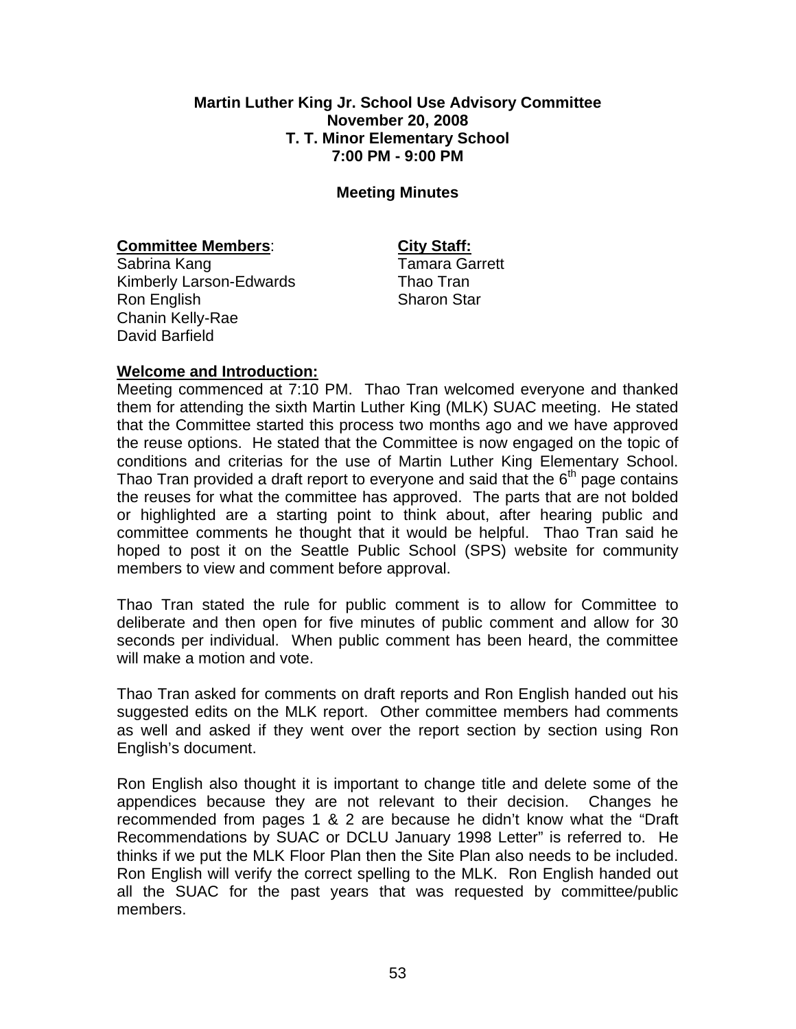**Martin Luther King Jr. School Use Advisory Committee**
**November 20, 2008**
**T. T. Minor Elementary School**
**7:00 PM - 9:00 PM**

**Meeting Minutes**

| **Committee Members**: | **City Staff:** |
|---|---|
| Sabrina Kang | Tamara Garrett |
| Kimberly Larson-Edwards | Thao Tran |
| Ron English | Sharon Star |
| Chanin Kelly-Rae | |
| David Barfield | |

**Welcome and Introduction:**

Meeting commenced at 7:10 PM. Thao Tran welcomed everyone and thanked them for attending the sixth Martin Luther King (MLK) SUAC meeting. He stated that the Committee started this process two months ago and we have approved the reuse options. He stated that the Committee is now engaged on the topic of conditions and criterias for the use of Martin Luther King Elementary School. Thao Tran provided a draft report to everyone and said that the 6th page contains the reuses for what the committee has approved. The parts that are not bolded or highlighted are a starting point to think about, after hearing public and committee comments he thought that it would be helpful. Thao Tran said he hoped to post it on the Seattle Public School (SPS) website for community members to view and comment before approval.

Thao Tran stated the rule for public comment is to allow for Committee to deliberate and then open for five minutes of public comment and allow for 30 seconds per individual. When public comment has been heard, the committee will make a motion and vote.

Thao Tran asked for comments on draft reports and Ron English handed out his suggested edits on the MLK report. Other committee members had comments as well and asked if they went over the report section by section using Ron English's document.

Ron English also thought it is important to change title and delete some of the appendices because they are not relevant to their decision. Changes he recommended from pages 1 & 2 are because he didn't know what the "Draft Recommendations by SUAC or DCLU January 1998 Letter" is referred to. He thinks if we put the MLK Floor Plan then the Site Plan also needs to be included. Ron English will verify the correct spelling to the MLK. Ron English handed out all the SUAC for the past years that was requested by committee/public members.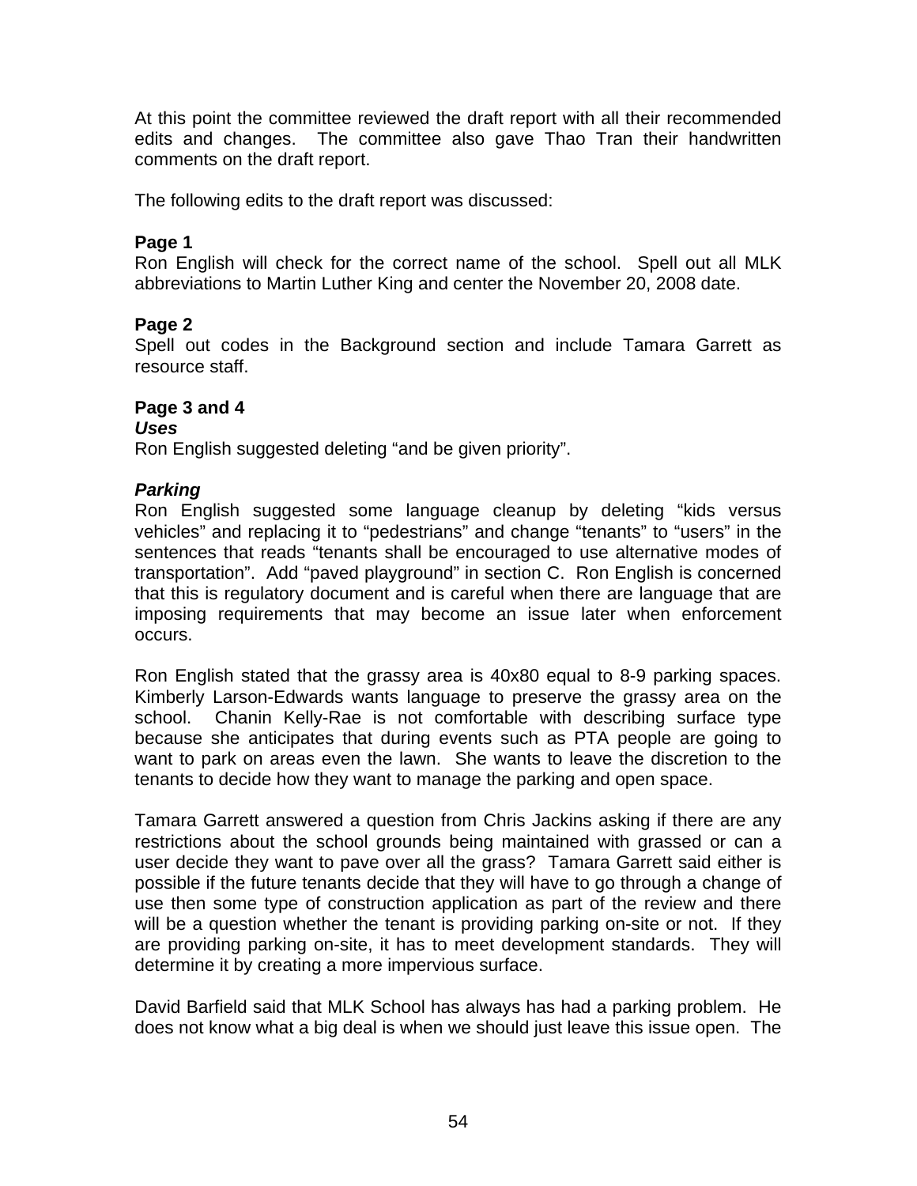At this point the committee reviewed the draft report with all their recommended edits and changes. The committee also gave Thao Tran their handwritten comments on the draft report.

The following edits to the draft report was discussed:

**Page 1**
Ron English will check for the correct name of the school. Spell out all MLK abbreviations to Martin Luther King and center the November 20, 2008 date.

**Page 2**
Spell out codes in the Background section and include Tamara Garrett as resource staff.

**Page 3 and 4**
***Uses***
Ron English suggested deleting "and be given priority".

***Parking***
Ron English suggested some language cleanup by deleting "kids versus vehicles" and replacing it to "pedestrians" and change "tenants" to "users" in the sentences that reads "tenants shall be encouraged to use alternative modes of transportation". Add "paved playground" in section C. Ron English is concerned that this is regulatory document and is careful when there are language that are imposing requirements that may become an issue later when enforcement occurs.

Ron English stated that the grassy area is 40x80 equal to 8-9 parking spaces. Kimberly Larson-Edwards wants language to preserve the grassy area on the school. Chanin Kelly-Rae is not comfortable with describing surface type because she anticipates that during events such as PTA people are going to want to park on areas even the lawn. She wants to leave the discretion to the tenants to decide how they want to manage the parking and open space.

Tamara Garrett answered a question from Chris Jackins asking if there are any restrictions about the school grounds being maintained with grassed or can a user decide they want to pave over all the grass? Tamara Garrett said either is possible if the future tenants decide that they will have to go through a change of use then some type of construction application as part of the review and there will be a question whether the tenant is providing parking on-site or not. If they are providing parking on-site, it has to meet development standards. They will determine it by creating a more impervious surface.

David Barfield said that MLK School has always has had a parking problem. He does not know what a big deal is when we should just leave this issue open. The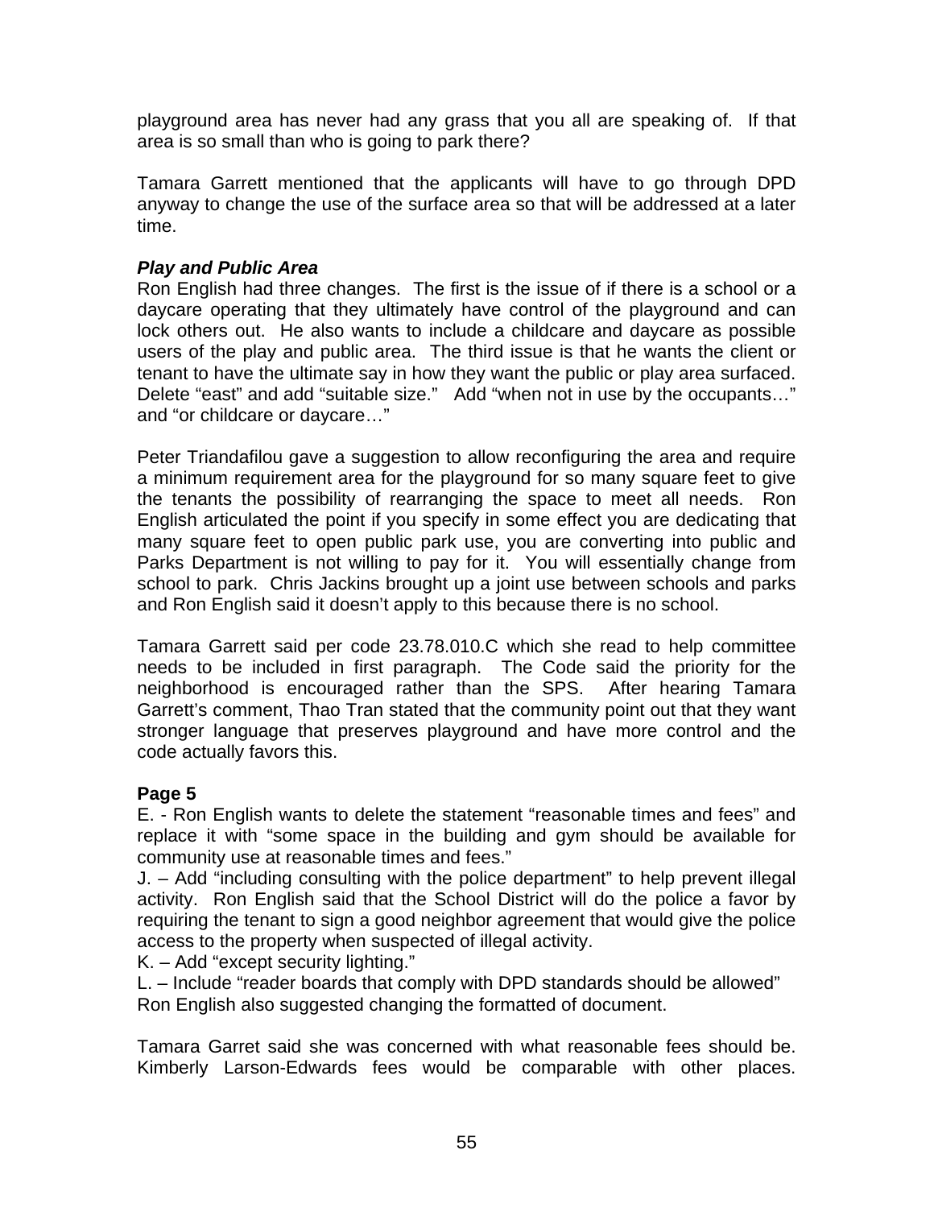playground area has never had any grass that you all are speaking of. If that area is so small than who is going to park there?

Tamara Garrett mentioned that the applicants will have to go through DPD anyway to change the use of the surface area so that will be addressed at a later time.

***Play and Public Area***

Ron English had three changes. The first is the issue of if there is a school or a daycare operating that they ultimately have control of the playground and can lock others out. He also wants to include a childcare and daycare as possible users of the play and public area. The third issue is that he wants the client or tenant to have the ultimate say in how they want the public or play area surfaced. Delete "east" and add "suitable size." Add "when not in use by the occupants…" and "or childcare or daycare…"

Peter Triandafilou gave a suggestion to allow reconfiguring the area and require a minimum requirement area for the playground for so many square feet to give the tenants the possibility of rearranging the space to meet all needs. Ron English articulated the point if you specify in some effect you are dedicating that many square feet to open public park use, you are converting into public and Parks Department is not willing to pay for it. You will essentially change from school to park. Chris Jackins brought up a joint use between schools and parks and Ron English said it doesn't apply to this because there is no school.

Tamara Garrett said per code 23.78.010.C which she read to help committee needs to be included in first paragraph. The Code said the priority for the neighborhood is encouraged rather than the SPS. After hearing Tamara Garrett's comment, Thao Tran stated that the community point out that they want stronger language that preserves playground and have more control and the code actually favors this.

**Page 5**

E. - Ron English wants to delete the statement "reasonable times and fees" and replace it with "some space in the building and gym should be available for community use at reasonable times and fees."

J. – Add "including consulting with the police department" to help prevent illegal activity. Ron English said that the School District will do the police a favor by requiring the tenant to sign a good neighbor agreement that would give the police access to the property when suspected of illegal activity.

K. – Add "except security lighting."

L. – Include "reader boards that comply with DPD standards should be allowed"

Ron English also suggested changing the formatted of document.

Tamara Garret said she was concerned with what reasonable fees should be. Kimberly Larson-Edwards fees would be comparable with other places.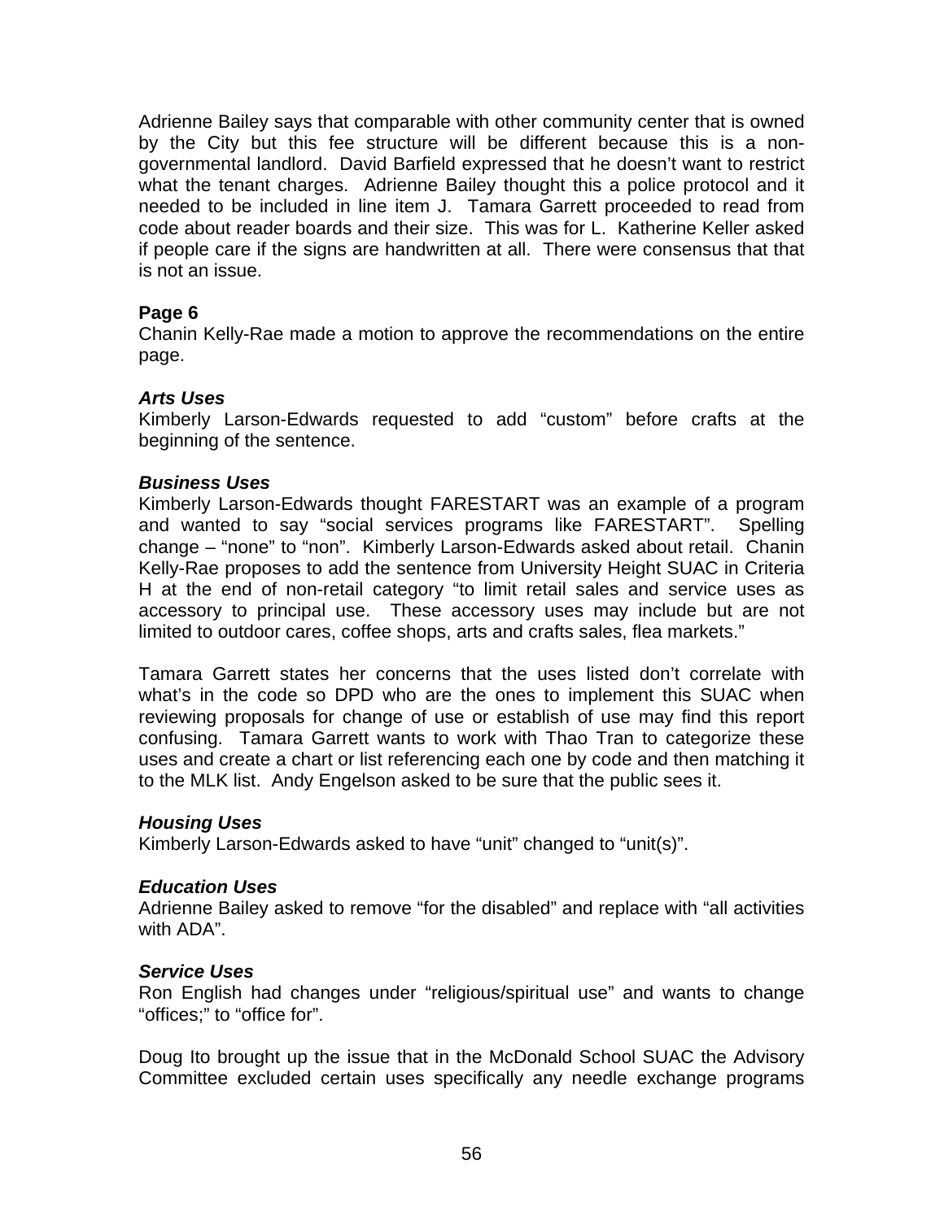Adrienne Bailey says that comparable with other community center that is owned by the City but this fee structure will be different because this is a non-governmental landlord. David Barfield expressed that he doesn't want to restrict what the tenant charges. Adrienne Bailey thought this a police protocol and it needed to be included in line item J. Tamara Garrett proceeded to read from code about reader boards and their size. This was for L. Katherine Keller asked if people care if the signs are handwritten at all. There were consensus that that is not an issue.

**Page 6**
Chanin Kelly-Rae made a motion to approve the recommendations on the entire page.

***Arts Uses***
Kimberly Larson-Edwards requested to add "custom" before crafts at the beginning of the sentence.

***Business Uses***
Kimberly Larson-Edwards thought FARESTART was an example of a program and wanted to say "social services programs like FARESTART". Spelling change – "none" to "non". Kimberly Larson-Edwards asked about retail. Chanin Kelly-Rae proposes to add the sentence from University Height SUAC in Criteria H at the end of non-retail category "to limit retail sales and service uses as accessory to principal use. These accessory uses may include but are not limited to outdoor cares, coffee shops, arts and crafts sales, flea markets."

Tamara Garrett states her concerns that the uses listed don't correlate with what's in the code so DPD who are the ones to implement this SUAC when reviewing proposals for change of use or establish of use may find this report confusing. Tamara Garrett wants to work with Thao Tran to categorize these uses and create a chart or list referencing each one by code and then matching it to the MLK list. Andy Engelson asked to be sure that the public sees it.

***Housing Uses***
Kimberly Larson-Edwards asked to have "unit" changed to "unit(s)".

***Education Uses***
Adrienne Bailey asked to remove "for the disabled" and replace with "all activities with ADA".

***Service Uses***
Ron English had changes under "religious/spiritual use" and wants to change "offices;" to "office for".

Doug Ito brought up the issue that in the McDonald School SUAC the Advisory Committee excluded certain uses specifically any needle exchange programs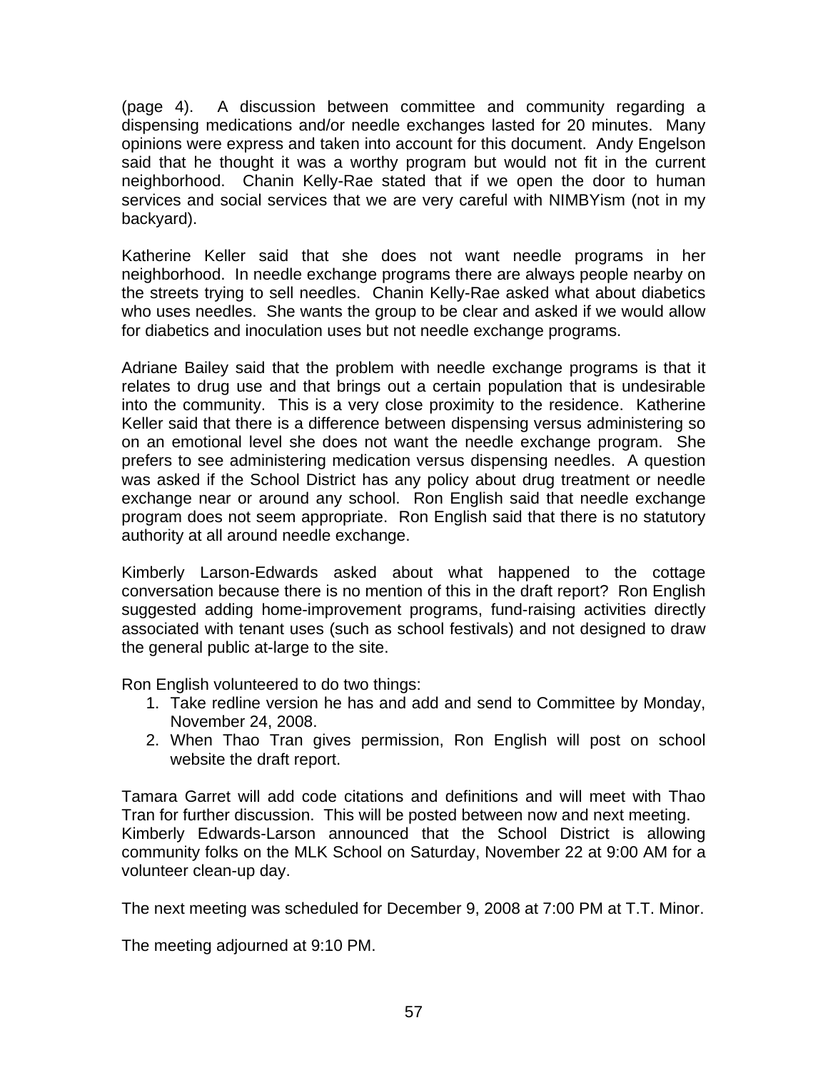(page 4). A discussion between committee and community regarding a dispensing medications and/or needle exchanges lasted for 20 minutes. Many opinions were express and taken into account for this document. Andy Engelson said that he thought it was a worthy program but would not fit in the current neighborhood. Chanin Kelly-Rae stated that if we open the door to human services and social services that we are very careful with NIMBYism (not in my backyard).

Katherine Keller said that she does not want needle programs in her neighborhood. In needle exchange programs there are always people nearby on the streets trying to sell needles. Chanin Kelly-Rae asked what about diabetics who uses needles. She wants the group to be clear and asked if we would allow for diabetics and inoculation uses but not needle exchange programs.

Adriane Bailey said that the problem with needle exchange programs is that it relates to drug use and that brings out a certain population that is undesirable into the community. This is a very close proximity to the residence. Katherine Keller said that there is a difference between dispensing versus administering so on an emotional level she does not want the needle exchange program. She prefers to see administering medication versus dispensing needles. A question was asked if the School District has any policy about drug treatment or needle exchange near or around any school. Ron English said that needle exchange program does not seem appropriate. Ron English said that there is no statutory authority at all around needle exchange.

Kimberly Larson-Edwards asked about what happened to the cottage conversation because there is no mention of this in the draft report? Ron English suggested adding home-improvement programs, fund-raising activities directly associated with tenant uses (such as school festivals) and not designed to draw the general public at-large to the site.

Ron English volunteered to do two things:

1. Take redline version he has and add and send to Committee by Monday, November 24, 2008.
2. When Thao Tran gives permission, Ron English will post on school website the draft report.

Tamara Garret will add code citations and definitions and will meet with Thao Tran for further discussion. This will be posted between now and next meeting.
Kimberly Edwards-Larson announced that the School District is allowing community folks on the MLK School on Saturday, November 22 at 9:00 AM for a volunteer clean-up day.

The next meeting was scheduled for December 9, 2008 at 7:00 PM at T.T. Minor.

The meeting adjourned at 9:10 PM.